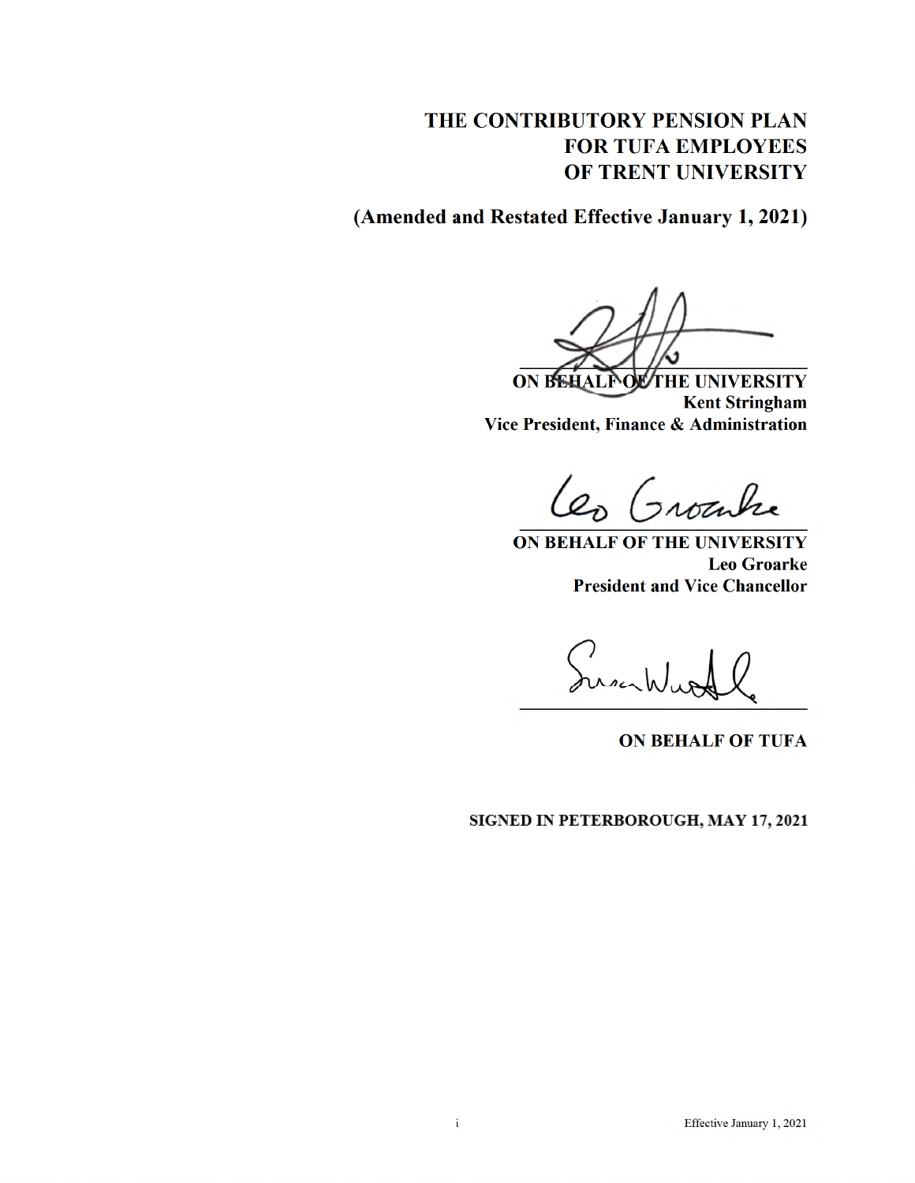# THE CONTRIBUTORY PENSION PLAN FOR TUFA EMPLOYEES OF TRENT UNIVERSITY

**(Amended and Restated Effective January 1, 2021)**

**ON BEHALF OF THE UNIVERSITY**
**Kent Stringham**
**Vice President, Finance & Administration**

**ON BEHALF OF THE UNIVERSITY**
**Leo Groarke**
**President and Vice Chancellor**

**ON BEHALF OF TUFA**

**SIGNED IN PETERBOROUGH, MAY 17, 2021**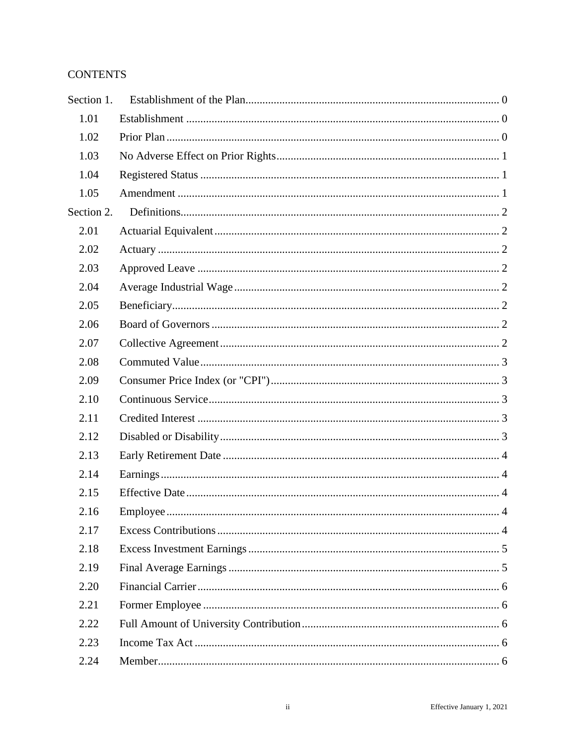CONTENTS

| | | |
|---|---|---|
| Section 1. | Establishment of the Plan | 0 |
| 1.01 | Establishment | 0 |
| 1.02 | Prior Plan | 0 |
| 1.03 | No Adverse Effect on Prior Rights | 1 |
| 1.04 | Registered Status | 1 |
| 1.05 | Amendment | 1 |
| Section 2. | Definitions | 2 |
| 2.01 | Actuarial Equivalent | 2 |
| 2.02 | Actuary | 2 |
| 2.03 | Approved Leave | 2 |
| 2.04 | Average Industrial Wage | 2 |
| 2.05 | Beneficiary | 2 |
| 2.06 | Board of Governors | 2 |
| 2.07 | Collective Agreement | 2 |
| 2.08 | Commuted Value | 3 |
| 2.09 | Consumer Price Index (or "CPI") | 3 |
| 2.10 | Continuous Service | 3 |
| 2.11 | Credited Interest | 3 |
| 2.12 | Disabled or Disability | 3 |
| 2.13 | Early Retirement Date | 4 |
| 2.14 | Earnings | 4 |
| 2.15 | Effective Date | 4 |
| 2.16 | Employee | 4 |
| 2.17 | Excess Contributions | 4 |
| 2.18 | Excess Investment Earnings | 5 |
| 2.19 | Final Average Earnings | 5 |
| 2.20 | Financial Carrier | 6 |
| 2.21 | Former Employee | 6 |
| 2.22 | Full Amount of University Contribution | 6 |
| 2.23 | Income Tax Act | 6 |
| 2.24 | Member | 6 |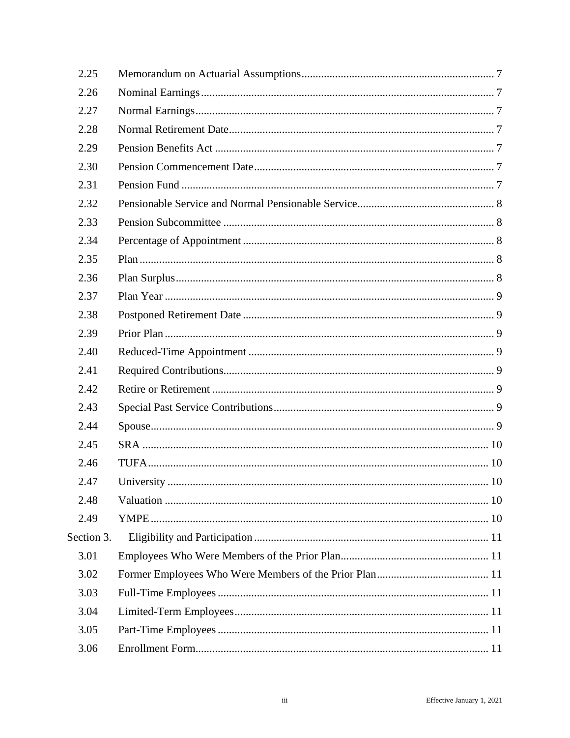| | | |
|---|---|---|
| 2.25 | Memorandum on Actuarial Assumptions | 7 |
| 2.26 | Nominal Earnings | 7 |
| 2.27 | Normal Earnings | 7 |
| 2.28 | Normal Retirement Date | 7 |
| 2.29 | Pension Benefits Act | 7 |
| 2.30 | Pension Commencement Date | 7 |
| 2.31 | Pension Fund | 7 |
| 2.32 | Pensionable Service and Normal Pensionable Service | 8 |
| 2.33 | Pension Subcommittee | 8 |
| 2.34 | Percentage of Appointment | 8 |
| 2.35 | Plan | 8 |
| 2.36 | Plan Surplus | 8 |
| 2.37 | Plan Year | 9 |
| 2.38 | Postponed Retirement Date | 9 |
| 2.39 | Prior Plan | 9 |
| 2.40 | Reduced-Time Appointment | 9 |
| 2.41 | Required Contributions | 9 |
| 2.42 | Retire or Retirement | 9 |
| 2.43 | Special Past Service Contributions | 9 |
| 2.44 | Spouse | 9 |
| 2.45 | SRA | 10 |
| 2.46 | TUFA | 10 |
| 2.47 | University | 10 |
| 2.48 | Valuation | 10 |
| 2.49 | YMPE | 10 |
| Section 3. | Eligibility and Participation | 11 |
| 3.01 | Employees Who Were Members of the Prior Plan | 11 |
| 3.02 | Former Employees Who Were Members of the Prior Plan | 11 |
| 3.03 | Full-Time Employees | 11 |
| 3.04 | Limited-Term Employees | 11 |
| 3.05 | Part-Time Employees | 11 |
| 3.06 | Enrollment Form | 11 |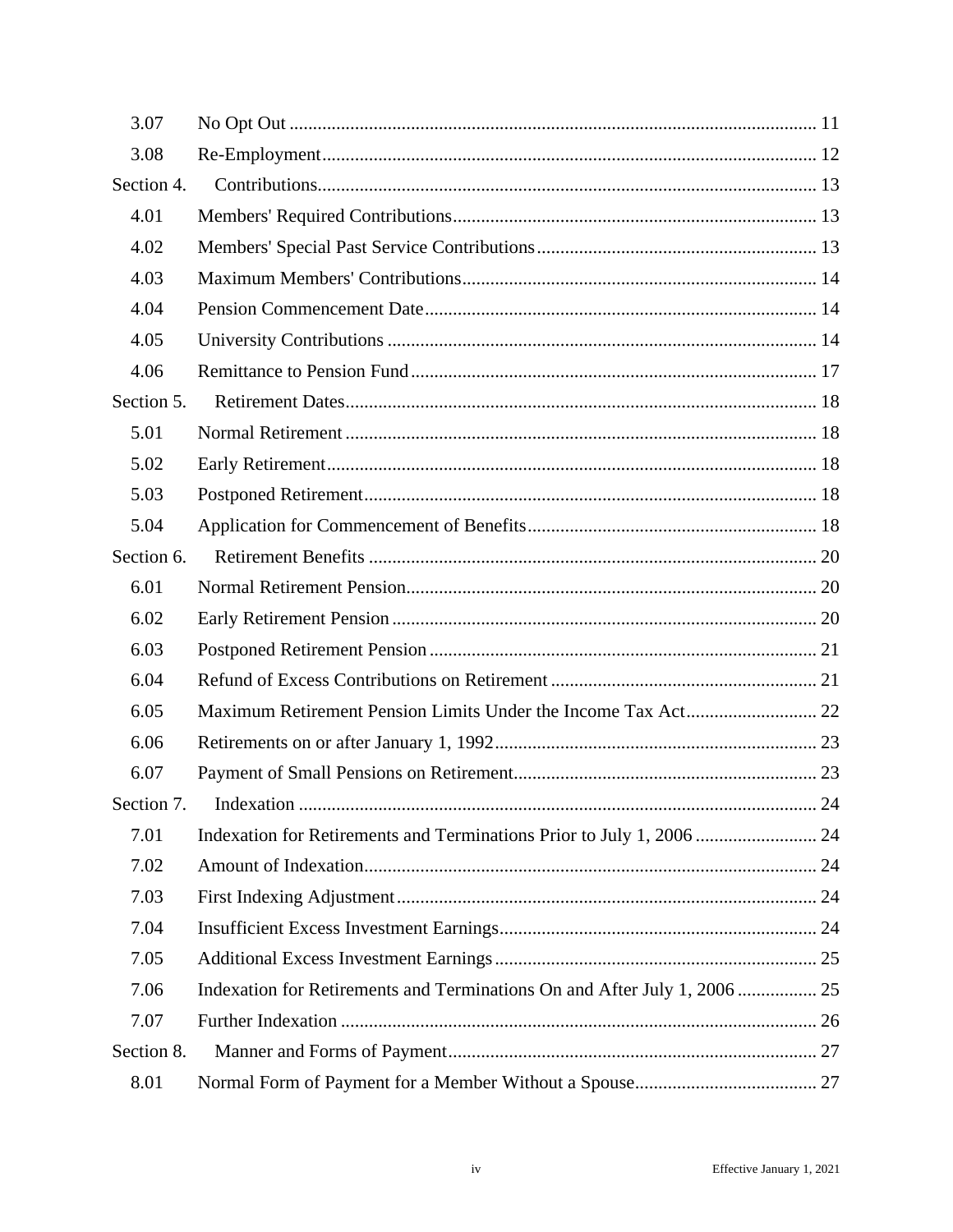| | | |
|---|---|---|
| 3.07 | No Opt Out | 11 |
| 3.08 | Re-Employment | 12 |
| Section 4. | Contributions | 13 |
| 4.01 | Members' Required Contributions | 13 |
| 4.02 | Members' Special Past Service Contributions | 13 |
| 4.03 | Maximum Members' Contributions | 14 |
| 4.04 | Pension Commencement Date | 14 |
| 4.05 | University Contributions | 14 |
| 4.06 | Remittance to Pension Fund | 17 |
| Section 5. | Retirement Dates | 18 |
| 5.01 | Normal Retirement | 18 |
| 5.02 | Early Retirement | 18 |
| 5.03 | Postponed Retirement | 18 |
| 5.04 | Application for Commencement of Benefits | 18 |
| Section 6. | Retirement Benefits | 20 |
| 6.01 | Normal Retirement Pension | 20 |
| 6.02 | Early Retirement Pension | 20 |
| 6.03 | Postponed Retirement Pension | 21 |
| 6.04 | Refund of Excess Contributions on Retirement | 21 |
| 6.05 | Maximum Retirement Pension Limits Under the Income Tax Act | 22 |
| 6.06 | Retirements on or after January 1, 1992 | 23 |
| 6.07 | Payment of Small Pensions on Retirement | 23 |
| Section 7. | Indexation | 24 |
| 7.01 | Indexation for Retirements and Terminations Prior to July 1, 2006 | 24 |
| 7.02 | Amount of Indexation | 24 |
| 7.03 | First Indexing Adjustment | 24 |
| 7.04 | Insufficient Excess Investment Earnings | 24 |
| 7.05 | Additional Excess Investment Earnings | 25 |
| 7.06 | Indexation for Retirements and Terminations On and After July 1, 2006 | 25 |
| 7.07 | Further Indexation | 26 |
| Section 8. | Manner and Forms of Payment | 27 |
| 8.01 | Normal Form of Payment for a Member Without a Spouse | 27 |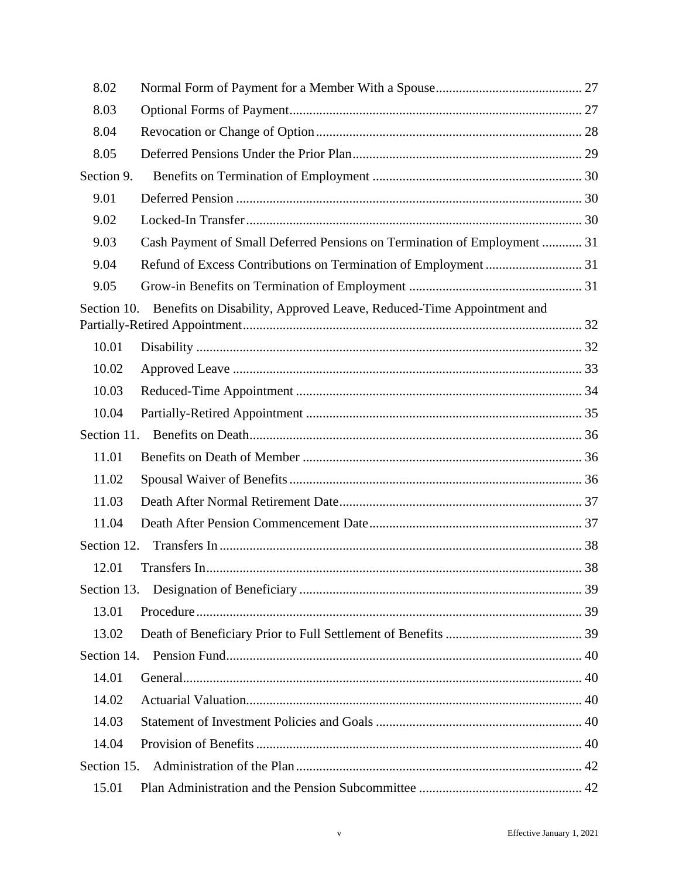| | | |
|---|---|---|
| 8.02 | Normal Form of Payment for a Member With a Spouse | 27 |
| 8.03 | Optional Forms of Payment | 27 |
| 8.04 | Revocation or Change of Option | 28 |
| 8.05 | Deferred Pensions Under the Prior Plan | 29 |
| Section 9. | Benefits on Termination of Employment | 30 |
| 9.01 | Deferred Pension | 30 |
| 9.02 | Locked-In Transfer | 30 |
| 9.03 | Cash Payment of Small Deferred Pensions on Termination of Employment | 31 |
| 9.04 | Refund of Excess Contributions on Termination of Employment | 31 |
| 9.05 | Grow-in Benefits on Termination of Employment | 31 |
| Section 10. | Benefits on Disability, Approved Leave, Reduced-Time Appointment and Partially-Retired Appointment | 32 |
| 10.01 | Disability | 32 |
| 10.02 | Approved Leave | 33 |
| 10.03 | Reduced-Time Appointment | 34 |
| 10.04 | Partially-Retired Appointment | 35 |
| Section 11. | Benefits on Death | 36 |
| 11.01 | Benefits on Death of Member | 36 |
| 11.02 | Spousal Waiver of Benefits | 36 |
| 11.03 | Death After Normal Retirement Date | 37 |
| 11.04 | Death After Pension Commencement Date | 37 |
| Section 12. | Transfers In | 38 |
| 12.01 | Transfers In | 38 |
| Section 13. | Designation of Beneficiary | 39 |
| 13.01 | Procedure | 39 |
| 13.02 | Death of Beneficiary Prior to Full Settlement of Benefits | 39 |
| Section 14. | Pension Fund | 40 |
| 14.01 | General | 40 |
| 14.02 | Actuarial Valuation | 40 |
| 14.03 | Statement of Investment Policies and Goals | 40 |
| 14.04 | Provision of Benefits | 40 |
| Section 15. | Administration of the Plan | 42 |
| 15.01 | Plan Administration and the Pension Subcommittee | 42 |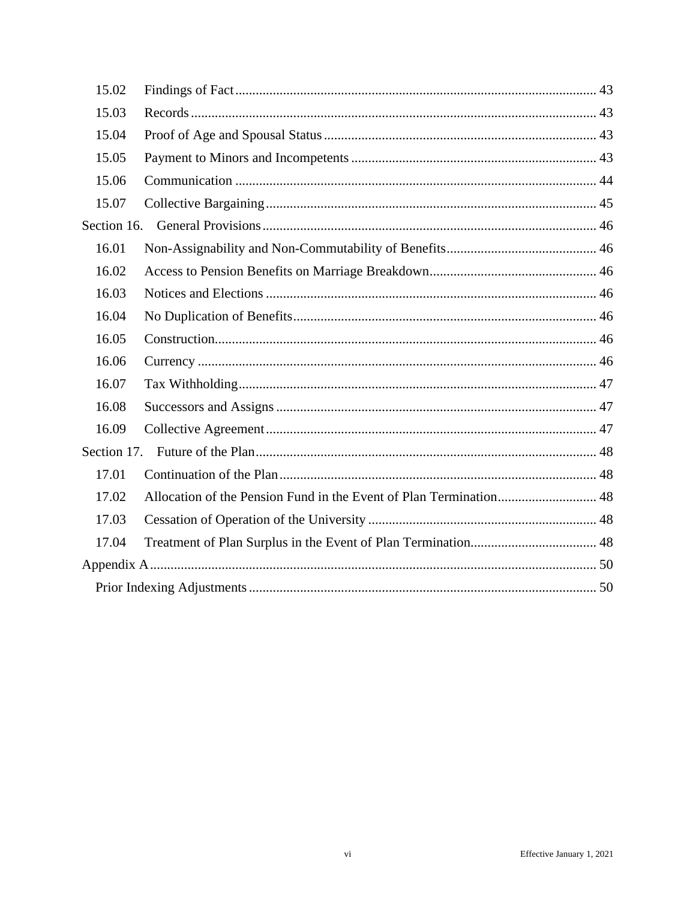15.02 Findings of Fact ..... 43
15.03 Records ..... 43
15.04 Proof of Age and Spousal Status ..... 43
15.05 Payment to Minors and Incompetents ..... 43
15.06 Communication ..... 44
15.07 Collective Bargaining ..... 45

Section 16. General Provisions ..... 46
16.01 Non-Assignability and Non-Commutability of Benefits ..... 46
16.02 Access to Pension Benefits on Marriage Breakdown ..... 46
16.03 Notices and Elections ..... 46
16.04 No Duplication of Benefits ..... 46
16.05 Construction ..... 46
16.06 Currency ..... 46
16.07 Tax Withholding ..... 47
16.08 Successors and Assigns ..... 47
16.09 Collective Agreement ..... 47

Section 17. Future of the Plan ..... 48
17.01 Continuation of the Plan ..... 48
17.02 Allocation of the Pension Fund in the Event of Plan Termination ..... 48
17.03 Cessation of Operation of the University ..... 48
17.04 Treatment of Plan Surplus in the Event of Plan Termination ..... 48

Appendix A ..... 50
Prior Indexing Adjustments ..... 50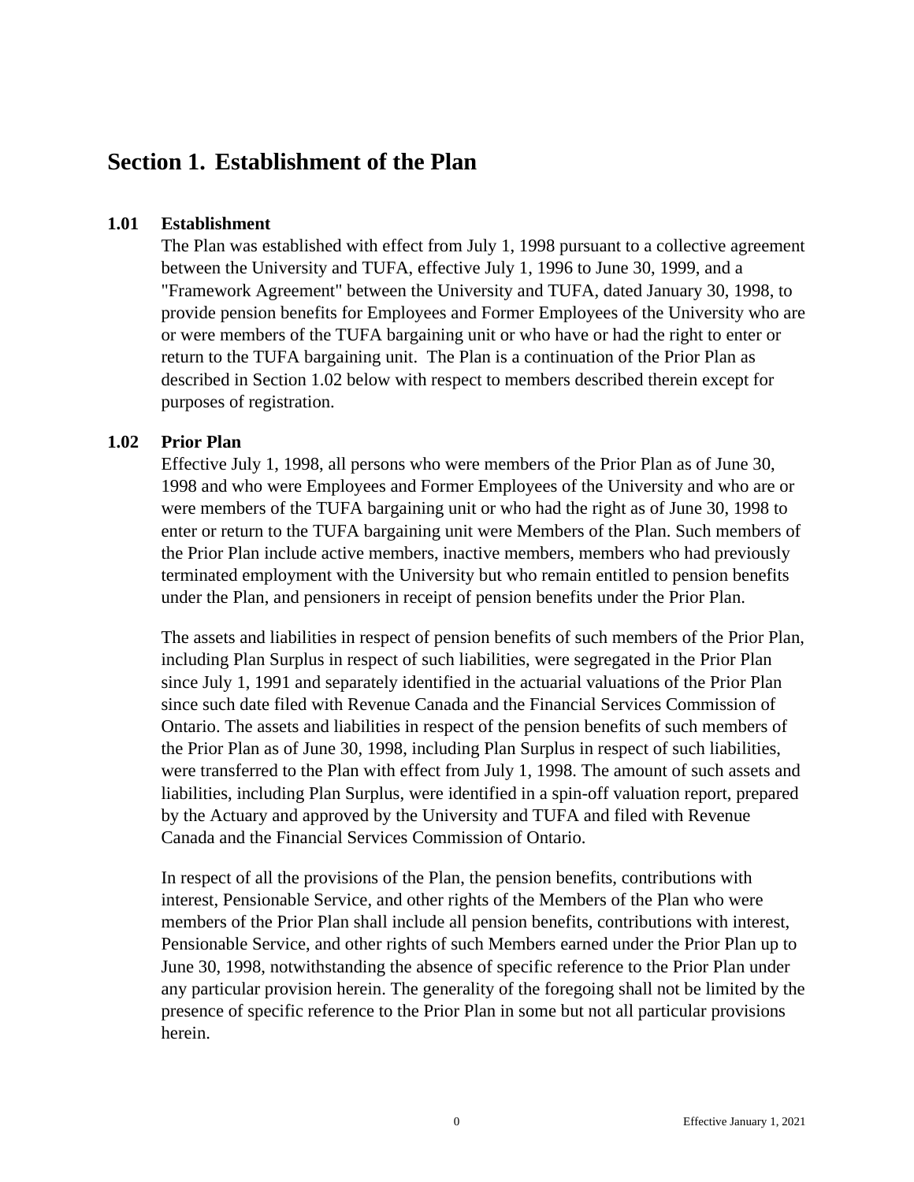# Section 1. Establishment of the Plan

### 1.01 Establishment

The Plan was established with effect from July 1, 1998 pursuant to a collective agreement between the University and TUFA, effective July 1, 1996 to June 30, 1999, and a "Framework Agreement" between the University and TUFA, dated January 30, 1998, to provide pension benefits for Employees and Former Employees of the University who are or were members of the TUFA bargaining unit or who have or had the right to enter or return to the TUFA bargaining unit. The Plan is a continuation of the Prior Plan as described in Section 1.02 below with respect to members described therein except for purposes of registration.

### 1.02 Prior Plan

Effective July 1, 1998, all persons who were members of the Prior Plan as of June 30, 1998 and who were Employees and Former Employees of the University and who are or were members of the TUFA bargaining unit or who had the right as of June 30, 1998 to enter or return to the TUFA bargaining unit were Members of the Plan. Such members of the Prior Plan include active members, inactive members, members who had previously terminated employment with the University but who remain entitled to pension benefits under the Plan, and pensioners in receipt of pension benefits under the Prior Plan.

The assets and liabilities in respect of pension benefits of such members of the Prior Plan, including Plan Surplus in respect of such liabilities, were segregated in the Prior Plan since July 1, 1991 and separately identified in the actuarial valuations of the Prior Plan since such date filed with Revenue Canada and the Financial Services Commission of Ontario. The assets and liabilities in respect of the pension benefits of such members of the Prior Plan as of June 30, 1998, including Plan Surplus in respect of such liabilities, were transferred to the Plan with effect from July 1, 1998. The amount of such assets and liabilities, including Plan Surplus, were identified in a spin-off valuation report, prepared by the Actuary and approved by the University and TUFA and filed with Revenue Canada and the Financial Services Commission of Ontario.

In respect of all the provisions of the Plan, the pension benefits, contributions with interest, Pensionable Service, and other rights of the Members of the Plan who were members of the Prior Plan shall include all pension benefits, contributions with interest, Pensionable Service, and other rights of such Members earned under the Prior Plan up to June 30, 1998, notwithstanding the absence of specific reference to the Prior Plan under any particular provision herein. The generality of the foregoing shall not be limited by the presence of specific reference to the Prior Plan in some but not all particular provisions herein.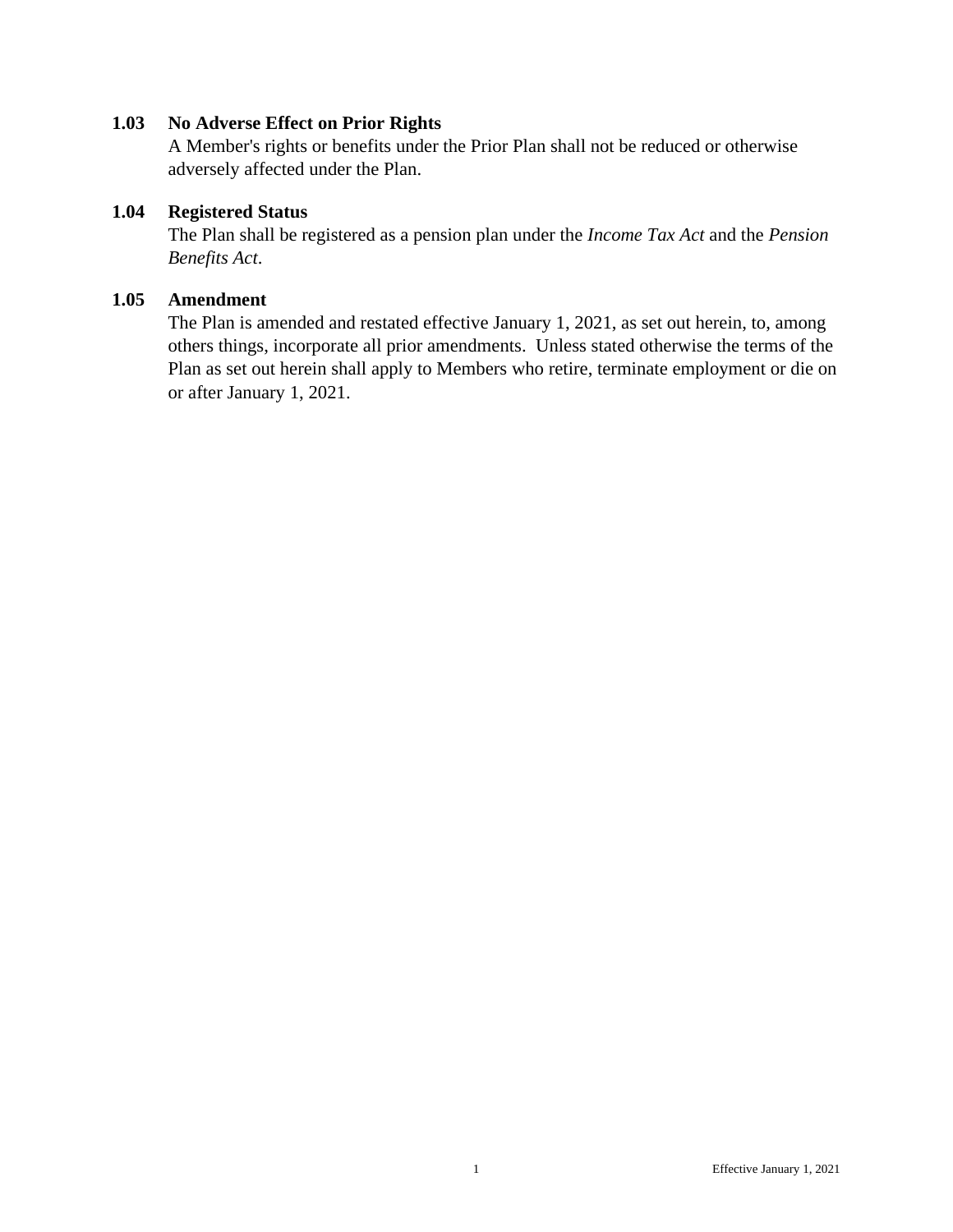### 1.03 No Adverse Effect on Prior Rights

A Member's rights or benefits under the Prior Plan shall not be reduced or otherwise adversely affected under the Plan.

### 1.04 Registered Status

The Plan shall be registered as a pension plan under the *Income Tax Act* and the *Pension Benefits Act*.

### 1.05 Amendment

The Plan is amended and restated effective January 1, 2021, as set out herein, to, among others things, incorporate all prior amendments. Unless stated otherwise the terms of the Plan as set out herein shall apply to Members who retire, terminate employment or die on or after January 1, 2021.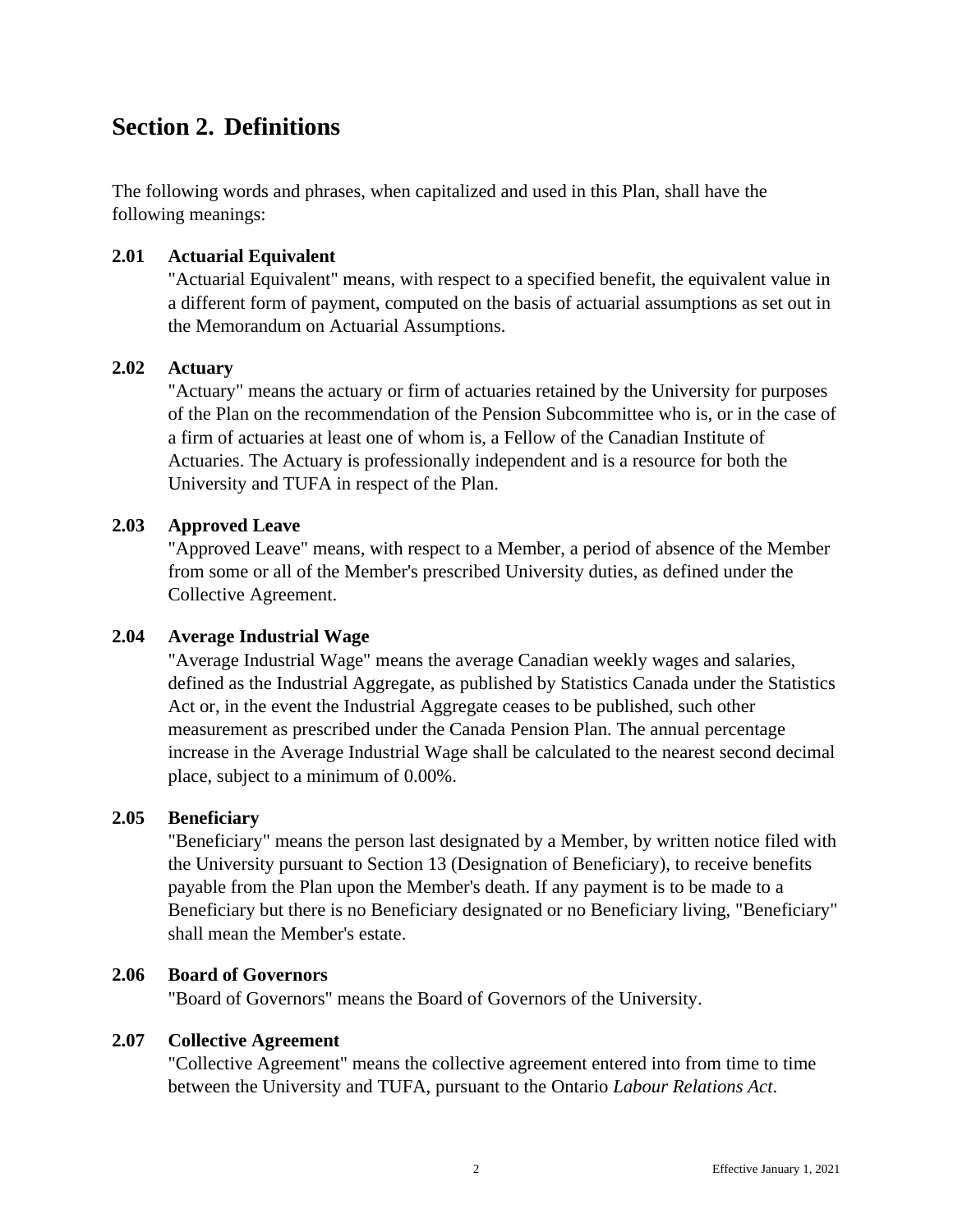## Section 2. Definitions

The following words and phrases, when capitalized and used in this Plan, shall have the following meanings:

### 2.01 Actuarial Equivalent

"Actuarial Equivalent" means, with respect to a specified benefit, the equivalent value in a different form of payment, computed on the basis of actuarial assumptions as set out in the Memorandum on Actuarial Assumptions.

### 2.02 Actuary

"Actuary" means the actuary or firm of actuaries retained by the University for purposes of the Plan on the recommendation of the Pension Subcommittee who is, or in the case of a firm of actuaries at least one of whom is, a Fellow of the Canadian Institute of Actuaries. The Actuary is professionally independent and is a resource for both the University and TUFA in respect of the Plan.

### 2.03 Approved Leave

"Approved Leave" means, with respect to a Member, a period of absence of the Member from some or all of the Member's prescribed University duties, as defined under the Collective Agreement.

### 2.04 Average Industrial Wage

"Average Industrial Wage" means the average Canadian weekly wages and salaries, defined as the Industrial Aggregate, as published by Statistics Canada under the Statistics Act or, in the event the Industrial Aggregate ceases to be published, such other measurement as prescribed under the Canada Pension Plan. The annual percentage increase in the Average Industrial Wage shall be calculated to the nearest second decimal place, subject to a minimum of 0.00%.

### 2.05 Beneficiary

"Beneficiary" means the person last designated by a Member, by written notice filed with the University pursuant to Section 13 (Designation of Beneficiary), to receive benefits payable from the Plan upon the Member's death. If any payment is to be made to a Beneficiary but there is no Beneficiary designated or no Beneficiary living, "Beneficiary" shall mean the Member's estate.

### 2.06 Board of Governors

"Board of Governors" means the Board of Governors of the University.

### 2.07 Collective Agreement

"Collective Agreement" means the collective agreement entered into from time to time between the University and TUFA, pursuant to the Ontario *Labour Relations Act*.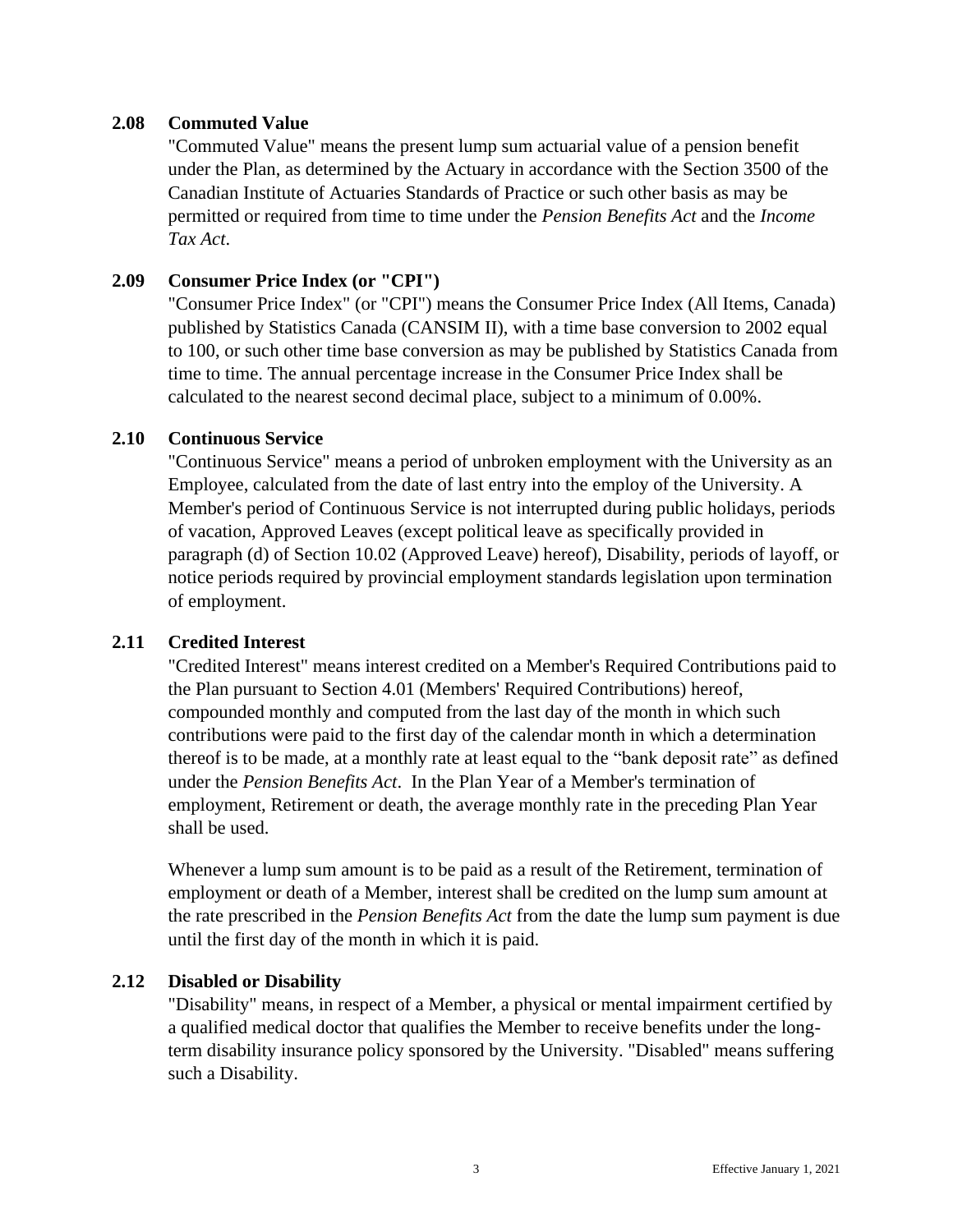### 2.08 Commuted Value

"Commuted Value" means the present lump sum actuarial value of a pension benefit under the Plan, as determined by the Actuary in accordance with the Section 3500 of the Canadian Institute of Actuaries Standards of Practice or such other basis as may be permitted or required from time to time under the *Pension Benefits Act* and the *Income Tax Act*.

### 2.09 Consumer Price Index (or "CPI")

"Consumer Price Index" (or "CPI") means the Consumer Price Index (All Items, Canada) published by Statistics Canada (CANSIM II), with a time base conversion to 2002 equal to 100, or such other time base conversion as may be published by Statistics Canada from time to time. The annual percentage increase in the Consumer Price Index shall be calculated to the nearest second decimal place, subject to a minimum of 0.00%.

### 2.10 Continuous Service

"Continuous Service" means a period of unbroken employment with the University as an Employee, calculated from the date of last entry into the employ of the University. A Member's period of Continuous Service is not interrupted during public holidays, periods of vacation, Approved Leaves (except political leave as specifically provided in paragraph (d) of Section 10.02 (Approved Leave) hereof), Disability, periods of layoff, or notice periods required by provincial employment standards legislation upon termination of employment.

### 2.11 Credited Interest

"Credited Interest" means interest credited on a Member's Required Contributions paid to the Plan pursuant to Section 4.01 (Members' Required Contributions) hereof, compounded monthly and computed from the last day of the month in which such contributions were paid to the first day of the calendar month in which a determination thereof is to be made, at a monthly rate at least equal to the "bank deposit rate" as defined under the *Pension Benefits Act*. In the Plan Year of a Member's termination of employment, Retirement or death, the average monthly rate in the preceding Plan Year shall be used.

Whenever a lump sum amount is to be paid as a result of the Retirement, termination of employment or death of a Member, interest shall be credited on the lump sum amount at the rate prescribed in the *Pension Benefits Act* from the date the lump sum payment is due until the first day of the month in which it is paid.

### 2.12 Disabled or Disability

"Disability" means, in respect of a Member, a physical or mental impairment certified by a qualified medical doctor that qualifies the Member to receive benefits under the long-term disability insurance policy sponsored by the University. "Disabled" means suffering such a Disability.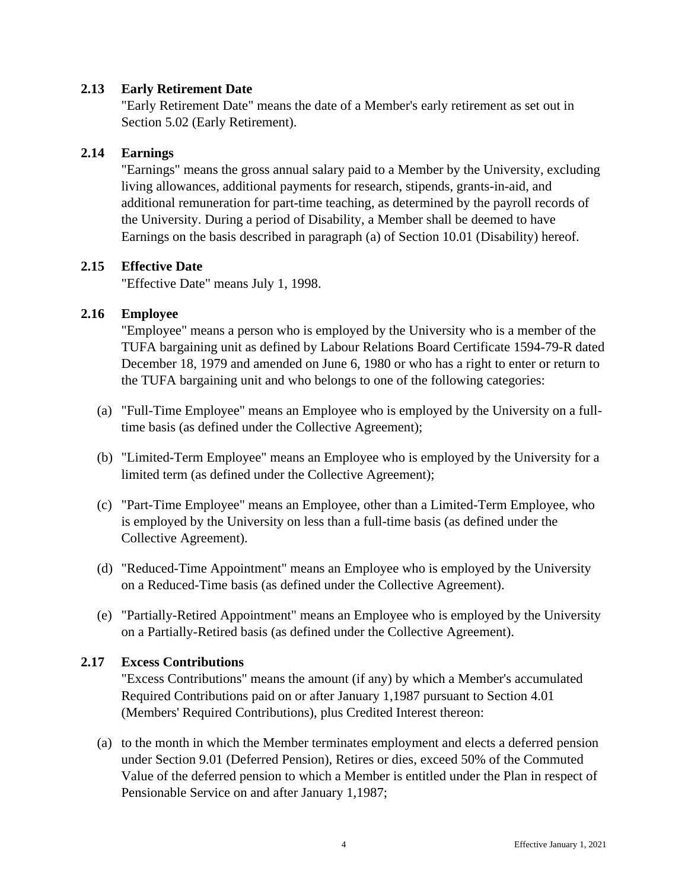### 2.13 Early Retirement Date

"Early Retirement Date" means the date of a Member's early retirement as set out in Section 5.02 (Early Retirement).

### 2.14 Earnings

"Earnings" means the gross annual salary paid to a Member by the University, excluding living allowances, additional payments for research, stipends, grants-in-aid, and additional remuneration for part-time teaching, as determined by the payroll records of the University. During a period of Disability, a Member shall be deemed to have Earnings on the basis described in paragraph (a) of Section 10.01 (Disability) hereof.

### 2.15 Effective Date

"Effective Date" means July 1, 1998.

### 2.16 Employee

"Employee" means a person who is employed by the University who is a member of the TUFA bargaining unit as defined by Labour Relations Board Certificate 1594-79-R dated December 18, 1979 and amended on June 6, 1980 or who has a right to enter or return to the TUFA bargaining unit and who belongs to one of the following categories:

(a) "Full-Time Employee" means an Employee who is employed by the University on a full-time basis (as defined under the Collective Agreement);

(b) "Limited-Term Employee" means an Employee who is employed by the University for a limited term (as defined under the Collective Agreement);

(c) "Part-Time Employee" means an Employee, other than a Limited-Term Employee, who is employed by the University on less than a full-time basis (as defined under the Collective Agreement).

(d) "Reduced-Time Appointment" means an Employee who is employed by the University on a Reduced-Time basis (as defined under the Collective Agreement).

(e) "Partially-Retired Appointment" means an Employee who is employed by the University on a Partially-Retired basis (as defined under the Collective Agreement).

### 2.17 Excess Contributions

"Excess Contributions" means the amount (if any) by which a Member's accumulated Required Contributions paid on or after January 1,1987 pursuant to Section 4.01 (Members' Required Contributions), plus Credited Interest thereon:

(a) to the month in which the Member terminates employment and elects a deferred pension under Section 9.01 (Deferred Pension), Retires or dies, exceed 50% of the Commuted Value of the deferred pension to which a Member is entitled under the Plan in respect of Pensionable Service on and after January 1,1987;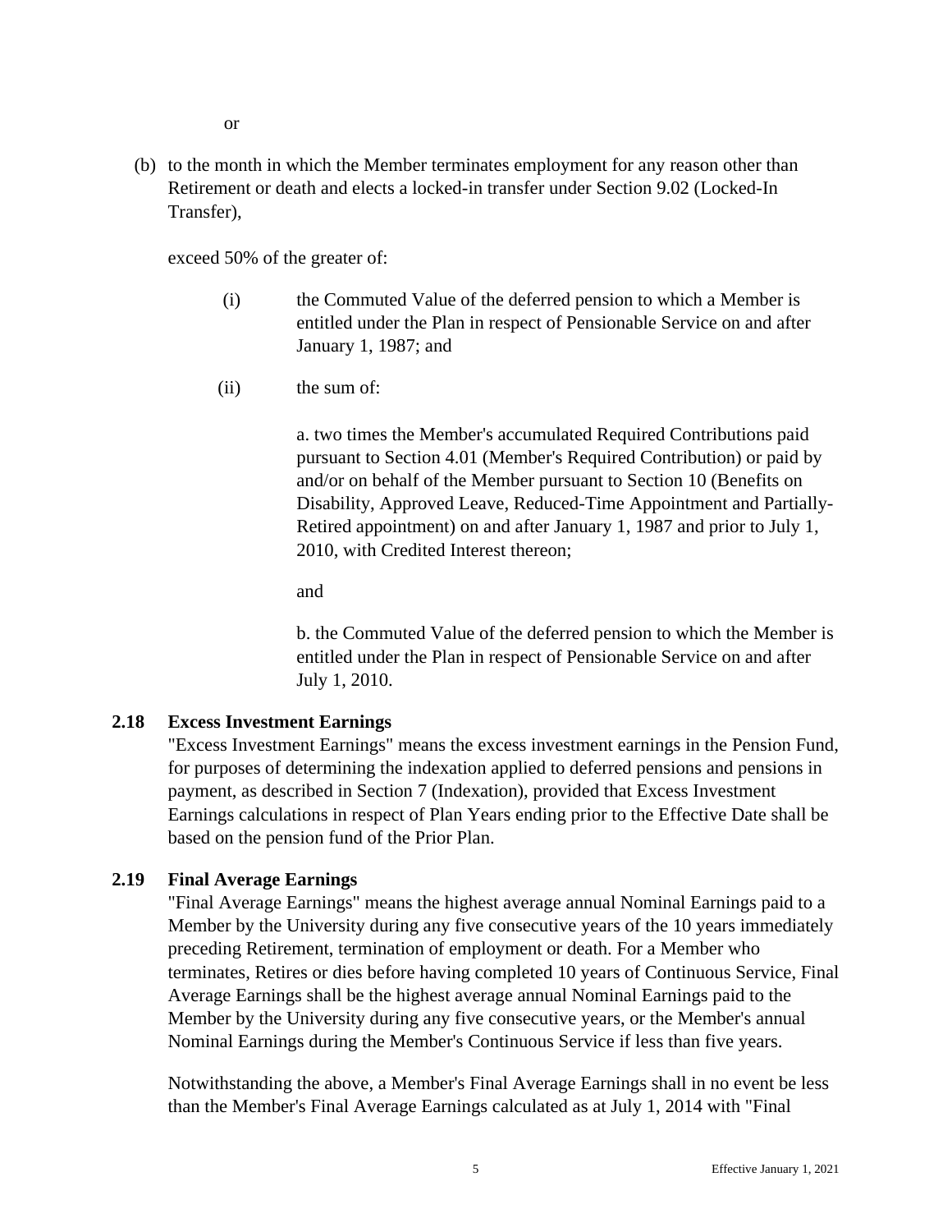or

(b) to the month in which the Member terminates employment for any reason other than Retirement or death and elects a locked-in transfer under Section 9.02 (Locked-In Transfer),

exceed 50% of the greater of:

(i) the Commuted Value of the deferred pension to which a Member is entitled under the Plan in respect of Pensionable Service on and after January 1, 1987; and

(ii) the sum of:

a. two times the Member's accumulated Required Contributions paid pursuant to Section 4.01 (Member's Required Contribution) or paid by and/or on behalf of the Member pursuant to Section 10 (Benefits on Disability, Approved Leave, Reduced-Time Appointment and Partially-Retired appointment) on and after January 1, 1987 and prior to July 1, 2010, with Credited Interest thereon;

and

b. the Commuted Value of the deferred pension to which the Member is entitled under the Plan in respect of Pensionable Service on and after July 1, 2010.

### 2.18 Excess Investment Earnings

"Excess Investment Earnings" means the excess investment earnings in the Pension Fund, for purposes of determining the indexation applied to deferred pensions and pensions in payment, as described in Section 7 (Indexation), provided that Excess Investment Earnings calculations in respect of Plan Years ending prior to the Effective Date shall be based on the pension fund of the Prior Plan.

### 2.19 Final Average Earnings

"Final Average Earnings" means the highest average annual Nominal Earnings paid to a Member by the University during any five consecutive years of the 10 years immediately preceding Retirement, termination of employment or death. For a Member who terminates, Retires or dies before having completed 10 years of Continuous Service, Final Average Earnings shall be the highest average annual Nominal Earnings paid to the Member by the University during any five consecutive years, or the Member's annual Nominal Earnings during the Member's Continuous Service if less than five years.

Notwithstanding the above, a Member's Final Average Earnings shall in no event be less than the Member's Final Average Earnings calculated as at July 1, 2014 with "Final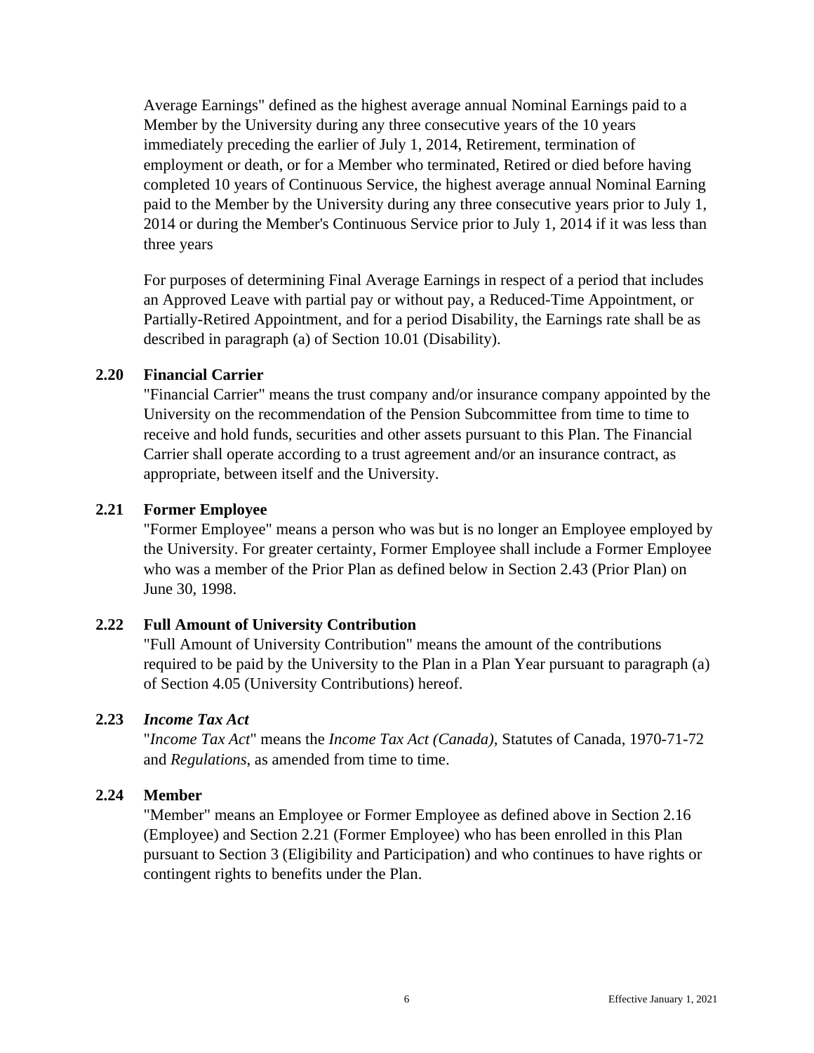Average Earnings" defined as the highest average annual Nominal Earnings paid to a Member by the University during any three consecutive years of the 10 years immediately preceding the earlier of July 1, 2014, Retirement, termination of employment or death, or for a Member who terminated, Retired or died before having completed 10 years of Continuous Service, the highest average annual Nominal Earning paid to the Member by the University during any three consecutive years prior to July 1, 2014 or during the Member's Continuous Service prior to July 1, 2014 if it was less than three years

For purposes of determining Final Average Earnings in respect of a period that includes an Approved Leave with partial pay or without pay, a Reduced-Time Appointment, or Partially-Retired Appointment, and for a period Disability, the Earnings rate shall be as described in paragraph (a) of Section 10.01 (Disability).

### 2.20 Financial Carrier

"Financial Carrier" means the trust company and/or insurance company appointed by the University on the recommendation of the Pension Subcommittee from time to time to receive and hold funds, securities and other assets pursuant to this Plan. The Financial Carrier shall operate according to a trust agreement and/or an insurance contract, as appropriate, between itself and the University.

### 2.21 Former Employee

"Former Employee" means a person who was but is no longer an Employee employed by the University. For greater certainty, Former Employee shall include a Former Employee who was a member of the Prior Plan as defined below in Section 2.43 (Prior Plan) on June 30, 1998.

### 2.22 Full Amount of University Contribution

"Full Amount of University Contribution" means the amount of the contributions required to be paid by the University to the Plan in a Plan Year pursuant to paragraph (a) of Section 4.05 (University Contributions) hereof.

### 2.23 *Income Tax Act*

"*Income Tax Act*" means the *Income Tax Act (Canada),* Statutes of Canada, 1970-71-72 and *Regulations*, as amended from time to time.

### 2.24 Member

"Member" means an Employee or Former Employee as defined above in Section 2.16 (Employee) and Section 2.21 (Former Employee) who has been enrolled in this Plan pursuant to Section 3 (Eligibility and Participation) and who continues to have rights or contingent rights to benefits under the Plan.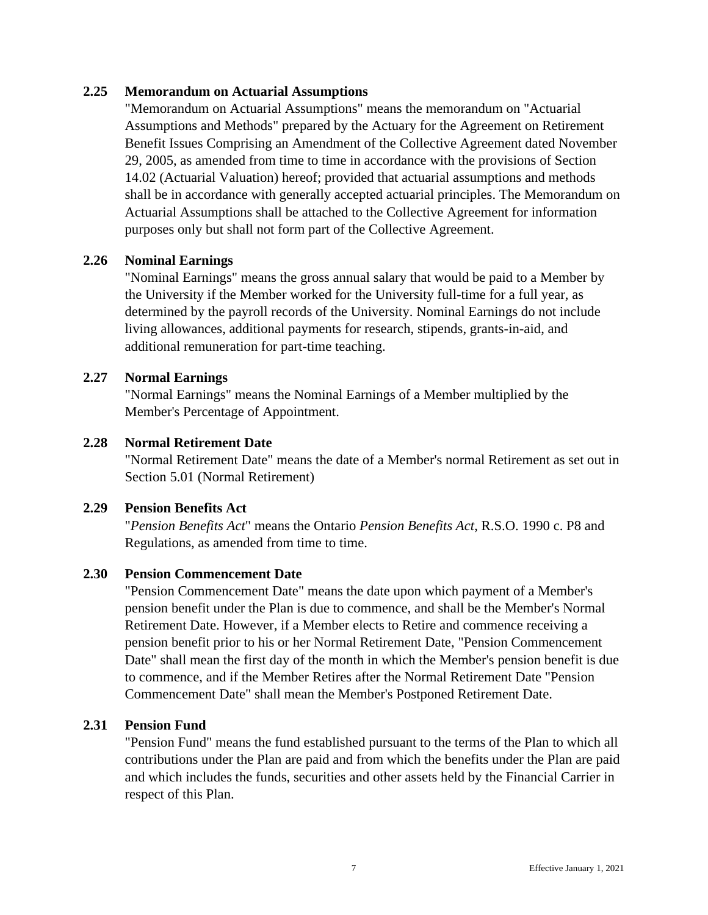### 2.25 Memorandum on Actuarial Assumptions

"Memorandum on Actuarial Assumptions" means the memorandum on "Actuarial Assumptions and Methods" prepared by the Actuary for the Agreement on Retirement Benefit Issues Comprising an Amendment of the Collective Agreement dated November 29, 2005, as amended from time to time in accordance with the provisions of Section 14.02 (Actuarial Valuation) hereof; provided that actuarial assumptions and methods shall be in accordance with generally accepted actuarial principles. The Memorandum on Actuarial Assumptions shall be attached to the Collective Agreement for information purposes only but shall not form part of the Collective Agreement.

### 2.26 Nominal Earnings

"Nominal Earnings" means the gross annual salary that would be paid to a Member by the University if the Member worked for the University full-time for a full year, as determined by the payroll records of the University. Nominal Earnings do not include living allowances, additional payments for research, stipends, grants-in-aid, and additional remuneration for part-time teaching.

### 2.27 Normal Earnings

"Normal Earnings" means the Nominal Earnings of a Member multiplied by the Member's Percentage of Appointment.

### 2.28 Normal Retirement Date

"Normal Retirement Date" means the date of a Member's normal Retirement as set out in Section 5.01 (Normal Retirement)

### 2.29 Pension Benefits Act

"*Pension Benefits Act*" means the Ontario *Pension Benefits Act*, R.S.O. 1990 c. P8 and Regulations, as amended from time to time.

### 2.30 Pension Commencement Date

"Pension Commencement Date" means the date upon which payment of a Member's pension benefit under the Plan is due to commence, and shall be the Member's Normal Retirement Date. However, if a Member elects to Retire and commence receiving a pension benefit prior to his or her Normal Retirement Date, "Pension Commencement Date" shall mean the first day of the month in which the Member's pension benefit is due to commence, and if the Member Retires after the Normal Retirement Date "Pension Commencement Date" shall mean the Member's Postponed Retirement Date.

### 2.31 Pension Fund

"Pension Fund" means the fund established pursuant to the terms of the Plan to which all contributions under the Plan are paid and from which the benefits under the Plan are paid and which includes the funds, securities and other assets held by the Financial Carrier in respect of this Plan.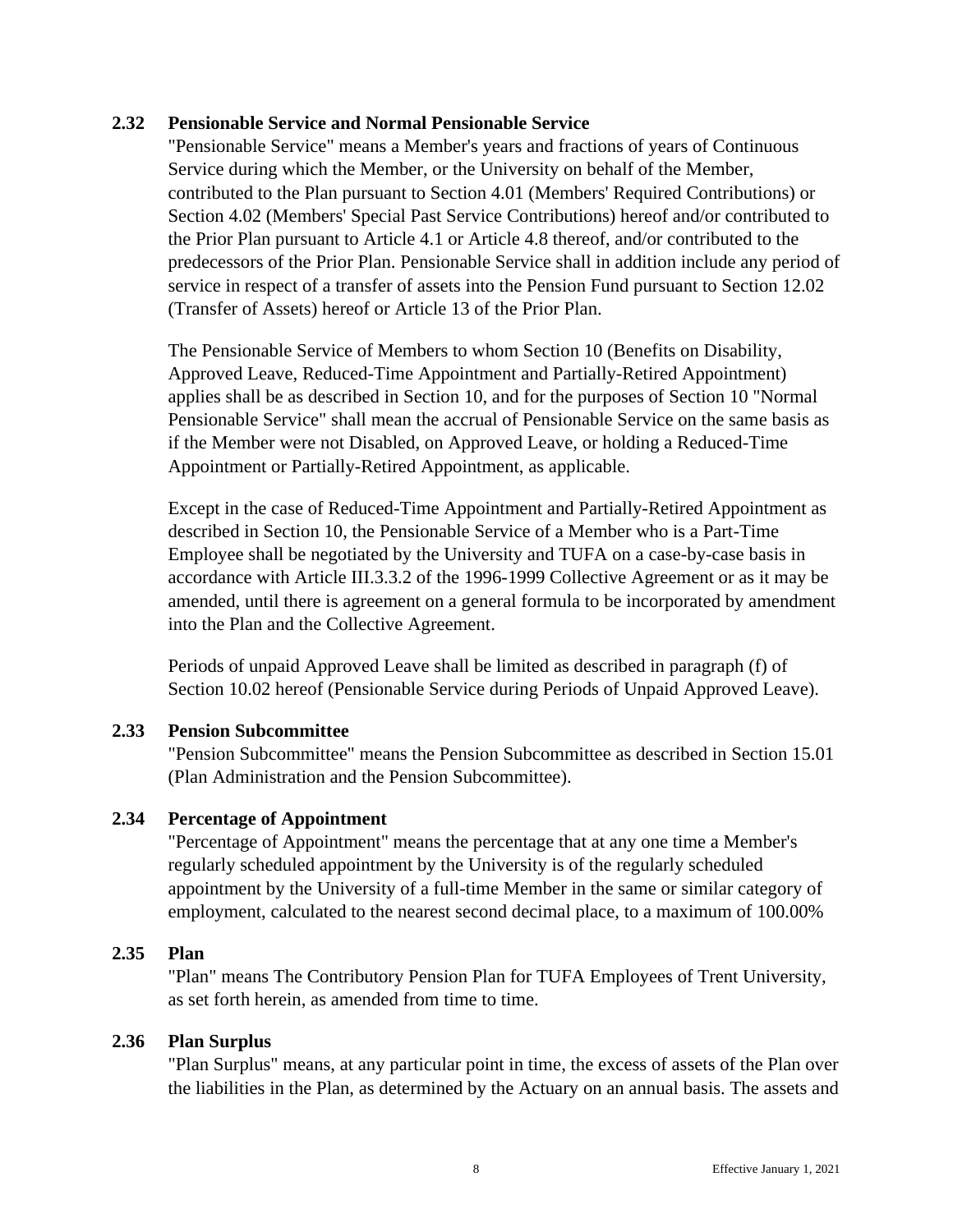### 2.32 Pensionable Service and Normal Pensionable Service

"Pensionable Service" means a Member's years and fractions of years of Continuous Service during which the Member, or the University on behalf of the Member, contributed to the Plan pursuant to Section 4.01 (Members' Required Contributions) or Section 4.02 (Members' Special Past Service Contributions) hereof and/or contributed to the Prior Plan pursuant to Article 4.1 or Article 4.8 thereof, and/or contributed to the predecessors of the Prior Plan. Pensionable Service shall in addition include any period of service in respect of a transfer of assets into the Pension Fund pursuant to Section 12.02 (Transfer of Assets) hereof or Article 13 of the Prior Plan.

The Pensionable Service of Members to whom Section 10 (Benefits on Disability, Approved Leave, Reduced-Time Appointment and Partially-Retired Appointment) applies shall be as described in Section 10, and for the purposes of Section 10 "Normal Pensionable Service" shall mean the accrual of Pensionable Service on the same basis as if the Member were not Disabled, on Approved Leave, or holding a Reduced-Time Appointment or Partially-Retired Appointment, as applicable.

Except in the case of Reduced-Time Appointment and Partially-Retired Appointment as described in Section 10, the Pensionable Service of a Member who is a Part-Time Employee shall be negotiated by the University and TUFA on a case-by-case basis in accordance with Article III.3.3.2 of the 1996-1999 Collective Agreement or as it may be amended, until there is agreement on a general formula to be incorporated by amendment into the Plan and the Collective Agreement.

Periods of unpaid Approved Leave shall be limited as described in paragraph (f) of Section 10.02 hereof (Pensionable Service during Periods of Unpaid Approved Leave).

### 2.33 Pension Subcommittee

"Pension Subcommittee" means the Pension Subcommittee as described in Section 15.01 (Plan Administration and the Pension Subcommittee).

### 2.34 Percentage of Appointment

"Percentage of Appointment" means the percentage that at any one time a Member's regularly scheduled appointment by the University is of the regularly scheduled appointment by the University of a full-time Member in the same or similar category of employment, calculated to the nearest second decimal place, to a maximum of 100.00%

### 2.35 Plan

"Plan" means The Contributory Pension Plan for TUFA Employees of Trent University, as set forth herein, as amended from time to time.

### 2.36 Plan Surplus

"Plan Surplus" means, at any particular point in time, the excess of assets of the Plan over the liabilities in the Plan, as determined by the Actuary on an annual basis. The assets and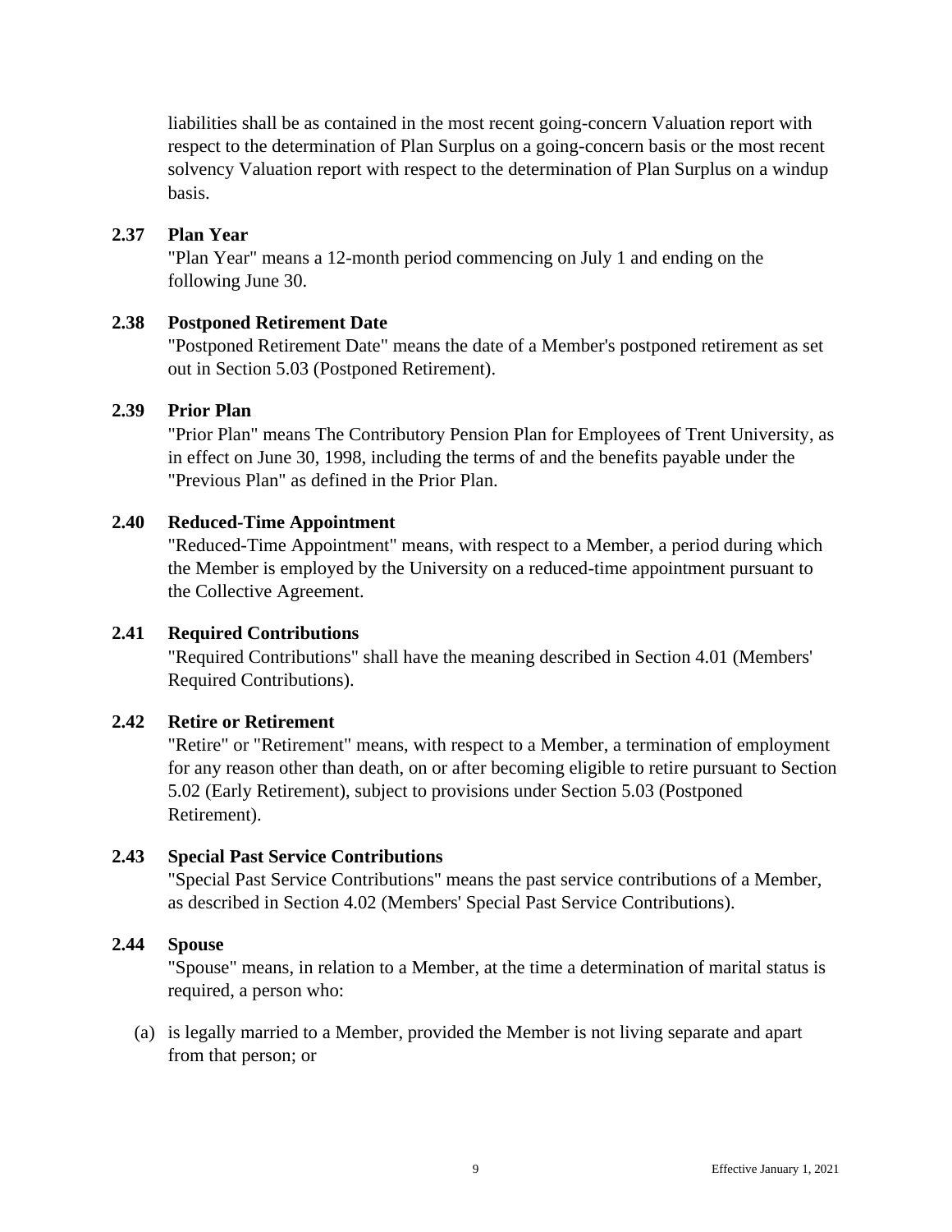liabilities shall be as contained in the most recent going-concern Valuation report with respect to the determination of Plan Surplus on a going-concern basis or the most recent solvency Valuation report with respect to the determination of Plan Surplus on a windup basis.

### 2.37 Plan Year

"Plan Year" means a 12-month period commencing on July 1 and ending on the following June 30.

### 2.38 Postponed Retirement Date

"Postponed Retirement Date" means the date of a Member's postponed retirement as set out in Section 5.03 (Postponed Retirement).

### 2.39 Prior Plan

"Prior Plan" means The Contributory Pension Plan for Employees of Trent University, as in effect on June 30, 1998, including the terms of and the benefits payable under the "Previous Plan" as defined in the Prior Plan.

### 2.40 Reduced-Time Appointment

"Reduced-Time Appointment" means, with respect to a Member, a period during which the Member is employed by the University on a reduced-time appointment pursuant to the Collective Agreement.

### 2.41 Required Contributions

"Required Contributions" shall have the meaning described in Section 4.01 (Members' Required Contributions).

### 2.42 Retire or Retirement

"Retire" or "Retirement" means, with respect to a Member, a termination of employment for any reason other than death, on or after becoming eligible to retire pursuant to Section 5.02 (Early Retirement), subject to provisions under Section 5.03 (Postponed Retirement).

### 2.43 Special Past Service Contributions

"Special Past Service Contributions" means the past service contributions of a Member, as described in Section 4.02 (Members' Special Past Service Contributions).

### 2.44 Spouse

"Spouse" means, in relation to a Member, at the time a determination of marital status is required, a person who:

(a) is legally married to a Member, provided the Member is not living separate and apart from that person; or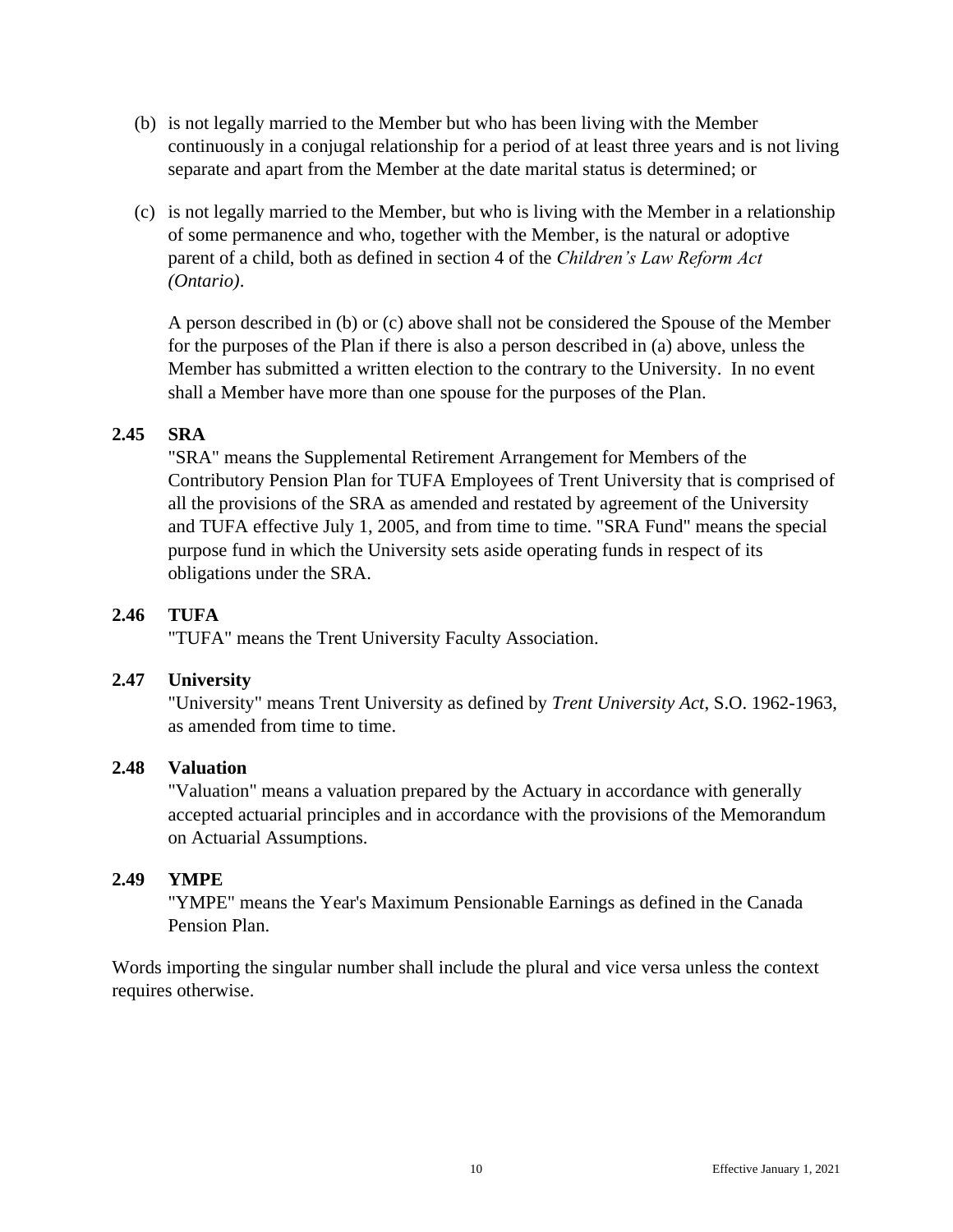(b) is not legally married to the Member but who has been living with the Member continuously in a conjugal relationship for a period of at least three years and is not living separate and apart from the Member at the date marital status is determined; or

(c) is not legally married to the Member, but who is living with the Member in a relationship of some permanence and who, together with the Member, is the natural or adoptive parent of a child, both as defined in section 4 of the *Children's Law Reform Act (Ontario)*.

A person described in (b) or (c) above shall not be considered the Spouse of the Member for the purposes of the Plan if there is also a person described in (a) above, unless the Member has submitted a written election to the contrary to the University. In no event shall a Member have more than one spouse for the purposes of the Plan.

### 2.45 SRA

"SRA" means the Supplemental Retirement Arrangement for Members of the Contributory Pension Plan for TUFA Employees of Trent University that is comprised of all the provisions of the SRA as amended and restated by agreement of the University and TUFA effective July 1, 2005, and from time to time. "SRA Fund" means the special purpose fund in which the University sets aside operating funds in respect of its obligations under the SRA.

### 2.46 TUFA

"TUFA" means the Trent University Faculty Association.

### 2.47 University

"University" means Trent University as defined by *Trent University Act*, S.O. 1962-1963, as amended from time to time.

### 2.48 Valuation

"Valuation" means a valuation prepared by the Actuary in accordance with generally accepted actuarial principles and in accordance with the provisions of the Memorandum on Actuarial Assumptions.

### 2.49 YMPE

"YMPE" means the Year's Maximum Pensionable Earnings as defined in the Canada Pension Plan.

Words importing the singular number shall include the plural and vice versa unless the context requires otherwise.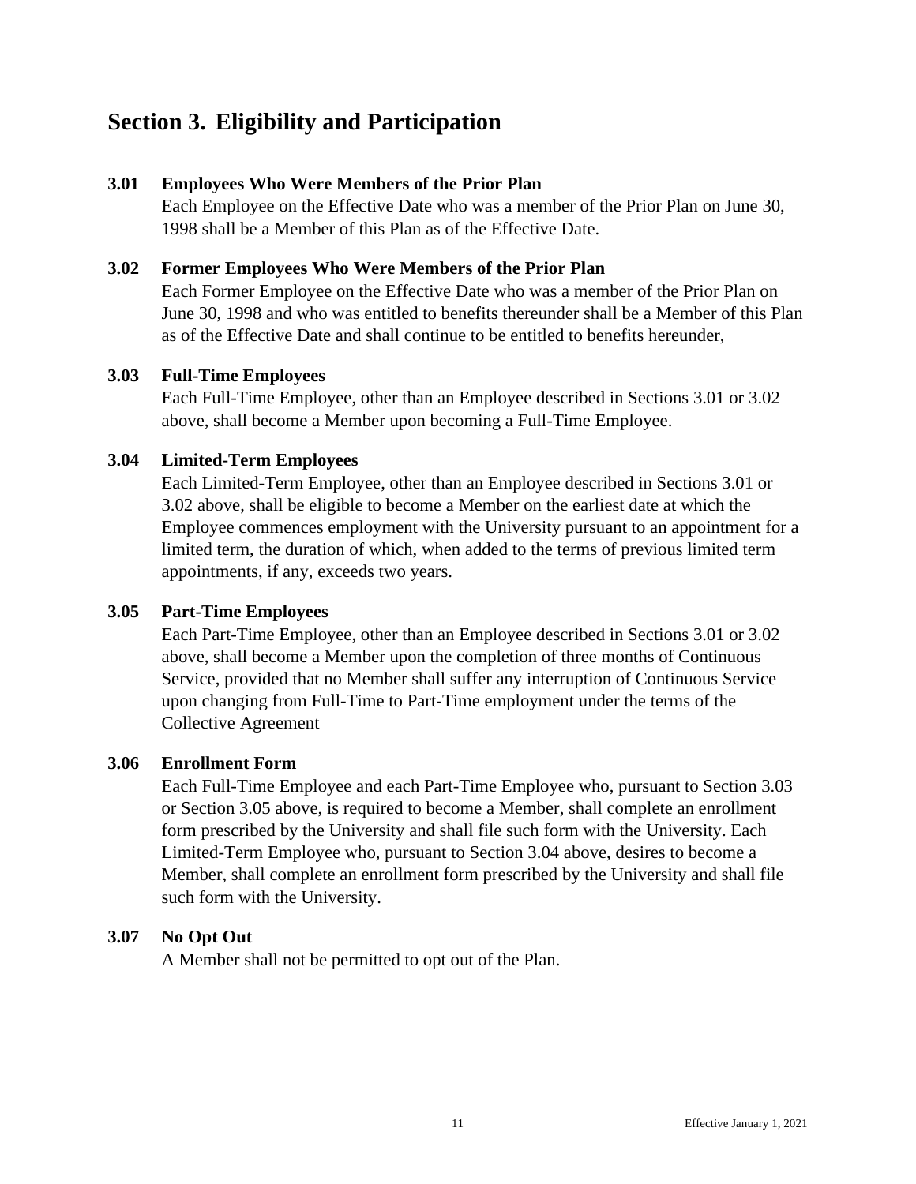# Section 3. Eligibility and Participation

### 3.01 Employees Who Were Members of the Prior Plan

Each Employee on the Effective Date who was a member of the Prior Plan on June 30, 1998 shall be a Member of this Plan as of the Effective Date.

### 3.02 Former Employees Who Were Members of the Prior Plan

Each Former Employee on the Effective Date who was a member of the Prior Plan on June 30, 1998 and who was entitled to benefits thereunder shall be a Member of this Plan as of the Effective Date and shall continue to be entitled to benefits hereunder,

### 3.03 Full-Time Employees

Each Full-Time Employee, other than an Employee described in Sections 3.01 or 3.02 above, shall become a Member upon becoming a Full-Time Employee.

### 3.04 Limited-Term Employees

Each Limited-Term Employee, other than an Employee described in Sections 3.01 or 3.02 above, shall be eligible to become a Member on the earliest date at which the Employee commences employment with the University pursuant to an appointment for a limited term, the duration of which, when added to the terms of previous limited term appointments, if any, exceeds two years.

### 3.05 Part-Time Employees

Each Part-Time Employee, other than an Employee described in Sections 3.01 or 3.02 above, shall become a Member upon the completion of three months of Continuous Service, provided that no Member shall suffer any interruption of Continuous Service upon changing from Full-Time to Part-Time employment under the terms of the Collective Agreement

### 3.06 Enrollment Form

Each Full-Time Employee and each Part-Time Employee who, pursuant to Section 3.03 or Section 3.05 above, is required to become a Member, shall complete an enrollment form prescribed by the University and shall file such form with the University. Each Limited-Term Employee who, pursuant to Section 3.04 above, desires to become a Member, shall complete an enrollment form prescribed by the University and shall file such form with the University.

### 3.07 No Opt Out

A Member shall not be permitted to opt out of the Plan.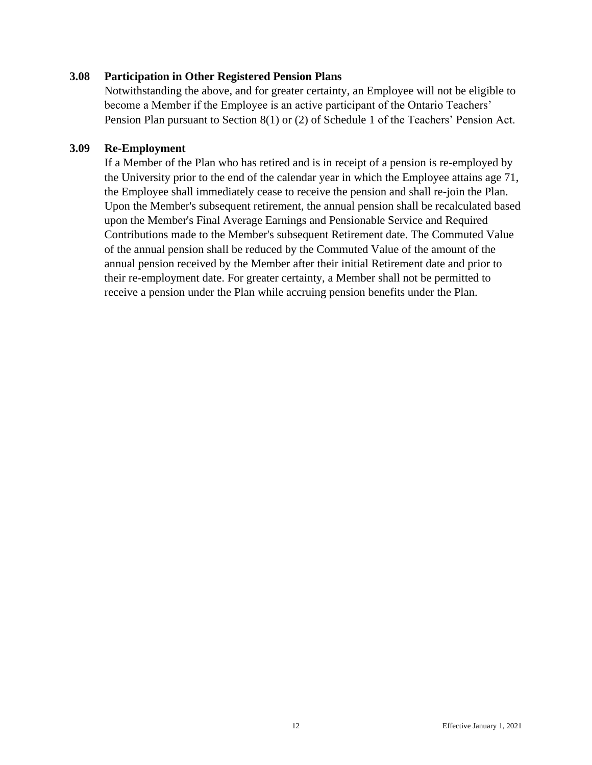### 3.08 Participation in Other Registered Pension Plans

Notwithstanding the above, and for greater certainty, an Employee will not be eligible to become a Member if the Employee is an active participant of the Ontario Teachers' Pension Plan pursuant to Section 8(1) or (2) of Schedule 1 of the Teachers' Pension Act.

### 3.09 Re-Employment

If a Member of the Plan who has retired and is in receipt of a pension is re-employed by the University prior to the end of the calendar year in which the Employee attains age 71, the Employee shall immediately cease to receive the pension and shall re-join the Plan. Upon the Member's subsequent retirement, the annual pension shall be recalculated based upon the Member's Final Average Earnings and Pensionable Service and Required Contributions made to the Member's subsequent Retirement date. The Commuted Value of the annual pension shall be reduced by the Commuted Value of the amount of the annual pension received by the Member after their initial Retirement date and prior to their re-employment date. For greater certainty, a Member shall not be permitted to receive a pension under the Plan while accruing pension benefits under the Plan.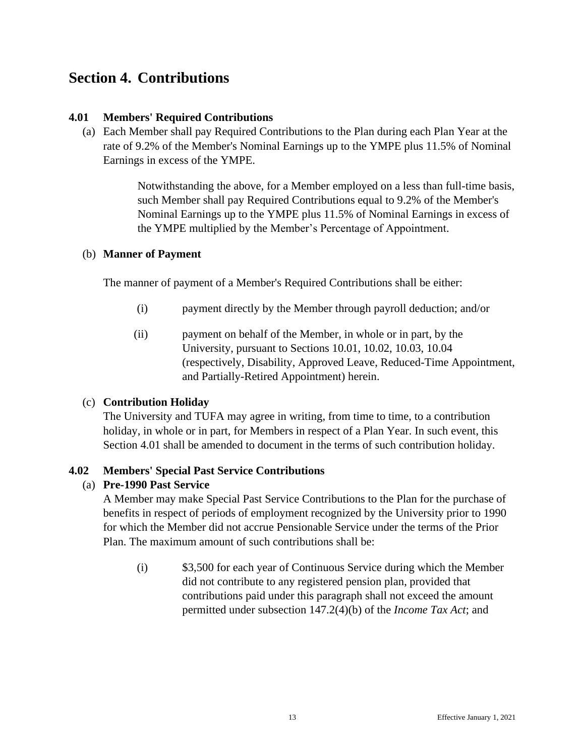# Section 4. Contributions

### 4.01 Members' Required Contributions

(a) Each Member shall pay Required Contributions to the Plan during each Plan Year at the rate of 9.2% of the Member's Nominal Earnings up to the YMPE plus 11.5% of Nominal Earnings in excess of the YMPE.

> Notwithstanding the above, for a Member employed on a less than full-time basis, such Member shall pay Required Contributions equal to 9.2% of the Member's Nominal Earnings up to the YMPE plus 11.5% of Nominal Earnings in excess of the YMPE multiplied by the Member's Percentage of Appointment.

(b) **Manner of Payment**

The manner of payment of a Member's Required Contributions shall be either:

- (i) payment directly by the Member through payroll deduction; and/or
- (ii) payment on behalf of the Member, in whole or in part, by the University, pursuant to Sections 10.01, 10.02, 10.03, 10.04 (respectively, Disability, Approved Leave, Reduced-Time Appointment, and Partially-Retired Appointment) herein.

(c) **Contribution Holiday**

The University and TUFA may agree in writing, from time to time, to a contribution holiday, in whole or in part, for Members in respect of a Plan Year. In such event, this Section 4.01 shall be amended to document in the terms of such contribution holiday.

### 4.02 Members' Special Past Service Contributions

(a) **Pre-1990 Past Service**

A Member may make Special Past Service Contributions to the Plan for the purchase of benefits in respect of periods of employment recognized by the University prior to 1990 for which the Member did not accrue Pensionable Service under the terms of the Prior Plan. The maximum amount of such contributions shall be:

- (i) \$3,500 for each year of Continuous Service during which the Member did not contribute to any registered pension plan, provided that contributions paid under this paragraph shall not exceed the amount permitted under subsection 147.2(4)(b) of the *Income Tax Act*; and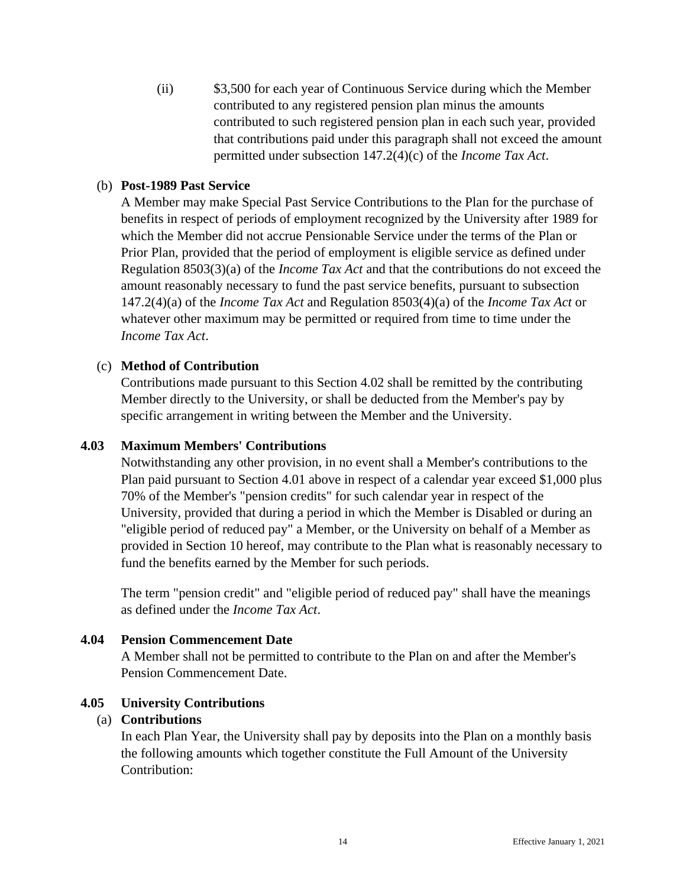(ii) $3,500 for each year of Continuous Service during which the Member contributed to any registered pension plan minus the amounts contributed to such registered pension plan in each such year, provided that contributions paid under this paragraph shall not exceed the amount permitted under subsection 147.2(4)(c) of the *Income Tax Act*.

(b) **Post-1989 Past Service**

A Member may make Special Past Service Contributions to the Plan for the purchase of benefits in respect of periods of employment recognized by the University after 1989 for which the Member did not accrue Pensionable Service under the terms of the Plan or Prior Plan, provided that the period of employment is eligible service as defined under Regulation 8503(3)(a) of the *Income Tax Act* and that the contributions do not exceed the amount reasonably necessary to fund the past service benefits, pursuant to subsection 147.2(4)(a) of the *Income Tax Act* and Regulation 8503(4)(a) of the *Income Tax Act* or whatever other maximum may be permitted or required from time to time under the *Income Tax Act*.

(c) **Method of Contribution**

Contributions made pursuant to this Section 4.02 shall be remitted by the contributing Member directly to the University, or shall be deducted from the Member's pay by specific arrangement in writing between the Member and the University.

### 4.03 Maximum Members' Contributions

Notwithstanding any other provision, in no event shall a Member's contributions to the Plan paid pursuant to Section 4.01 above in respect of a calendar year exceed $1,000 plus 70% of the Member's "pension credits" for such calendar year in respect of the University, provided that during a period in which the Member is Disabled or during an "eligible period of reduced pay" a Member, or the University on behalf of a Member as provided in Section 10 hereof, may contribute to the Plan what is reasonably necessary to fund the benefits earned by the Member for such periods.

The term "pension credit" and "eligible period of reduced pay" shall have the meanings as defined under the *Income Tax Act*.

### 4.04 Pension Commencement Date

A Member shall not be permitted to contribute to the Plan on and after the Member's Pension Commencement Date.

### 4.05 University Contributions

(a) **Contributions**

In each Plan Year, the University shall pay by deposits into the Plan on a monthly basis the following amounts which together constitute the Full Amount of the University Contribution: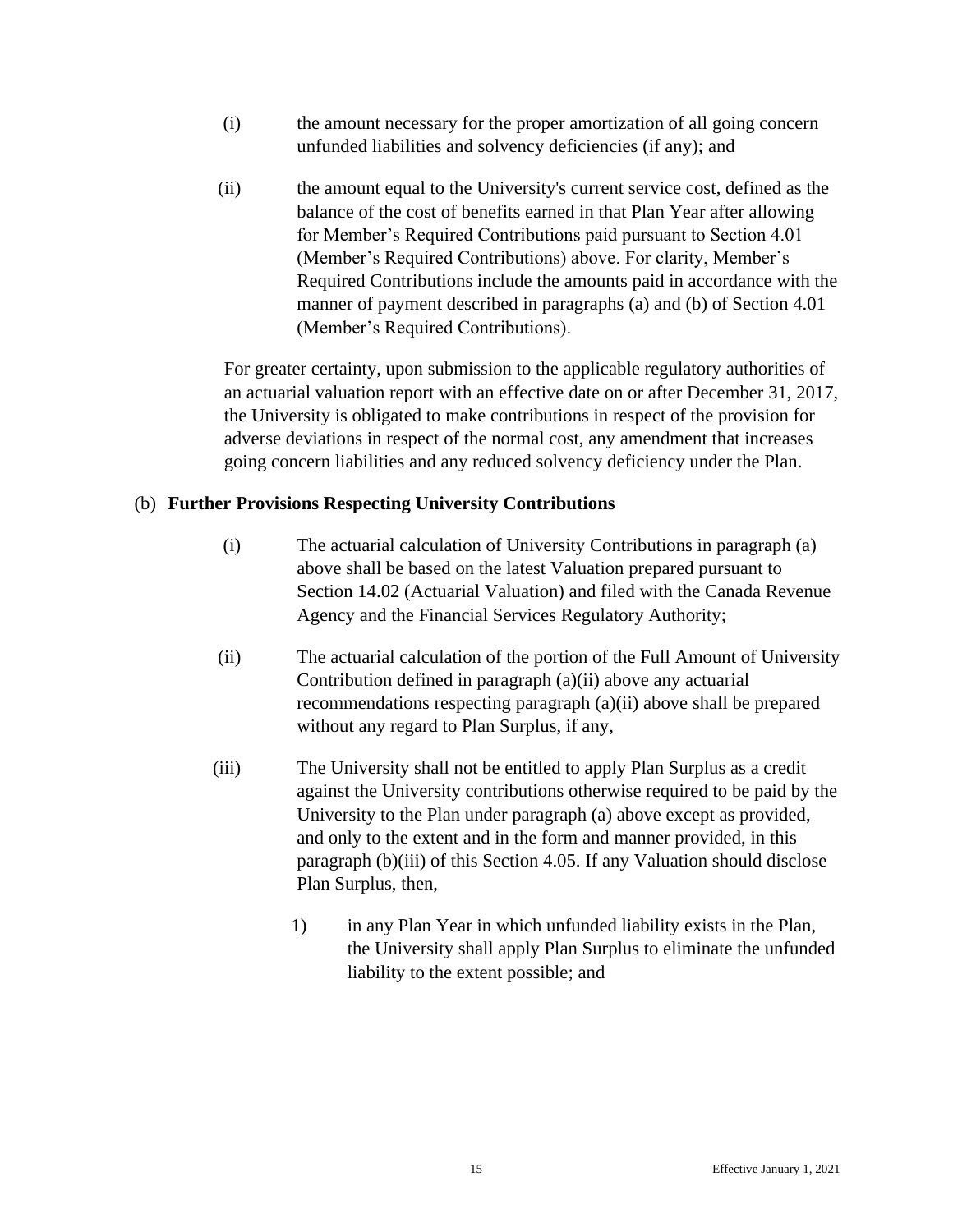(i) the amount necessary for the proper amortization of all going concern unfunded liabilities and solvency deficiencies (if any); and

(ii) the amount equal to the University's current service cost, defined as the balance of the cost of benefits earned in that Plan Year after allowing for Member's Required Contributions paid pursuant to Section 4.01 (Member's Required Contributions) above. For clarity, Member's Required Contributions include the amounts paid in accordance with the manner of payment described in paragraphs (a) and (b) of Section 4.01 (Member's Required Contributions).

For greater certainty, upon submission to the applicable regulatory authorities of an actuarial valuation report with an effective date on or after December 31, 2017, the University is obligated to make contributions in respect of the provision for adverse deviations in respect of the normal cost, any amendment that increases going concern liabilities and any reduced solvency deficiency under the Plan.

(b) **Further Provisions Respecting University Contributions**

(i) The actuarial calculation of University Contributions in paragraph (a) above shall be based on the latest Valuation prepared pursuant to Section 14.02 (Actuarial Valuation) and filed with the Canada Revenue Agency and the Financial Services Regulatory Authority;

(ii) The actuarial calculation of the portion of the Full Amount of University Contribution defined in paragraph (a)(ii) above any actuarial recommendations respecting paragraph (a)(ii) above shall be prepared without any regard to Plan Surplus, if any,

(iii) The University shall not be entitled to apply Plan Surplus as a credit against the University contributions otherwise required to be paid by the University to the Plan under paragraph (a) above except as provided, and only to the extent and in the form and manner provided, in this paragraph (b)(iii) of this Section 4.05. If any Valuation should disclose Plan Surplus, then,

1) in any Plan Year in which unfunded liability exists in the Plan, the University shall apply Plan Surplus to eliminate the unfunded liability to the extent possible; and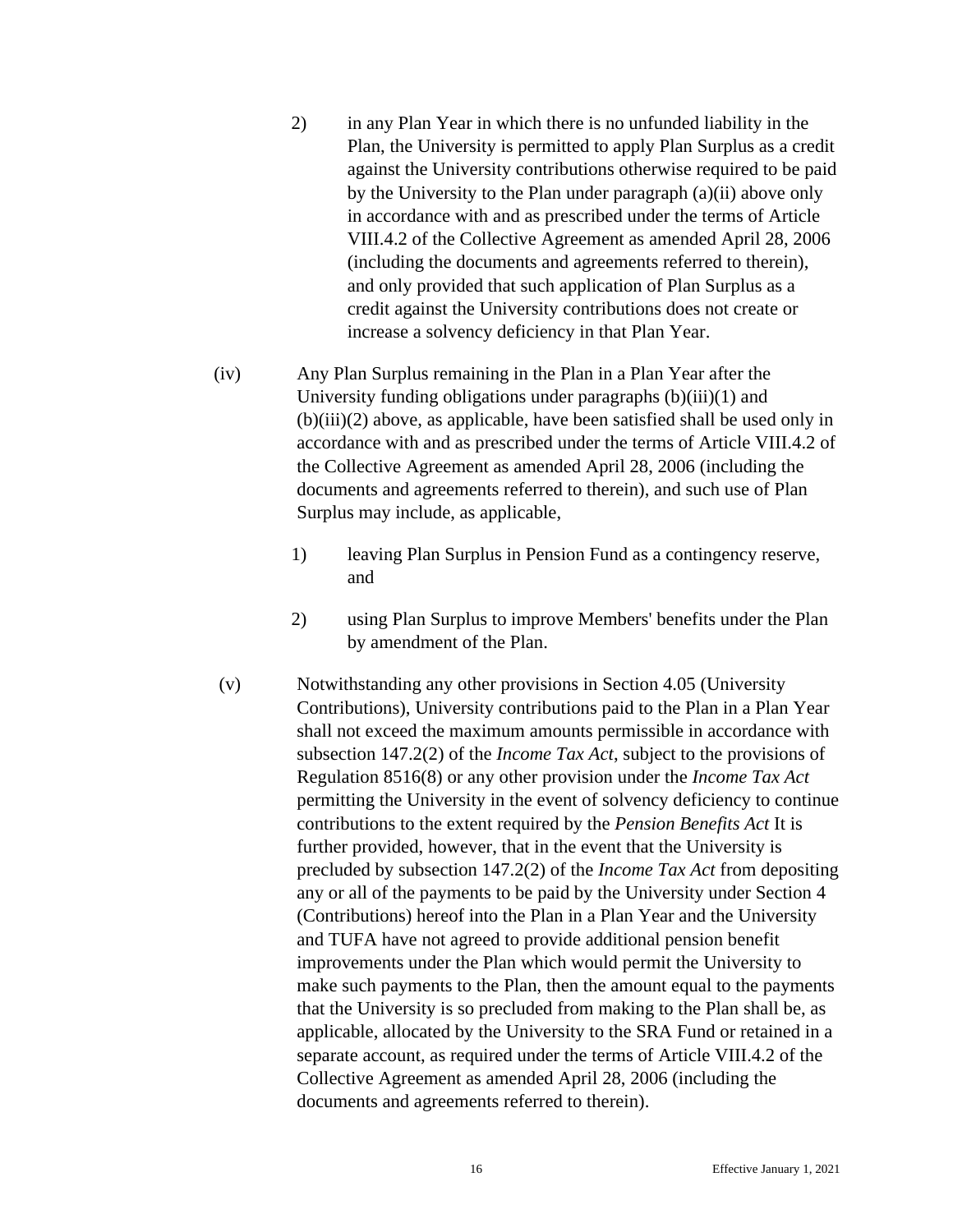2) in any Plan Year in which there is no unfunded liability in the Plan, the University is permitted to apply Plan Surplus as a credit against the University contributions otherwise required to be paid by the University to the Plan under paragraph (a)(ii) above only in accordance with and as prescribed under the terms of Article VIII.4.2 of the Collective Agreement as amended April 28, 2006 (including the documents and agreements referred to therein), and only provided that such application of Plan Surplus as a credit against the University contributions does not create or increase a solvency deficiency in that Plan Year.

(iv) Any Plan Surplus remaining in the Plan in a Plan Year after the University funding obligations under paragraphs (b)(iii)(1) and (b)(iii)(2) above, as applicable, have been satisfied shall be used only in accordance with and as prescribed under the terms of Article VIII.4.2 of the Collective Agreement as amended April 28, 2006 (including the documents and agreements referred to therein), and such use of Plan Surplus may include, as applicable,

1) leaving Plan Surplus in Pension Fund as a contingency reserve, and

2) using Plan Surplus to improve Members' benefits under the Plan by amendment of the Plan.

(v) Notwithstanding any other provisions in Section 4.05 (University Contributions), University contributions paid to the Plan in a Plan Year shall not exceed the maximum amounts permissible in accordance with subsection 147.2(2) of the *Income Tax Act*, subject to the provisions of Regulation 8516(8) or any other provision under the *Income Tax Act* permitting the University in the event of solvency deficiency to continue contributions to the extent required by the *Pension Benefits Act* It is further provided, however, that in the event that the University is precluded by subsection 147.2(2) of the *Income Tax Act* from depositing any or all of the payments to be paid by the University under Section 4 (Contributions) hereof into the Plan in a Plan Year and the University and TUFA have not agreed to provide additional pension benefit improvements under the Plan which would permit the University to make such payments to the Plan, then the amount equal to the payments that the University is so precluded from making to the Plan shall be, as applicable, allocated by the University to the SRA Fund or retained in a separate account, as required under the terms of Article VIII.4.2 of the Collective Agreement as amended April 28, 2006 (including the documents and agreements referred to therein).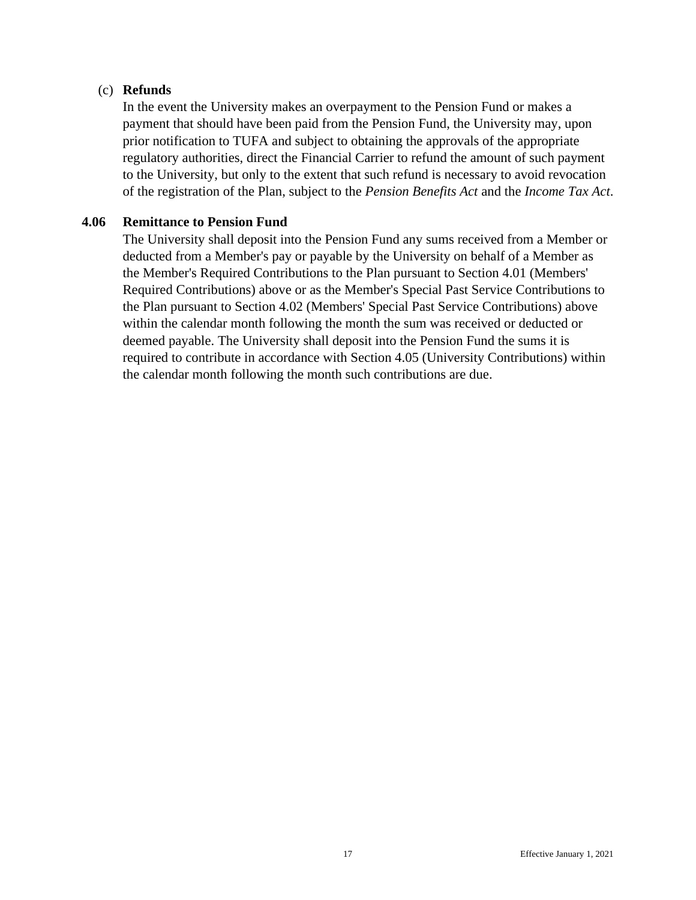(c) **Refunds**

In the event the University makes an overpayment to the Pension Fund or makes a payment that should have been paid from the Pension Fund, the University may, upon prior notification to TUFA and subject to obtaining the approvals of the appropriate regulatory authorities, direct the Financial Carrier to refund the amount of such payment to the University, but only to the extent that such refund is necessary to avoid revocation of the registration of the Plan, subject to the *Pension Benefits Act* and the *Income Tax Act*.

## 4.06 Remittance to Pension Fund

The University shall deposit into the Pension Fund any sums received from a Member or deducted from a Member's pay or payable by the University on behalf of a Member as the Member's Required Contributions to the Plan pursuant to Section 4.01 (Members' Required Contributions) above or as the Member's Special Past Service Contributions to the Plan pursuant to Section 4.02 (Members' Special Past Service Contributions) above within the calendar month following the month the sum was received or deducted or deemed payable. The University shall deposit into the Pension Fund the sums it is required to contribute in accordance with Section 4.05 (University Contributions) within the calendar month following the month such contributions are due.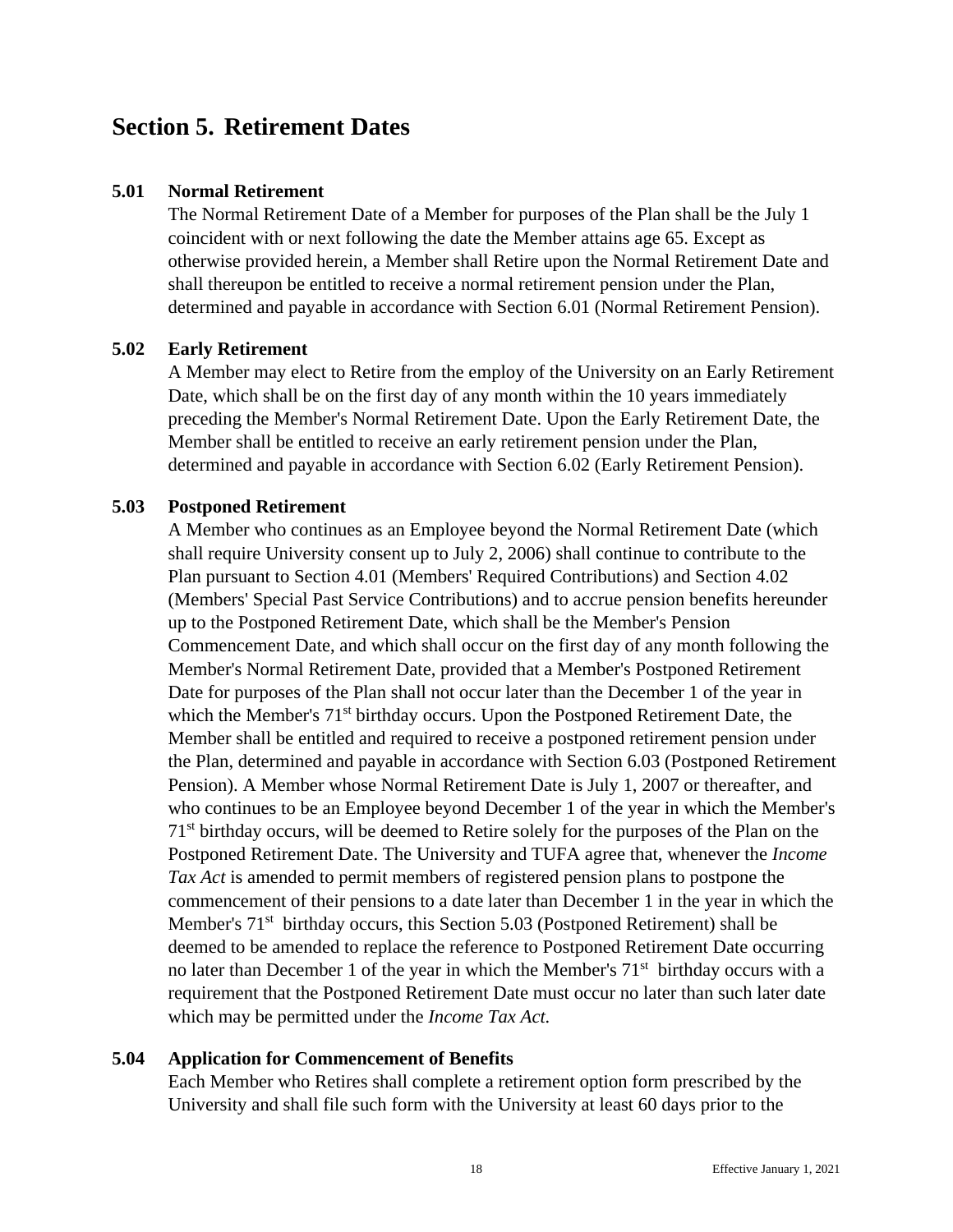## Section 5. Retirement Dates

### 5.01 Normal Retirement

The Normal Retirement Date of a Member for purposes of the Plan shall be the July 1 coincident with or next following the date the Member attains age 65. Except as otherwise provided herein, a Member shall Retire upon the Normal Retirement Date and shall thereupon be entitled to receive a normal retirement pension under the Plan, determined and payable in accordance with Section 6.01 (Normal Retirement Pension).

### 5.02 Early Retirement

A Member may elect to Retire from the employ of the University on an Early Retirement Date, which shall be on the first day of any month within the 10 years immediately preceding the Member's Normal Retirement Date. Upon the Early Retirement Date, the Member shall be entitled to receive an early retirement pension under the Plan, determined and payable in accordance with Section 6.02 (Early Retirement Pension).

### 5.03 Postponed Retirement

A Member who continues as an Employee beyond the Normal Retirement Date (which shall require University consent up to July 2, 2006) shall continue to contribute to the Plan pursuant to Section 4.01 (Members' Required Contributions) and Section 4.02 (Members' Special Past Service Contributions) and to accrue pension benefits hereunder up to the Postponed Retirement Date, which shall be the Member's Pension Commencement Date, and which shall occur on the first day of any month following the Member's Normal Retirement Date, provided that a Member's Postponed Retirement Date for purposes of the Plan shall not occur later than the December 1 of the year in which the Member's 71st birthday occurs. Upon the Postponed Retirement Date, the Member shall be entitled and required to receive a postponed retirement pension under the Plan, determined and payable in accordance with Section 6.03 (Postponed Retirement Pension). A Member whose Normal Retirement Date is July 1, 2007 or thereafter, and who continues to be an Employee beyond December 1 of the year in which the Member's 71st birthday occurs, will be deemed to Retire solely for the purposes of the Plan on the Postponed Retirement Date. The University and TUFA agree that, whenever the *Income Tax Act* is amended to permit members of registered pension plans to postpone the commencement of their pensions to a date later than December 1 in the year in which the Member's 71st birthday occurs, this Section 5.03 (Postponed Retirement) shall be deemed to be amended to replace the reference to Postponed Retirement Date occurring no later than December 1 of the year in which the Member's 71st birthday occurs with a requirement that the Postponed Retirement Date must occur no later than such later date which may be permitted under the *Income Tax Act.*

### 5.04 Application for Commencement of Benefits

Each Member who Retires shall complete a retirement option form prescribed by the University and shall file such form with the University at least 60 days prior to the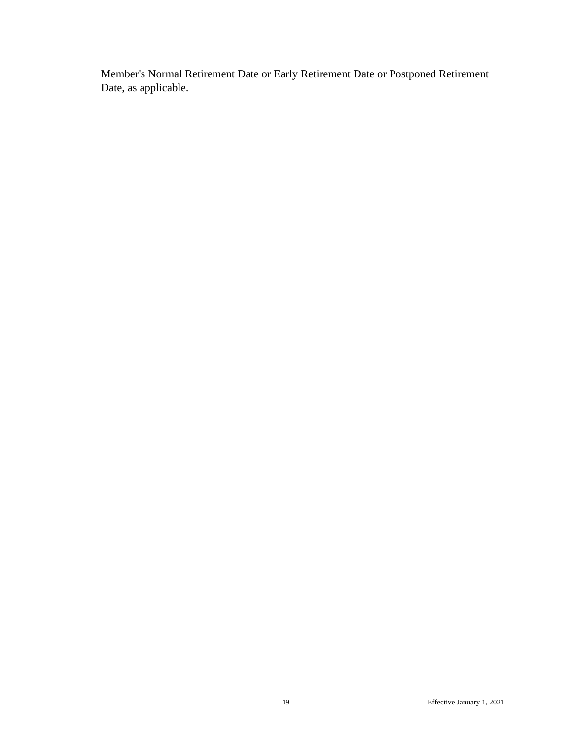Member's Normal Retirement Date or Early Retirement Date or Postponed Retirement Date, as applicable.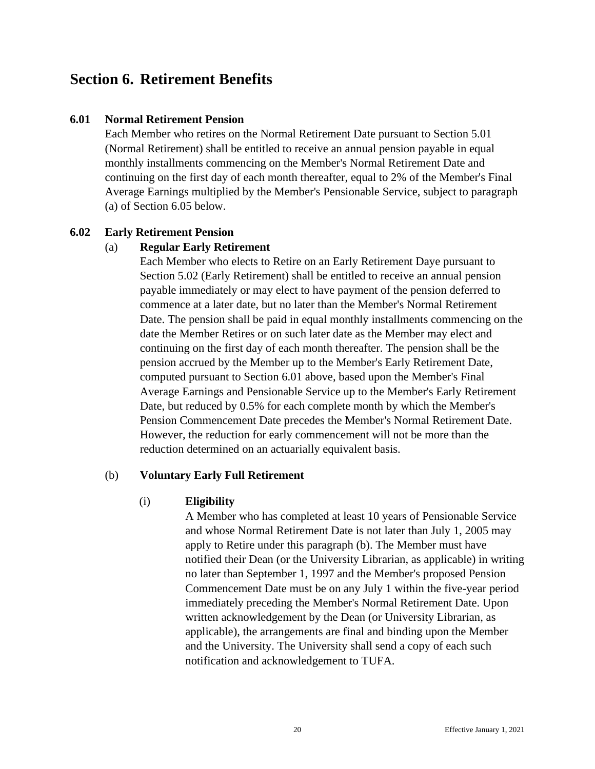## Section 6. Retirement Benefits

### 6.01 Normal Retirement Pension

Each Member who retires on the Normal Retirement Date pursuant to Section 5.01 (Normal Retirement) shall be entitled to receive an annual pension payable in equal monthly installments commencing on the Member's Normal Retirement Date and continuing on the first day of each month thereafter, equal to 2% of the Member's Final Average Earnings multiplied by the Member's Pensionable Service, subject to paragraph (a) of Section 6.05 below.

### 6.02 Early Retirement Pension

(a) **Regular Early Retirement**

Each Member who elects to Retire on an Early Retirement Daye pursuant to Section 5.02 (Early Retirement) shall be entitled to receive an annual pension payable immediately or may elect to have payment of the pension deferred to commence at a later date, but no later than the Member's Normal Retirement Date. The pension shall be paid in equal monthly installments commencing on the date the Member Retires or on such later date as the Member may elect and continuing on the first day of each month thereafter. The pension shall be the pension accrued by the Member up to the Member's Early Retirement Date, computed pursuant to Section 6.01 above, based upon the Member's Final Average Earnings and Pensionable Service up to the Member's Early Retirement Date, but reduced by 0.5% for each complete month by which the Member's Pension Commencement Date precedes the Member's Normal Retirement Date. However, the reduction for early commencement will not be more than the reduction determined on an actuarially equivalent basis.

(b) **Voluntary Early Full Retirement**

(i) **Eligibility**

A Member who has completed at least 10 years of Pensionable Service and whose Normal Retirement Date is not later than July 1, 2005 may apply to Retire under this paragraph (b). The Member must have notified their Dean (or the University Librarian, as applicable) in writing no later than September 1, 1997 and the Member's proposed Pension Commencement Date must be on any July 1 within the five-year period immediately preceding the Member's Normal Retirement Date. Upon written acknowledgement by the Dean (or University Librarian, as applicable), the arrangements are final and binding upon the Member and the University. The University shall send a copy of each such notification and acknowledgement to TUFA.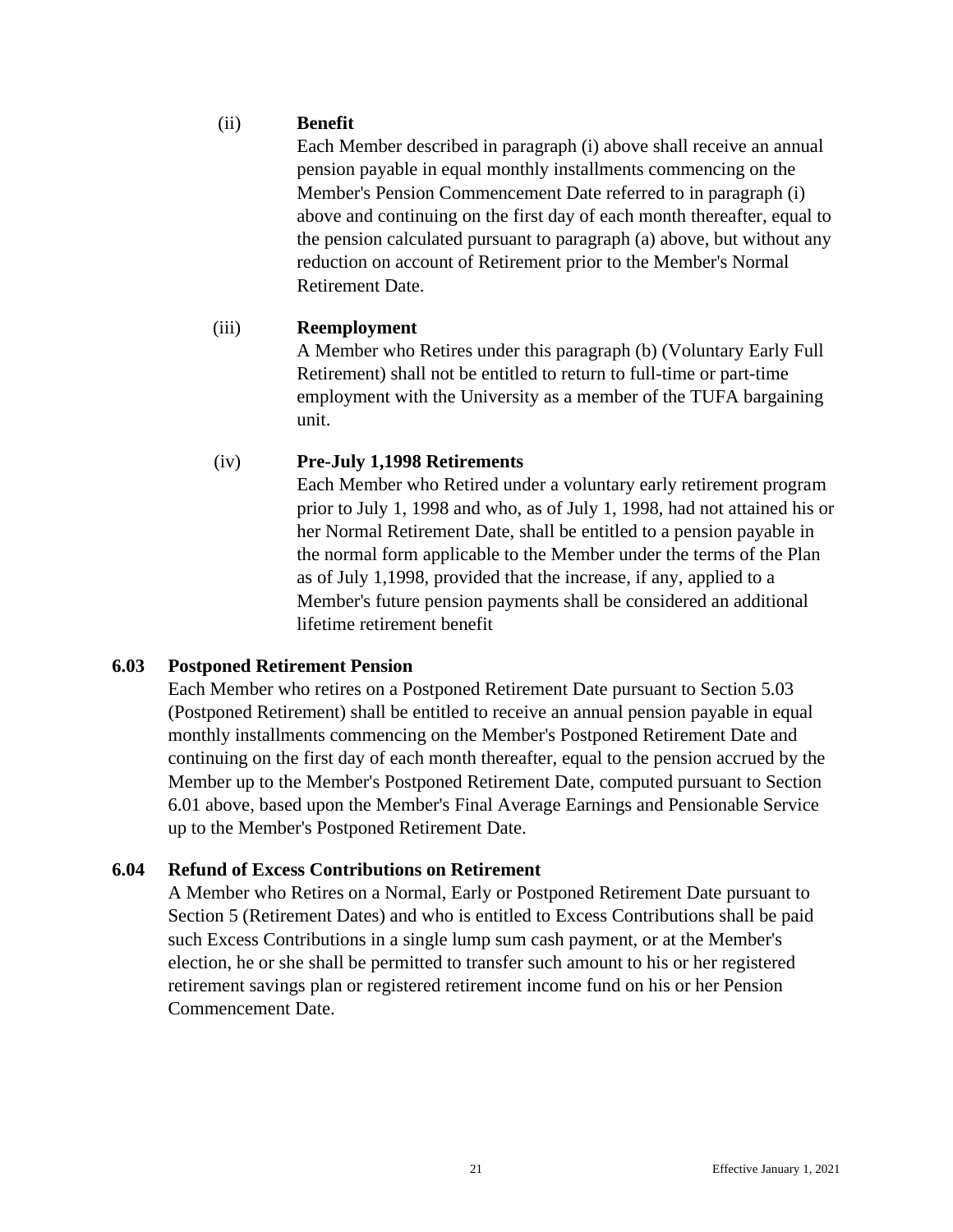(ii) **Benefit**

Each Member described in paragraph (i) above shall receive an annual pension payable in equal monthly installments commencing on the Member's Pension Commencement Date referred to in paragraph (i) above and continuing on the first day of each month thereafter, equal to the pension calculated pursuant to paragraph (a) above, but without any reduction on account of Retirement prior to the Member's Normal Retirement Date.

(iii) **Reemployment**

A Member who Retires under this paragraph (b) (Voluntary Early Full Retirement) shall not be entitled to return to full-time or part-time employment with the University as a member of the TUFA bargaining unit.

(iv) **Pre-July 1,1998 Retirements**

Each Member who Retired under a voluntary early retirement program prior to July 1, 1998 and who, as of July 1, 1998, had not attained his or her Normal Retirement Date, shall be entitled to a pension payable in the normal form applicable to the Member under the terms of the Plan as of July 1,1998, provided that the increase, if any, applied to a Member's future pension payments shall be considered an additional lifetime retirement benefit

## 6.03 Postponed Retirement Pension

Each Member who retires on a Postponed Retirement Date pursuant to Section 5.03 (Postponed Retirement) shall be entitled to receive an annual pension payable in equal monthly installments commencing on the Member's Postponed Retirement Date and continuing on the first day of each month thereafter, equal to the pension accrued by the Member up to the Member's Postponed Retirement Date, computed pursuant to Section 6.01 above, based upon the Member's Final Average Earnings and Pensionable Service up to the Member's Postponed Retirement Date.

## 6.04 Refund of Excess Contributions on Retirement

A Member who Retires on a Normal, Early or Postponed Retirement Date pursuant to Section 5 (Retirement Dates) and who is entitled to Excess Contributions shall be paid such Excess Contributions in a single lump sum cash payment, or at the Member's election, he or she shall be permitted to transfer such amount to his or her registered retirement savings plan or registered retirement income fund on his or her Pension Commencement Date.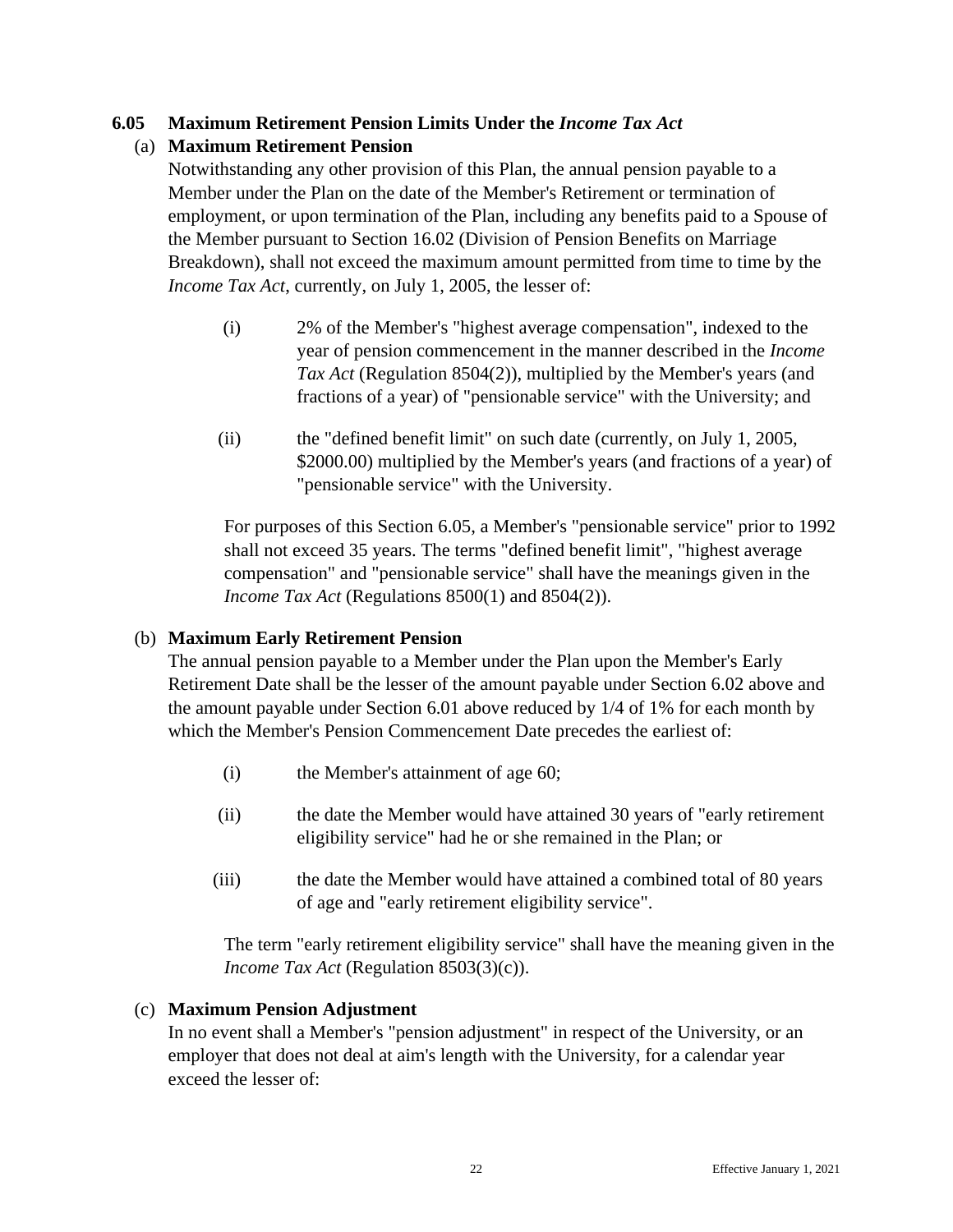## 6.05 Maximum Retirement Pension Limits Under the *Income Tax Act*

### (a) Maximum Retirement Pension

Notwithstanding any other provision of this Plan, the annual pension payable to a Member under the Plan on the date of the Member's Retirement or termination of employment, or upon termination of the Plan, including any benefits paid to a Spouse of the Member pursuant to Section 16.02 (Division of Pension Benefits on Marriage Breakdown), shall not exceed the maximum amount permitted from time to time by the *Income Tax Act*, currently, on July 1, 2005, the lesser of:

(i) 2% of the Member's "highest average compensation", indexed to the year of pension commencement in the manner described in the *Income Tax Act* (Regulation 8504(2)), multiplied by the Member's years (and fractions of a year) of "pensionable service" with the University; and

(ii) the "defined benefit limit" on such date (currently, on July 1, 2005, $2000.00) multiplied by the Member's years (and fractions of a year) of "pensionable service" with the University.

For purposes of this Section 6.05, a Member's "pensionable service" prior to 1992 shall not exceed 35 years. The terms "defined benefit limit", "highest average compensation" and "pensionable service" shall have the meanings given in the *Income Tax Act* (Regulations 8500(1) and 8504(2)).

### (b) Maximum Early Retirement Pension

The annual pension payable to a Member under the Plan upon the Member's Early Retirement Date shall be the lesser of the amount payable under Section 6.02 above and the amount payable under Section 6.01 above reduced by 1/4 of 1% for each month by which the Member's Pension Commencement Date precedes the earliest of:

(i) the Member's attainment of age 60;

(ii) the date the Member would have attained 30 years of "early retirement eligibility service" had he or she remained in the Plan; or

(iii) the date the Member would have attained a combined total of 80 years of age and "early retirement eligibility service".

The term "early retirement eligibility service" shall have the meaning given in the *Income Tax Act* (Regulation 8503(3)(c)).

### (c) Maximum Pension Adjustment

In no event shall a Member's "pension adjustment" in respect of the University, or an employer that does not deal at aim's length with the University, for a calendar year exceed the lesser of: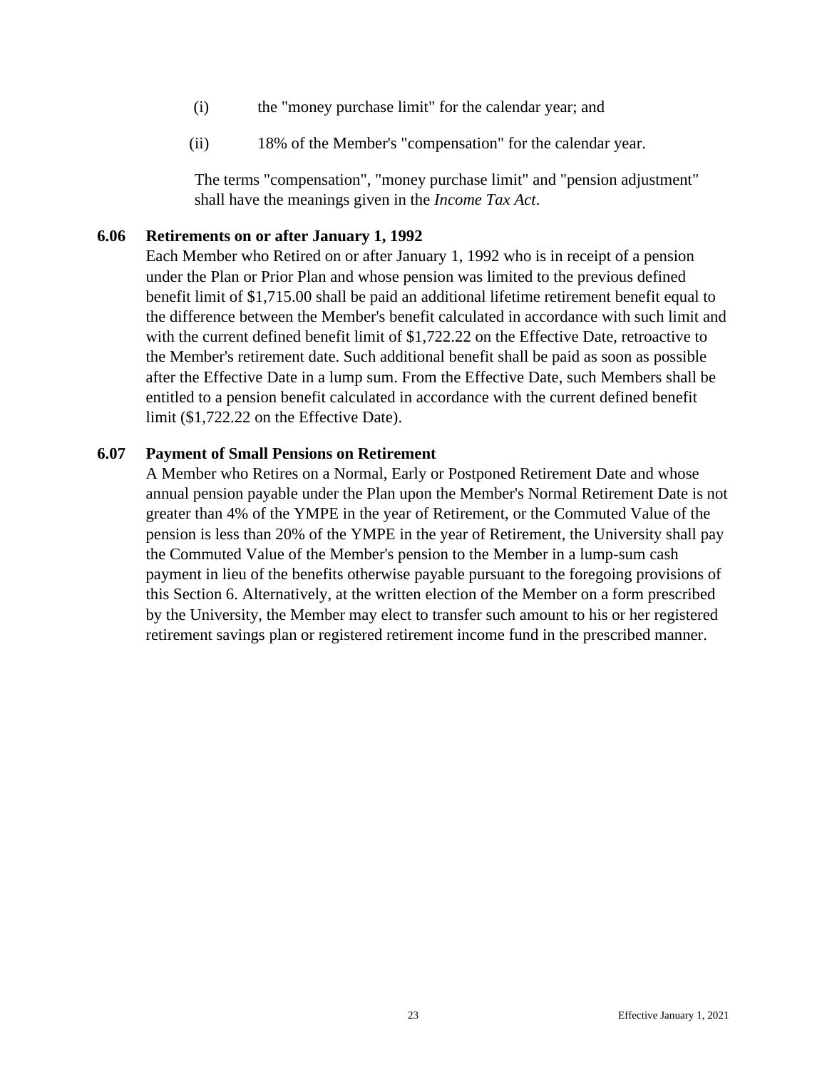(i) the "money purchase limit" for the calendar year; and

(ii) 18% of the Member's "compensation" for the calendar year.

The terms "compensation", "money purchase limit" and "pension adjustment" shall have the meanings given in the *Income Tax Act*.

**6.06 Retirements on or after January 1, 1992**

Each Member who Retired on or after January 1, 1992 who is in receipt of a pension under the Plan or Prior Plan and whose pension was limited to the previous defined benefit limit of $1,715.00 shall be paid an additional lifetime retirement benefit equal to the difference between the Member's benefit calculated in accordance with such limit and with the current defined benefit limit of $1,722.22 on the Effective Date, retroactive to the Member's retirement date. Such additional benefit shall be paid as soon as possible after the Effective Date in a lump sum. From the Effective Date, such Members shall be entitled to a pension benefit calculated in accordance with the current defined benefit limit ($1,722.22 on the Effective Date).

**6.07 Payment of Small Pensions on Retirement**

A Member who Retires on a Normal, Early or Postponed Retirement Date and whose annual pension payable under the Plan upon the Member's Normal Retirement Date is not greater than 4% of the YMPE in the year of Retirement, or the Commuted Value of the pension is less than 20% of the YMPE in the year of Retirement, the University shall pay the Commuted Value of the Member's pension to the Member in a lump-sum cash payment in lieu of the benefits otherwise payable pursuant to the foregoing provisions of this Section 6. Alternatively, at the written election of the Member on a form prescribed by the University, the Member may elect to transfer such amount to his or her registered retirement savings plan or registered retirement income fund in the prescribed manner.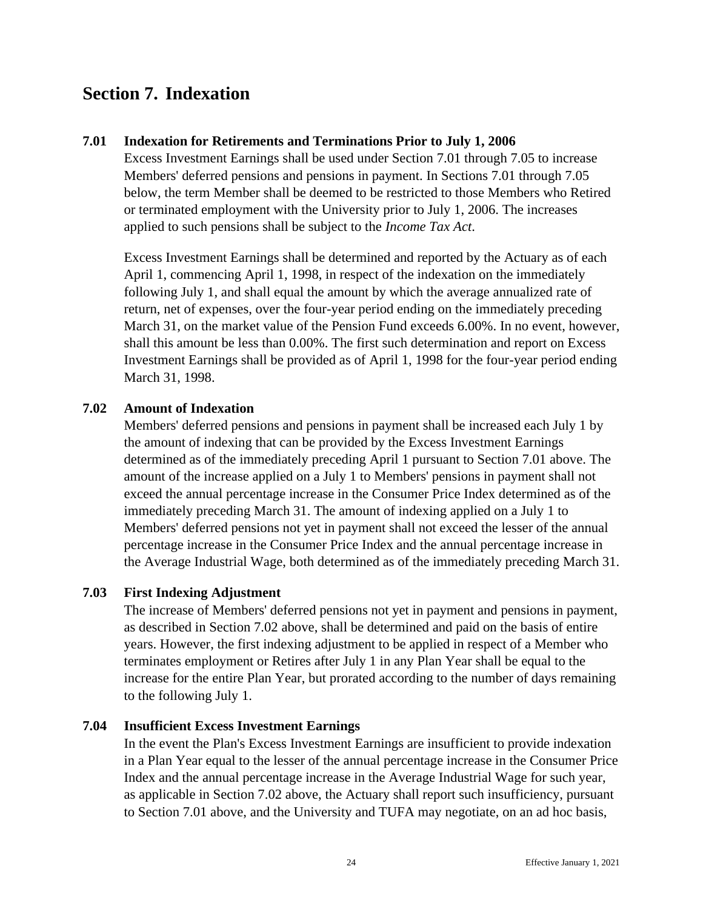## Section 7. Indexation

### 7.01 Indexation for Retirements and Terminations Prior to July 1, 2006

Excess Investment Earnings shall be used under Section 7.01 through 7.05 to increase Members' deferred pensions and pensions in payment. In Sections 7.01 through 7.05 below, the term Member shall be deemed to be restricted to those Members who Retired or terminated employment with the University prior to July 1, 2006. The increases applied to such pensions shall be subject to the *Income Tax Act*.

Excess Investment Earnings shall be determined and reported by the Actuary as of each April 1, commencing April 1, 1998, in respect of the indexation on the immediately following July 1, and shall equal the amount by which the average annualized rate of return, net of expenses, over the four-year period ending on the immediately preceding March 31, on the market value of the Pension Fund exceeds 6.00%. In no event, however, shall this amount be less than 0.00%. The first such determination and report on Excess Investment Earnings shall be provided as of April 1, 1998 for the four-year period ending March 31, 1998.

### 7.02 Amount of Indexation

Members' deferred pensions and pensions in payment shall be increased each July 1 by the amount of indexing that can be provided by the Excess Investment Earnings determined as of the immediately preceding April 1 pursuant to Section 7.01 above. The amount of the increase applied on a July 1 to Members' pensions in payment shall not exceed the annual percentage increase in the Consumer Price Index determined as of the immediately preceding March 31. The amount of indexing applied on a July 1 to Members' deferred pensions not yet in payment shall not exceed the lesser of the annual percentage increase in the Consumer Price Index and the annual percentage increase in the Average Industrial Wage, both determined as of the immediately preceding March 31.

### 7.03 First Indexing Adjustment

The increase of Members' deferred pensions not yet in payment and pensions in payment, as described in Section 7.02 above, shall be determined and paid on the basis of entire years. However, the first indexing adjustment to be applied in respect of a Member who terminates employment or Retires after July 1 in any Plan Year shall be equal to the increase for the entire Plan Year, but prorated according to the number of days remaining to the following July 1.

### 7.04 Insufficient Excess Investment Earnings

In the event the Plan's Excess Investment Earnings are insufficient to provide indexation in a Plan Year equal to the lesser of the annual percentage increase in the Consumer Price Index and the annual percentage increase in the Average Industrial Wage for such year, as applicable in Section 7.02 above, the Actuary shall report such insufficiency, pursuant to Section 7.01 above, and the University and TUFA may negotiate, on an ad hoc basis,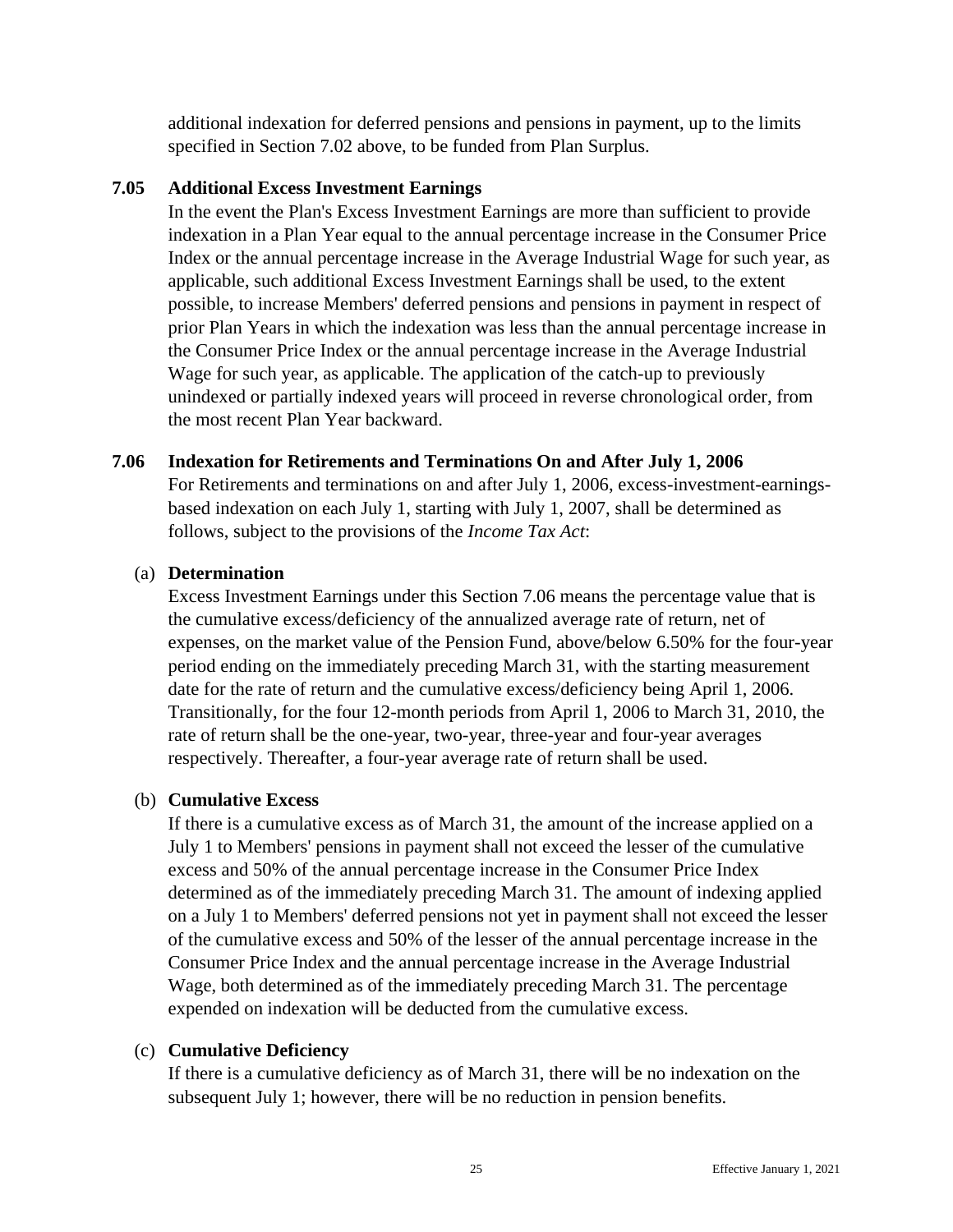additional indexation for deferred pensions and pensions in payment, up to the limits specified in Section 7.02 above, to be funded from Plan Surplus.

### 7.05 Additional Excess Investment Earnings

In the event the Plan's Excess Investment Earnings are more than sufficient to provide indexation in a Plan Year equal to the annual percentage increase in the Consumer Price Index or the annual percentage increase in the Average Industrial Wage for such year, as applicable, such additional Excess Investment Earnings shall be used, to the extent possible, to increase Members' deferred pensions and pensions in payment in respect of prior Plan Years in which the indexation was less than the annual percentage increase in the Consumer Price Index or the annual percentage increase in the Average Industrial Wage for such year, as applicable. The application of the catch-up to previously unindexed or partially indexed years will proceed in reverse chronological order, from the most recent Plan Year backward.

### 7.06 Indexation for Retirements and Terminations On and After July 1, 2006

For Retirements and terminations on and after July 1, 2006, excess-investment-earnings-based indexation on each July 1, starting with July 1, 2007, shall be determined as follows, subject to the provisions of the *Income Tax Act*:

(a) **Determination**

Excess Investment Earnings under this Section 7.06 means the percentage value that is the cumulative excess/deficiency of the annualized average rate of return, net of expenses, on the market value of the Pension Fund, above/below 6.50% for the four-year period ending on the immediately preceding March 31, with the starting measurement date for the rate of return and the cumulative excess/deficiency being April 1, 2006. Transitionally, for the four 12-month periods from April 1, 2006 to March 31, 2010, the rate of return shall be the one-year, two-year, three-year and four-year averages respectively. Thereafter, a four-year average rate of return shall be used.

(b) **Cumulative Excess**

If there is a cumulative excess as of March 31, the amount of the increase applied on a July 1 to Members' pensions in payment shall not exceed the lesser of the cumulative excess and 50% of the annual percentage increase in the Consumer Price Index determined as of the immediately preceding March 31. The amount of indexing applied on a July 1 to Members' deferred pensions not yet in payment shall not exceed the lesser of the cumulative excess and 50% of the lesser of the annual percentage increase in the Consumer Price Index and the annual percentage increase in the Average Industrial Wage, both determined as of the immediately preceding March 31. The percentage expended on indexation will be deducted from the cumulative excess.

(c) **Cumulative Deficiency**

If there is a cumulative deficiency as of March 31, there will be no indexation on the subsequent July 1; however, there will be no reduction in pension benefits.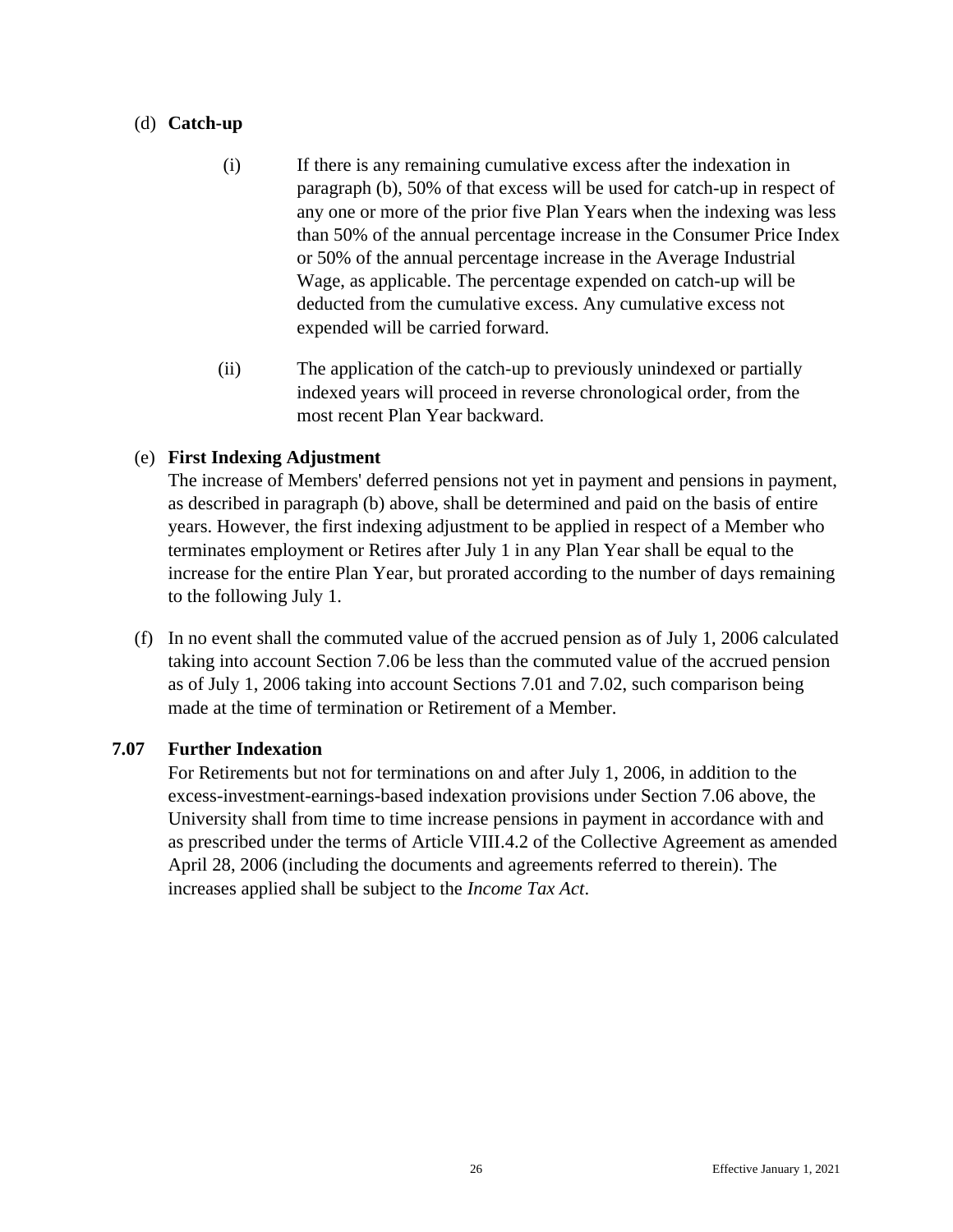(d) **Catch-up**

(i) If there is any remaining cumulative excess after the indexation in paragraph (b), 50% of that excess will be used for catch-up in respect of any one or more of the prior five Plan Years when the indexing was less than 50% of the annual percentage increase in the Consumer Price Index or 50% of the annual percentage increase in the Average Industrial Wage, as applicable. The percentage expended on catch-up will be deducted from the cumulative excess. Any cumulative excess not expended will be carried forward.

(ii) The application of the catch-up to previously unindexed or partially indexed years will proceed in reverse chronological order, from the most recent Plan Year backward.

(e) **First Indexing Adjustment**
The increase of Members' deferred pensions not yet in payment and pensions in payment, as described in paragraph (b) above, shall be determined and paid on the basis of entire years. However, the first indexing adjustment to be applied in respect of a Member who terminates employment or Retires after July 1 in any Plan Year shall be equal to the increase for the entire Plan Year, but prorated according to the number of days remaining to the following July 1.

(f) In no event shall the commuted value of the accrued pension as of July 1, 2006 calculated taking into account Section 7.06 be less than the commuted value of the accrued pension as of July 1, 2006 taking into account Sections 7.01 and 7.02, such comparison being made at the time of termination or Retirement of a Member.

**7.07 Further Indexation**
For Retirements but not for terminations on and after July 1, 2006, in addition to the excess-investment-earnings-based indexation provisions under Section 7.06 above, the University shall from time to time increase pensions in payment in accordance with and as prescribed under the terms of Article VIII.4.2 of the Collective Agreement as amended April 28, 2006 (including the documents and agreements referred to therein). The increases applied shall be subject to the *Income Tax Act*.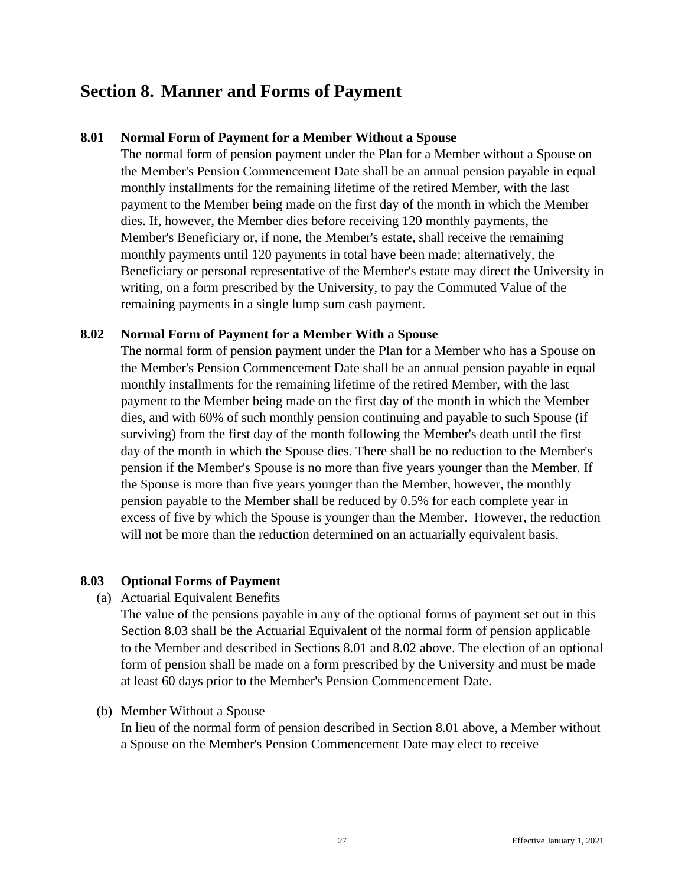# Section 8. Manner and Forms of Payment

### 8.01 Normal Form of Payment for a Member Without a Spouse

The normal form of pension payment under the Plan for a Member without a Spouse on the Member's Pension Commencement Date shall be an annual pension payable in equal monthly installments for the remaining lifetime of the retired Member, with the last payment to the Member being made on the first day of the month in which the Member dies. If, however, the Member dies before receiving 120 monthly payments, the Member's Beneficiary or, if none, the Member's estate, shall receive the remaining monthly payments until 120 payments in total have been made; alternatively, the Beneficiary or personal representative of the Member's estate may direct the University in writing, on a form prescribed by the University, to pay the Commuted Value of the remaining payments in a single lump sum cash payment.

### 8.02 Normal Form of Payment for a Member With a Spouse

The normal form of pension payment under the Plan for a Member who has a Spouse on the Member's Pension Commencement Date shall be an annual pension payable in equal monthly installments for the remaining lifetime of the retired Member, with the last payment to the Member being made on the first day of the month in which the Member dies, and with 60% of such monthly pension continuing and payable to such Spouse (if surviving) from the first day of the month following the Member's death until the first day of the month in which the Spouse dies. There shall be no reduction to the Member's pension if the Member's Spouse is no more than five years younger than the Member. If the Spouse is more than five years younger than the Member, however, the monthly pension payable to the Member shall be reduced by 0.5% for each complete year in excess of five by which the Spouse is younger than the Member. However, the reduction will not be more than the reduction determined on an actuarially equivalent basis.

### 8.03 Optional Forms of Payment

(a) Actuarial Equivalent Benefits

The value of the pensions payable in any of the optional forms of payment set out in this Section 8.03 shall be the Actuarial Equivalent of the normal form of pension applicable to the Member and described in Sections 8.01 and 8.02 above. The election of an optional form of pension shall be made on a form prescribed by the University and must be made at least 60 days prior to the Member's Pension Commencement Date.

(b) Member Without a Spouse

In lieu of the normal form of pension described in Section 8.01 above, a Member without a Spouse on the Member's Pension Commencement Date may elect to receive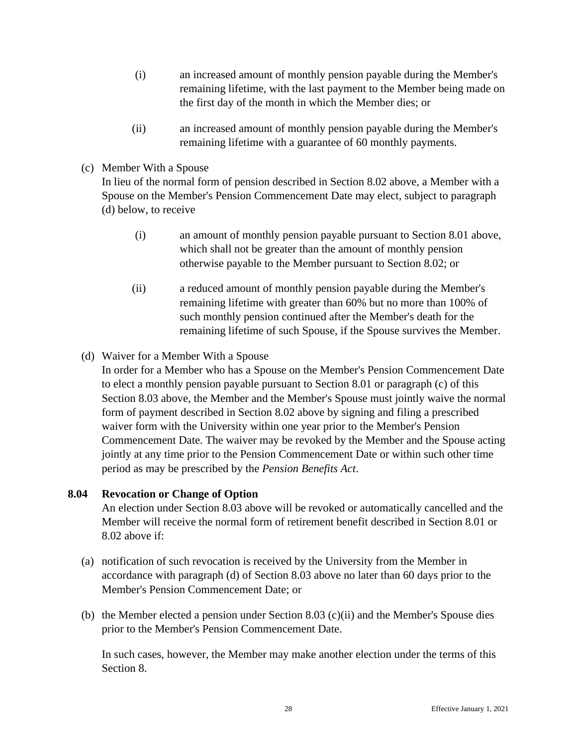(i) an increased amount of monthly pension payable during the Member's remaining lifetime, with the last payment to the Member being made on the first day of the month in which the Member dies; or

(ii) an increased amount of monthly pension payable during the Member's remaining lifetime with a guarantee of 60 monthly payments.

(c) Member With a Spouse
In lieu of the normal form of pension described in Section 8.02 above, a Member with a Spouse on the Member's Pension Commencement Date may elect, subject to paragraph (d) below, to receive

(i) an amount of monthly pension payable pursuant to Section 8.01 above, which shall not be greater than the amount of monthly pension otherwise payable to the Member pursuant to Section 8.02; or

(ii) a reduced amount of monthly pension payable during the Member's remaining lifetime with greater than 60% but no more than 100% of such monthly pension continued after the Member's death for the remaining lifetime of such Spouse, if the Spouse survives the Member.

(d) Waiver for a Member With a Spouse
In order for a Member who has a Spouse on the Member's Pension Commencement Date to elect a monthly pension payable pursuant to Section 8.01 or paragraph (c) of this Section 8.03 above, the Member and the Member's Spouse must jointly waive the normal form of payment described in Section 8.02 above by signing and filing a prescribed waiver form with the University within one year prior to the Member's Pension Commencement Date. The waiver may be revoked by the Member and the Spouse acting jointly at any time prior to the Pension Commencement Date or within such other time period as may be prescribed by the *Pension Benefits Act*.

**8.04 Revocation or Change of Option**

An election under Section 8.03 above will be revoked or automatically cancelled and the Member will receive the normal form of retirement benefit described in Section 8.01 or 8.02 above if:

(a) notification of such revocation is received by the University from the Member in accordance with paragraph (d) of Section 8.03 above no later than 60 days prior to the Member's Pension Commencement Date; or

(b) the Member elected a pension under Section 8.03 (c)(ii) and the Member's Spouse dies prior to the Member's Pension Commencement Date.

In such cases, however, the Member may make another election under the terms of this Section 8.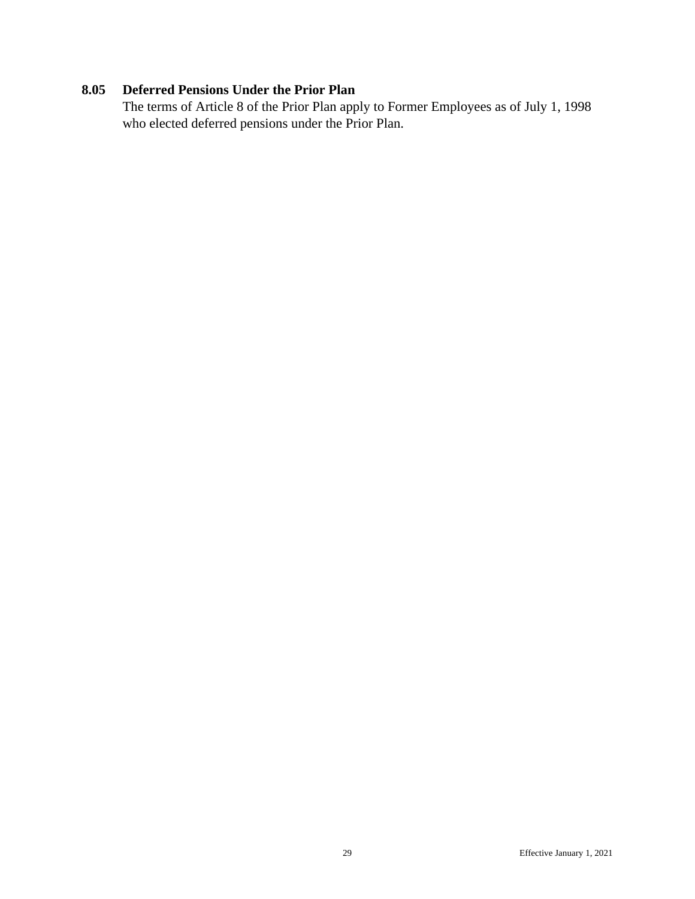### 8.05 Deferred Pensions Under the Prior Plan

The terms of Article 8 of the Prior Plan apply to Former Employees as of July 1, 1998 who elected deferred pensions under the Prior Plan.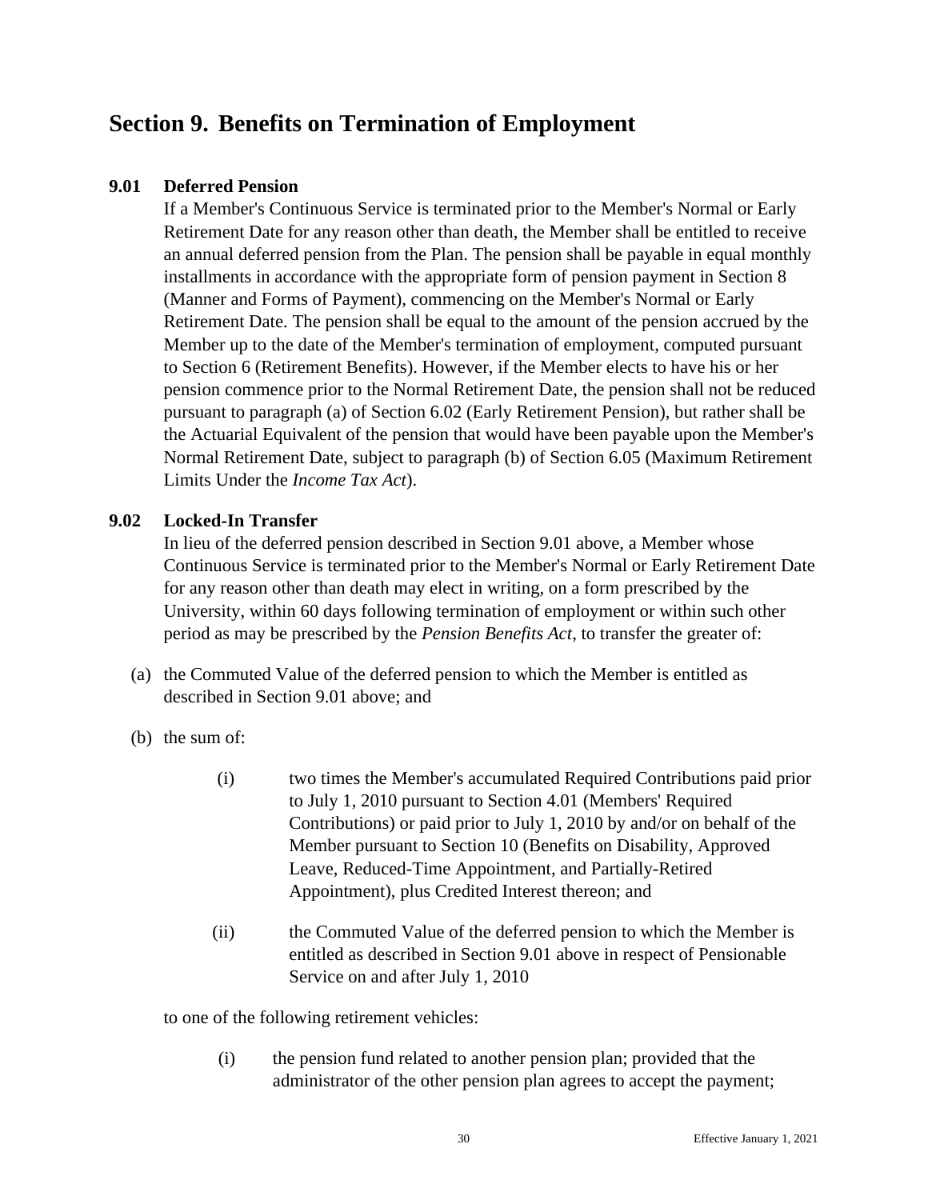# Section 9. Benefits on Termination of Employment

**9.01 Deferred Pension**

If a Member's Continuous Service is terminated prior to the Member's Normal or Early Retirement Date for any reason other than death, the Member shall be entitled to receive an annual deferred pension from the Plan. The pension shall be payable in equal monthly installments in accordance with the appropriate form of pension payment in Section 8 (Manner and Forms of Payment), commencing on the Member's Normal or Early Retirement Date. The pension shall be equal to the amount of the pension accrued by the Member up to the date of the Member's termination of employment, computed pursuant to Section 6 (Retirement Benefits). However, if the Member elects to have his or her pension commence prior to the Normal Retirement Date, the pension shall not be reduced pursuant to paragraph (a) of Section 6.02 (Early Retirement Pension), but rather shall be the Actuarial Equivalent of the pension that would have been payable upon the Member's Normal Retirement Date, subject to paragraph (b) of Section 6.05 (Maximum Retirement Limits Under the *Income Tax Act*).

**9.02 Locked-In Transfer**

In lieu of the deferred pension described in Section 9.01 above, a Member whose Continuous Service is terminated prior to the Member's Normal or Early Retirement Date for any reason other than death may elect in writing, on a form prescribed by the University, within 60 days following termination of employment or within such other period as may be prescribed by the *Pension Benefits Act*, to transfer the greater of:

(a) the Commuted Value of the deferred pension to which the Member is entitled as described in Section 9.01 above; and

(b) the sum of:

(i) two times the Member's accumulated Required Contributions paid prior to July 1, 2010 pursuant to Section 4.01 (Members' Required Contributions) or paid prior to July 1, 2010 by and/or on behalf of the Member pursuant to Section 10 (Benefits on Disability, Approved Leave, Reduced-Time Appointment, and Partially-Retired Appointment), plus Credited Interest thereon; and

(ii) the Commuted Value of the deferred pension to which the Member is entitled as described in Section 9.01 above in respect of Pensionable Service on and after July 1, 2010

to one of the following retirement vehicles:

(i) the pension fund related to another pension plan; provided that the administrator of the other pension plan agrees to accept the payment;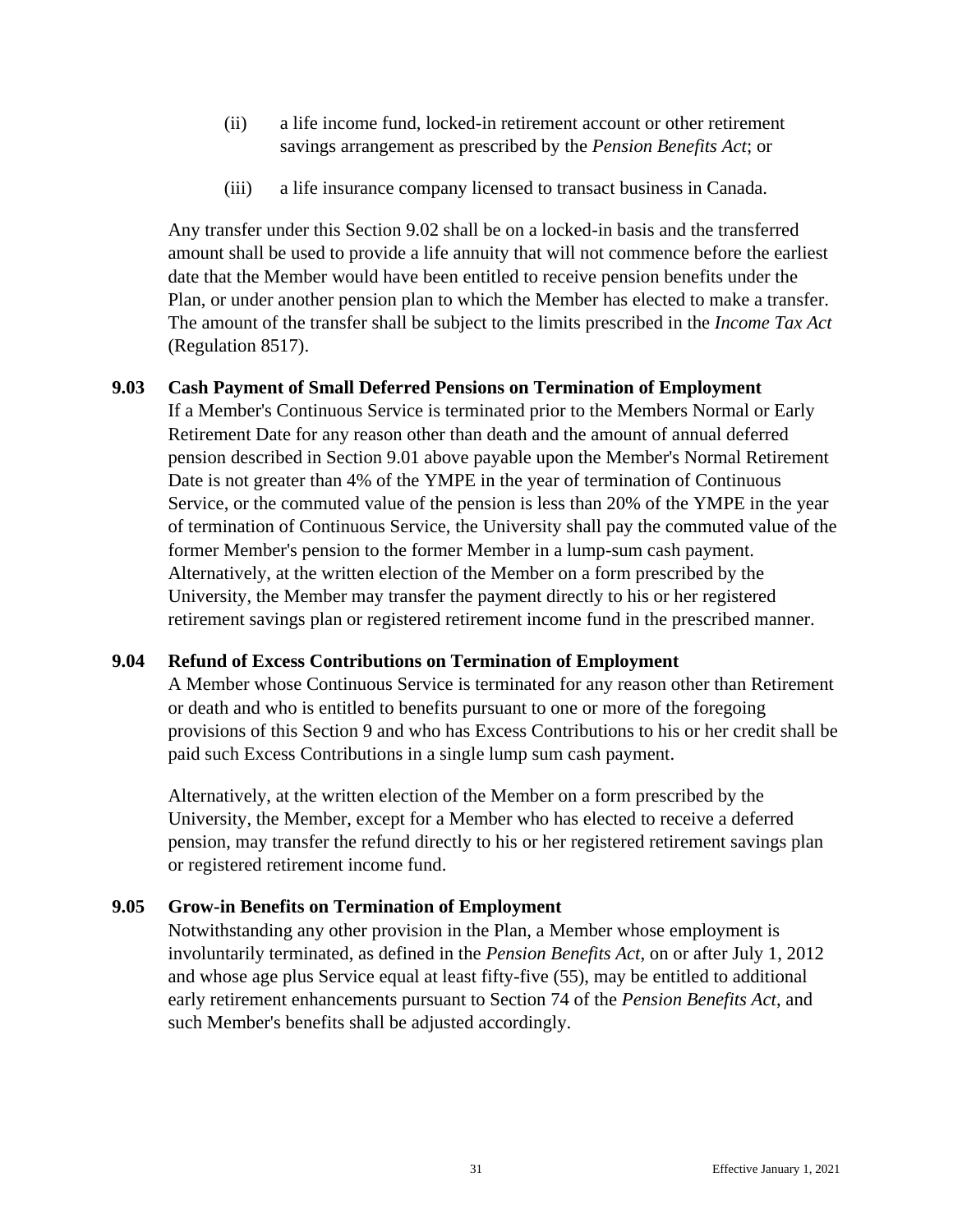(ii) a life income fund, locked-in retirement account or other retirement savings arrangement as prescribed by the *Pension Benefits Act*; or

(iii) a life insurance company licensed to transact business in Canada.

Any transfer under this Section 9.02 shall be on a locked-in basis and the transferred amount shall be used to provide a life annuity that will not commence before the earliest date that the Member would have been entitled to receive pension benefits under the Plan, or under another pension plan to which the Member has elected to make a transfer. The amount of the transfer shall be subject to the limits prescribed in the *Income Tax Act* (Regulation 8517).

### 9.03 Cash Payment of Small Deferred Pensions on Termination of Employment

If a Member's Continuous Service is terminated prior to the Members Normal or Early Retirement Date for any reason other than death and the amount of annual deferred pension described in Section 9.01 above payable upon the Member's Normal Retirement Date is not greater than 4% of the YMPE in the year of termination of Continuous Service, or the commuted value of the pension is less than 20% of the YMPE in the year of termination of Continuous Service, the University shall pay the commuted value of the former Member's pension to the former Member in a lump-sum cash payment. Alternatively, at the written election of the Member on a form prescribed by the University, the Member may transfer the payment directly to his or her registered retirement savings plan or registered retirement income fund in the prescribed manner.

### 9.04 Refund of Excess Contributions on Termination of Employment

A Member whose Continuous Service is terminated for any reason other than Retirement or death and who is entitled to benefits pursuant to one or more of the foregoing provisions of this Section 9 and who has Excess Contributions to his or her credit shall be paid such Excess Contributions in a single lump sum cash payment.

Alternatively, at the written election of the Member on a form prescribed by the University, the Member, except for a Member who has elected to receive a deferred pension, may transfer the refund directly to his or her registered retirement savings plan or registered retirement income fund.

### 9.05 Grow-in Benefits on Termination of Employment

Notwithstanding any other provision in the Plan, a Member whose employment is involuntarily terminated, as defined in the *Pension Benefits Act*, on or after July 1, 2012 and whose age plus Service equal at least fifty-five (55), may be entitled to additional early retirement enhancements pursuant to Section 74 of the *Pension Benefits Act*, and such Member's benefits shall be adjusted accordingly.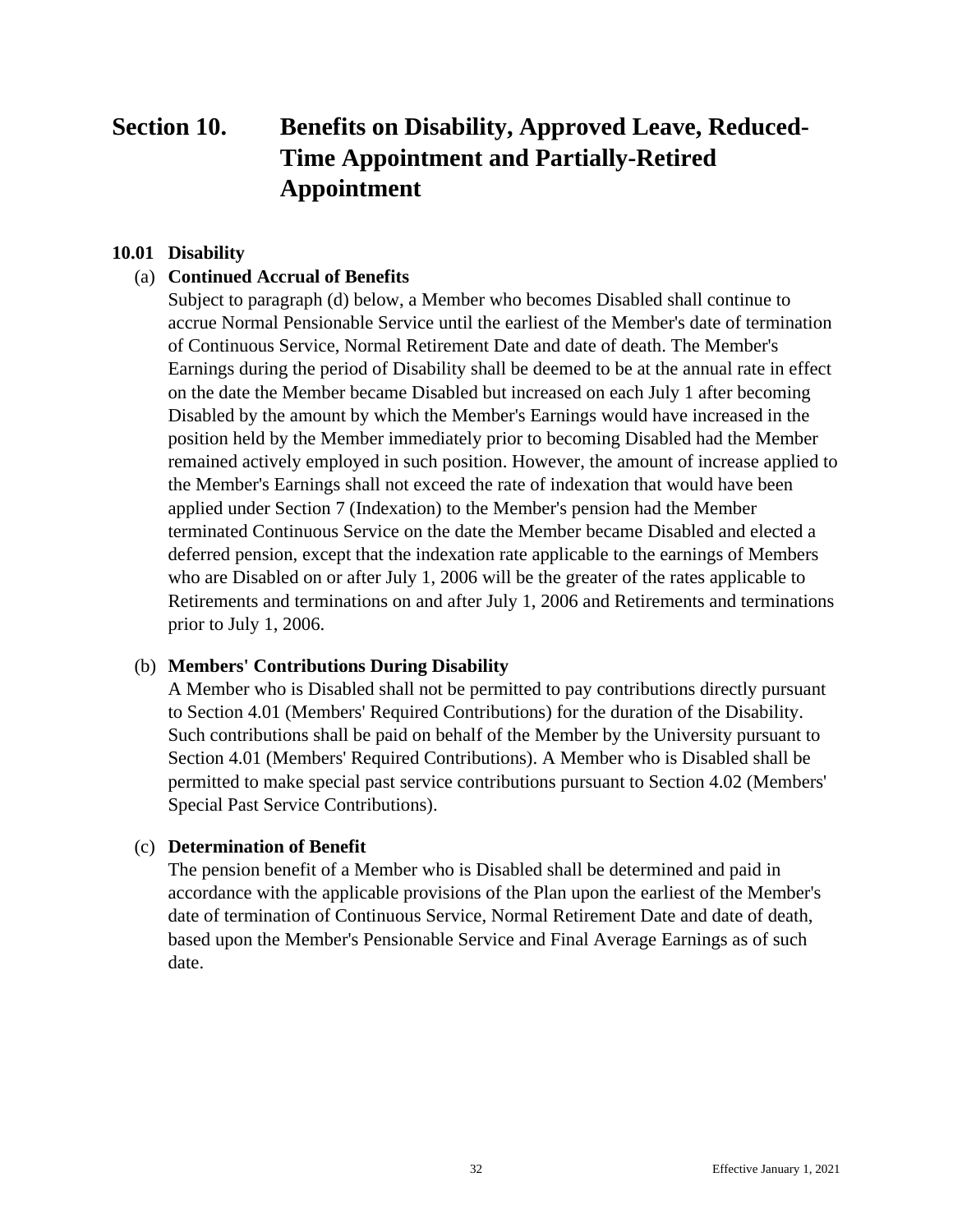# Section 10. Benefits on Disability, Approved Leave, Reduced-Time Appointment and Partially-Retired Appointment

## 10.01 Disability

### (a) Continued Accrual of Benefits

Subject to paragraph (d) below, a Member who becomes Disabled shall continue to accrue Normal Pensionable Service until the earliest of the Member's date of termination of Continuous Service, Normal Retirement Date and date of death. The Member's Earnings during the period of Disability shall be deemed to be at the annual rate in effect on the date the Member became Disabled but increased on each July 1 after becoming Disabled by the amount by which the Member's Earnings would have increased in the position held by the Member immediately prior to becoming Disabled had the Member remained actively employed in such position. However, the amount of increase applied to the Member's Earnings shall not exceed the rate of indexation that would have been applied under Section 7 (Indexation) to the Member's pension had the Member terminated Continuous Service on the date the Member became Disabled and elected a deferred pension, except that the indexation rate applicable to the earnings of Members who are Disabled on or after July 1, 2006 will be the greater of the rates applicable to Retirements and terminations on and after July 1, 2006 and Retirements and terminations prior to July 1, 2006.

### (b) Members' Contributions During Disability

A Member who is Disabled shall not be permitted to pay contributions directly pursuant to Section 4.01 (Members' Required Contributions) for the duration of the Disability. Such contributions shall be paid on behalf of the Member by the University pursuant to Section 4.01 (Members' Required Contributions). A Member who is Disabled shall be permitted to make special past service contributions pursuant to Section 4.02 (Members' Special Past Service Contributions).

### (c) Determination of Benefit

The pension benefit of a Member who is Disabled shall be determined and paid in accordance with the applicable provisions of the Plan upon the earliest of the Member's date of termination of Continuous Service, Normal Retirement Date and date of death, based upon the Member's Pensionable Service and Final Average Earnings as of such date.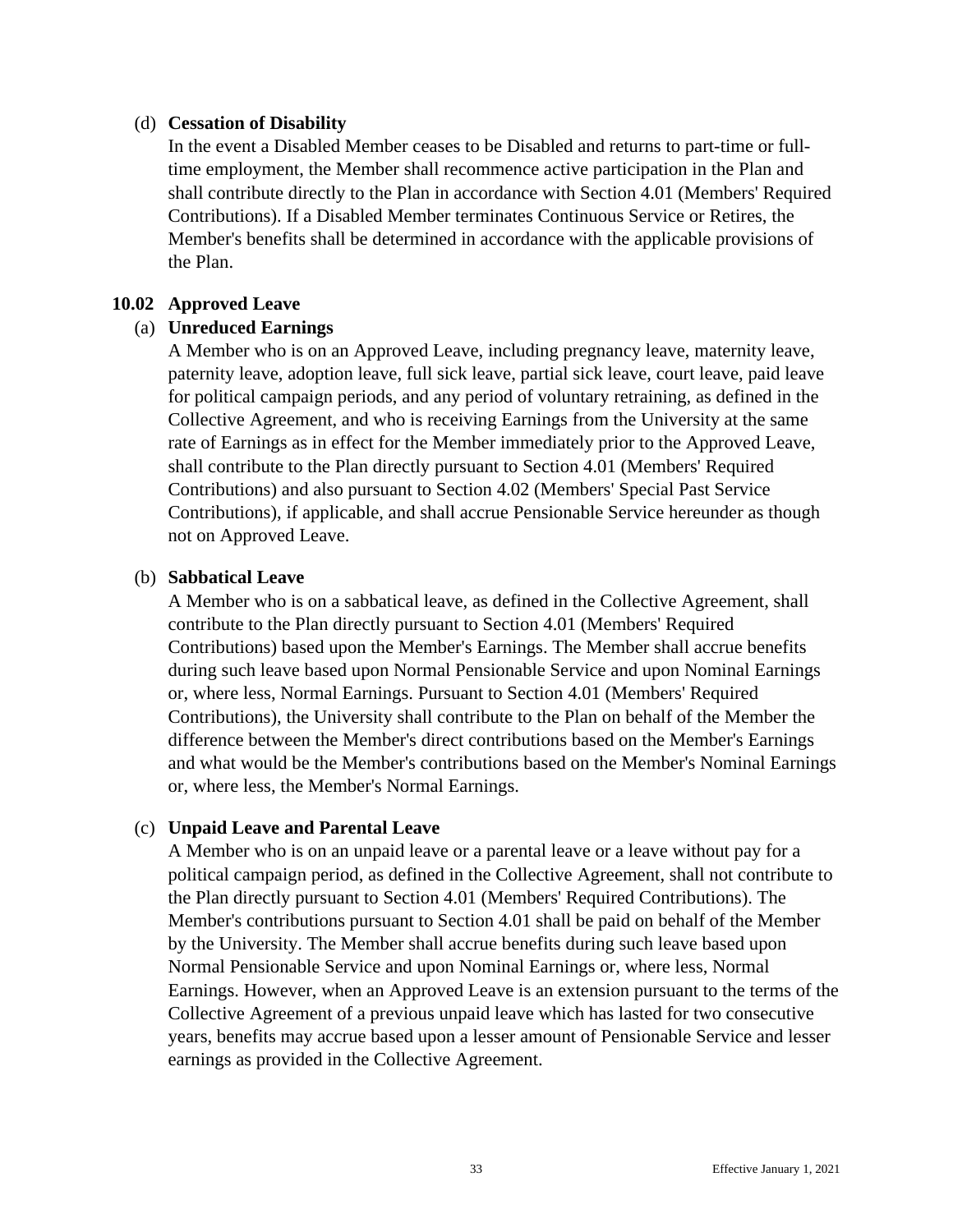(d) **Cessation of Disability**

In the event a Disabled Member ceases to be Disabled and returns to part-time or full-time employment, the Member shall recommence active participation in the Plan and shall contribute directly to the Plan in accordance with Section 4.01 (Members' Required Contributions). If a Disabled Member terminates Continuous Service or Retires, the Member's benefits shall be determined in accordance with the applicable provisions of the Plan.

### 10.02 Approved Leave

(a) **Unreduced Earnings**

A Member who is on an Approved Leave, including pregnancy leave, maternity leave, paternity leave, adoption leave, full sick leave, partial sick leave, court leave, paid leave for political campaign periods, and any period of voluntary retraining, as defined in the Collective Agreement, and who is receiving Earnings from the University at the same rate of Earnings as in effect for the Member immediately prior to the Approved Leave, shall contribute to the Plan directly pursuant to Section 4.01 (Members' Required Contributions) and also pursuant to Section 4.02 (Members' Special Past Service Contributions), if applicable, and shall accrue Pensionable Service hereunder as though not on Approved Leave.

(b) **Sabbatical Leave**

A Member who is on a sabbatical leave, as defined in the Collective Agreement, shall contribute to the Plan directly pursuant to Section 4.01 (Members' Required Contributions) based upon the Member's Earnings. The Member shall accrue benefits during such leave based upon Normal Pensionable Service and upon Nominal Earnings or, where less, Normal Earnings. Pursuant to Section 4.01 (Members' Required Contributions), the University shall contribute to the Plan on behalf of the Member the difference between the Member's direct contributions based on the Member's Earnings and what would be the Member's contributions based on the Member's Nominal Earnings or, where less, the Member's Normal Earnings.

(c) **Unpaid Leave and Parental Leave**

A Member who is on an unpaid leave or a parental leave or a leave without pay for a political campaign period, as defined in the Collective Agreement, shall not contribute to the Plan directly pursuant to Section 4.01 (Members' Required Contributions). The Member's contributions pursuant to Section 4.01 shall be paid on behalf of the Member by the University. The Member shall accrue benefits during such leave based upon Normal Pensionable Service and upon Nominal Earnings or, where less, Normal Earnings. However, when an Approved Leave is an extension pursuant to the terms of the Collective Agreement of a previous unpaid leave which has lasted for two consecutive years, benefits may accrue based upon a lesser amount of Pensionable Service and lesser earnings as provided in the Collective Agreement.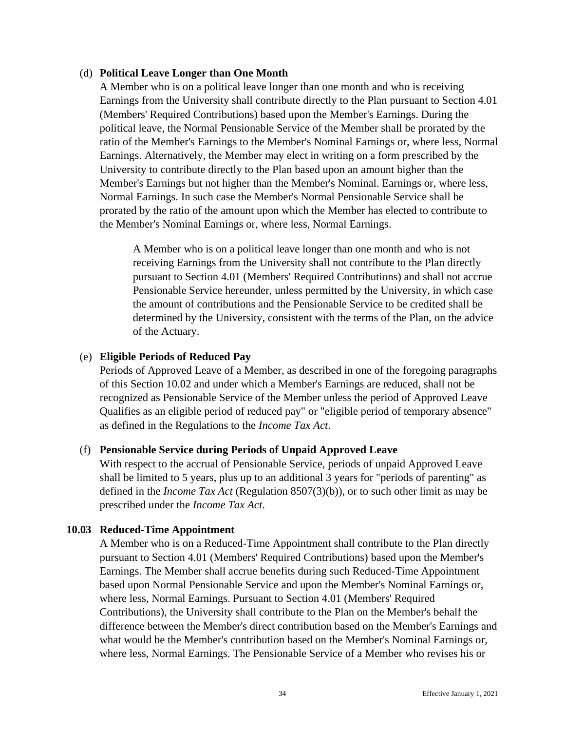(d) **Political Leave Longer than One Month**

A Member who is on a political leave longer than one month and who is receiving Earnings from the University shall contribute directly to the Plan pursuant to Section 4.01 (Members' Required Contributions) based upon the Member's Earnings. During the political leave, the Normal Pensionable Service of the Member shall be prorated by the ratio of the Member's Earnings to the Member's Nominal Earnings or, where less, Normal Earnings. Alternatively, the Member may elect in writing on a form prescribed by the University to contribute directly to the Plan based upon an amount higher than the Member's Earnings but not higher than the Member's Nominal. Earnings or, where less, Normal Earnings. In such case the Member's Normal Pensionable Service shall be prorated by the ratio of the amount upon which the Member has elected to contribute to the Member's Nominal Earnings or, where less, Normal Earnings.

A Member who is on a political leave longer than one month and who is not receiving Earnings from the University shall not contribute to the Plan directly pursuant to Section 4.01 (Members' Required Contributions) and shall not accrue Pensionable Service hereunder, unless permitted by the University, in which case the amount of contributions and the Pensionable Service to be credited shall be determined by the University, consistent with the terms of the Plan, on the advice of the Actuary.

(e) **Eligible Periods of Reduced Pay**

Periods of Approved Leave of a Member, as described in one of the foregoing paragraphs of this Section 10.02 and under which a Member's Earnings are reduced, shall not be recognized as Pensionable Service of the Member unless the period of Approved Leave Qualifies as an eligible period of reduced pay" or "eligible period of temporary absence" as defined in the Regulations to the *Income Tax Act*.

(f) **Pensionable Service during Periods of Unpaid Approved Leave**

With respect to the accrual of Pensionable Service, periods of unpaid Approved Leave shall be limited to 5 years, plus up to an additional 3 years for "periods of parenting" as defined in the *Income Tax Act* (Regulation 8507(3)(b)), or to such other limit as may be prescribed under the *Income Tax Act*.

**10.03 Reduced-Time Appointment**

A Member who is on a Reduced-Time Appointment shall contribute to the Plan directly pursuant to Section 4.01 (Members' Required Contributions) based upon the Member's Earnings. The Member shall accrue benefits during such Reduced-Time Appointment based upon Normal Pensionable Service and upon the Member's Nominal Earnings or, where less, Normal Earnings. Pursuant to Section 4.01 (Members' Required Contributions), the University shall contribute to the Plan on the Member's behalf the difference between the Member's direct contribution based on the Member's Earnings and what would be the Member's contribution based on the Member's Nominal Earnings or, where less, Normal Earnings. The Pensionable Service of a Member who revises his or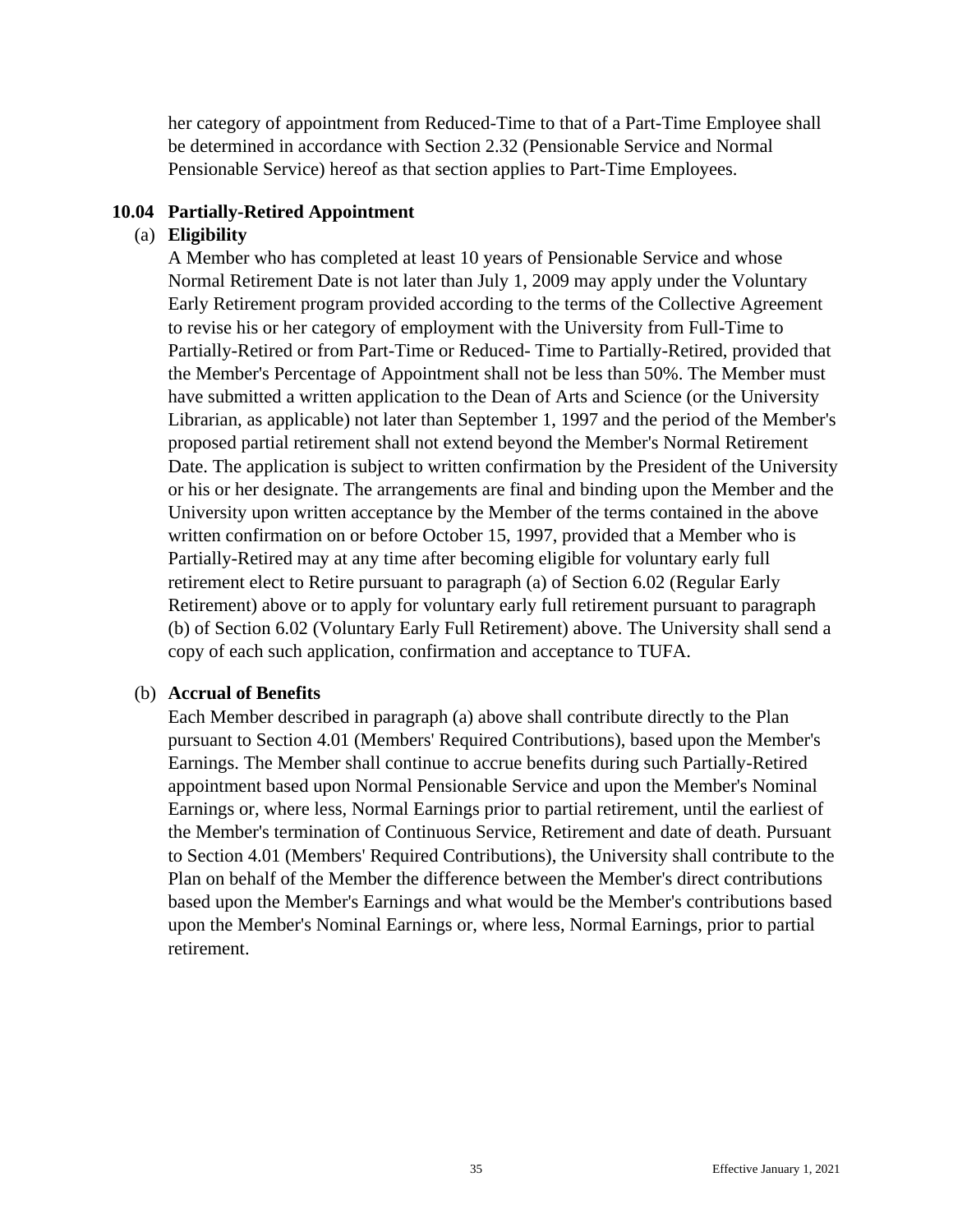her category of appointment from Reduced-Time to that of a Part-Time Employee shall be determined in accordance with Section 2.32 (Pensionable Service and Normal Pensionable Service) hereof as that section applies to Part-Time Employees.

### 10.04 Partially-Retired Appointment

(a) **Eligibility**

A Member who has completed at least 10 years of Pensionable Service and whose Normal Retirement Date is not later than July 1, 2009 may apply under the Voluntary Early Retirement program provided according to the terms of the Collective Agreement to revise his or her category of employment with the University from Full-Time to Partially-Retired or from Part-Time or Reduced- Time to Partially-Retired, provided that the Member's Percentage of Appointment shall not be less than 50%. The Member must have submitted a written application to the Dean of Arts and Science (or the University Librarian, as applicable) not later than September 1, 1997 and the period of the Member's proposed partial retirement shall not extend beyond the Member's Normal Retirement Date. The application is subject to written confirmation by the President of the University or his or her designate. The arrangements are final and binding upon the Member and the University upon written acceptance by the Member of the terms contained in the above written confirmation on or before October 15, 1997, provided that a Member who is Partially-Retired may at any time after becoming eligible for voluntary early full retirement elect to Retire pursuant to paragraph (a) of Section 6.02 (Regular Early Retirement) above or to apply for voluntary early full retirement pursuant to paragraph (b) of Section 6.02 (Voluntary Early Full Retirement) above. The University shall send a copy of each such application, confirmation and acceptance to TUFA.

(b) **Accrual of Benefits**

Each Member described in paragraph (a) above shall contribute directly to the Plan pursuant to Section 4.01 (Members' Required Contributions), based upon the Member's Earnings. The Member shall continue to accrue benefits during such Partially-Retired appointment based upon Normal Pensionable Service and upon the Member's Nominal Earnings or, where less, Normal Earnings prior to partial retirement, until the earliest of the Member's termination of Continuous Service, Retirement and date of death. Pursuant to Section 4.01 (Members' Required Contributions), the University shall contribute to the Plan on behalf of the Member the difference between the Member's direct contributions based upon the Member's Earnings and what would be the Member's contributions based upon the Member's Nominal Earnings or, where less, Normal Earnings, prior to partial retirement.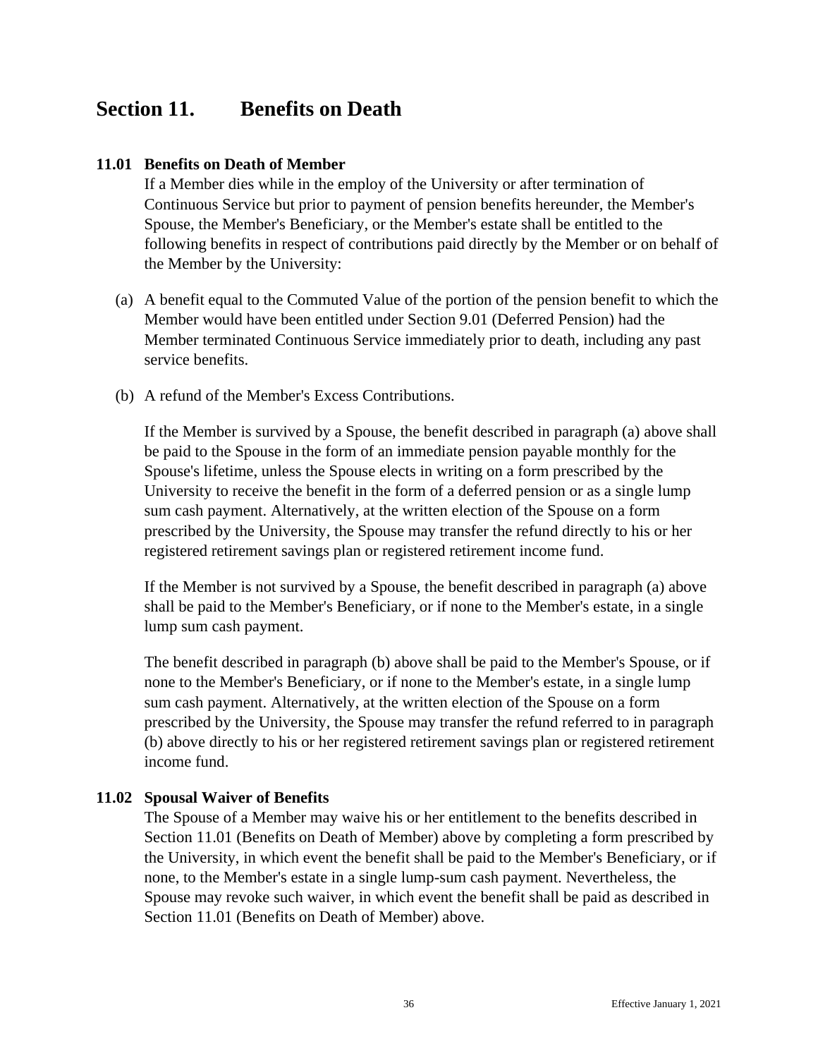# Section 11. Benefits on Death

### 11.01 Benefits on Death of Member

If a Member dies while in the employ of the University or after termination of Continuous Service but prior to payment of pension benefits hereunder, the Member's Spouse, the Member's Beneficiary, or the Member's estate shall be entitled to the following benefits in respect of contributions paid directly by the Member or on behalf of the Member by the University:

(a) A benefit equal to the Commuted Value of the portion of the pension benefit to which the Member would have been entitled under Section 9.01 (Deferred Pension) had the Member terminated Continuous Service immediately prior to death, including any past service benefits.

(b) A refund of the Member's Excess Contributions.

If the Member is survived by a Spouse, the benefit described in paragraph (a) above shall be paid to the Spouse in the form of an immediate pension payable monthly for the Spouse's lifetime, unless the Spouse elects in writing on a form prescribed by the University to receive the benefit in the form of a deferred pension or as a single lump sum cash payment. Alternatively, at the written election of the Spouse on a form prescribed by the University, the Spouse may transfer the refund directly to his or her registered retirement savings plan or registered retirement income fund.

If the Member is not survived by a Spouse, the benefit described in paragraph (a) above shall be paid to the Member's Beneficiary, or if none to the Member's estate, in a single lump sum cash payment.

The benefit described in paragraph (b) above shall be paid to the Member's Spouse, or if none to the Member's Beneficiary, or if none to the Member's estate, in a single lump sum cash payment. Alternatively, at the written election of the Spouse on a form prescribed by the University, the Spouse may transfer the refund referred to in paragraph (b) above directly to his or her registered retirement savings plan or registered retirement income fund.

### 11.02 Spousal Waiver of Benefits

The Spouse of a Member may waive his or her entitlement to the benefits described in Section 11.01 (Benefits on Death of Member) above by completing a form prescribed by the University, in which event the benefit shall be paid to the Member's Beneficiary, or if none, to the Member's estate in a single lump-sum cash payment. Nevertheless, the Spouse may revoke such waiver, in which event the benefit shall be paid as described in Section 11.01 (Benefits on Death of Member) above.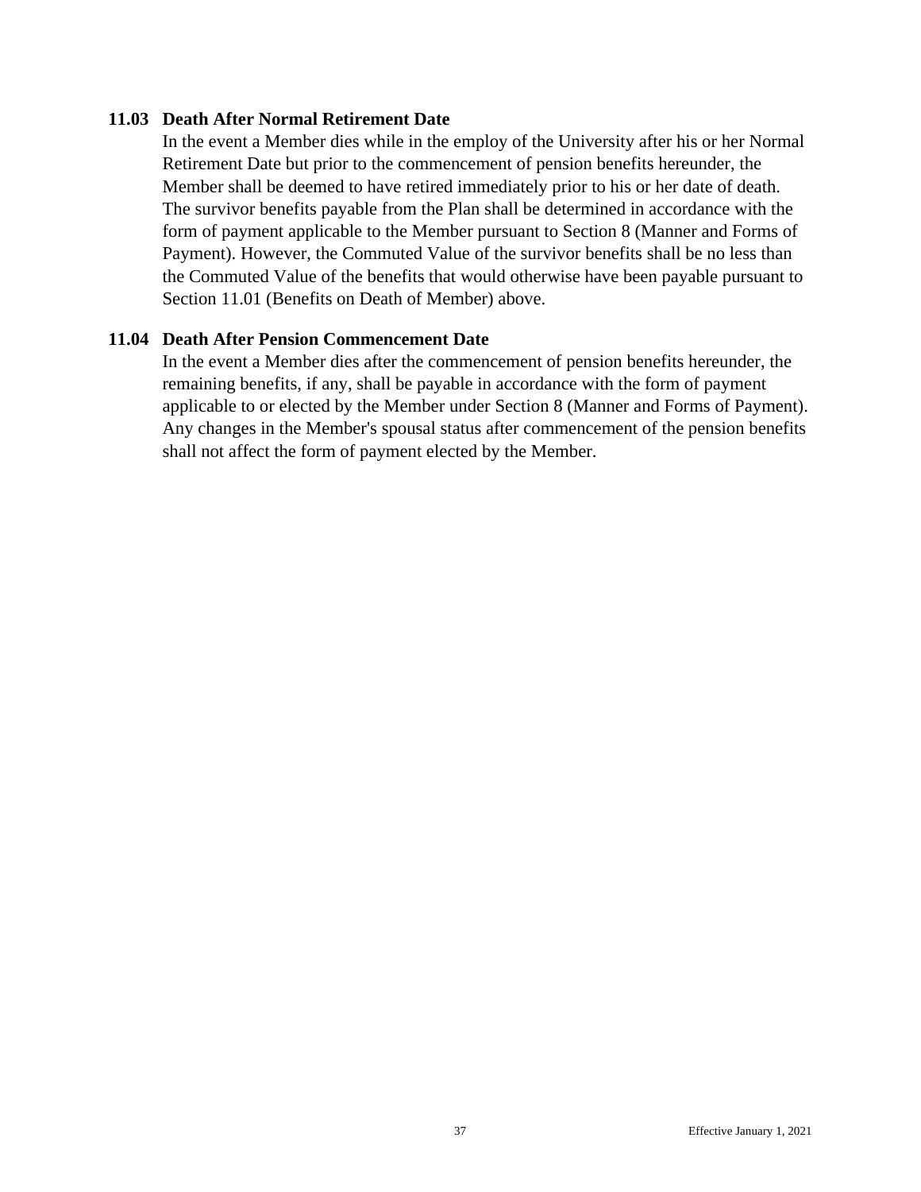### 11.03 Death After Normal Retirement Date

In the event a Member dies while in the employ of the University after his or her Normal Retirement Date but prior to the commencement of pension benefits hereunder, the Member shall be deemed to have retired immediately prior to his or her date of death. The survivor benefits payable from the Plan shall be determined in accordance with the form of payment applicable to the Member pursuant to Section 8 (Manner and Forms of Payment). However, the Commuted Value of the survivor benefits shall be no less than the Commuted Value of the benefits that would otherwise have been payable pursuant to Section 11.01 (Benefits on Death of Member) above.

### 11.04 Death After Pension Commencement Date

In the event a Member dies after the commencement of pension benefits hereunder, the remaining benefits, if any, shall be payable in accordance with the form of payment applicable to or elected by the Member under Section 8 (Manner and Forms of Payment). Any changes in the Member's spousal status after commencement of the pension benefits shall not affect the form of payment elected by the Member.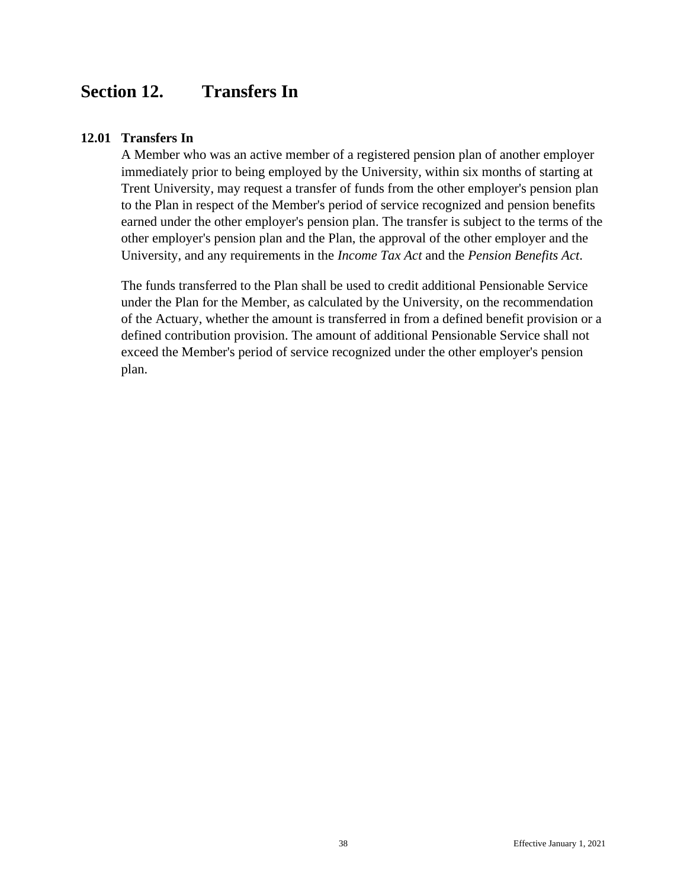# Section 12. Transfers In

## 12.01 Transfers In

A Member who was an active member of a registered pension plan of another employer immediately prior to being employed by the University, within six months of starting at Trent University, may request a transfer of funds from the other employer's pension plan to the Plan in respect of the Member's period of service recognized and pension benefits earned under the other employer's pension plan. The transfer is subject to the terms of the other employer's pension plan and the Plan, the approval of the other employer and the University, and any requirements in the *Income Tax Act* and the *Pension Benefits Act*.

The funds transferred to the Plan shall be used to credit additional Pensionable Service under the Plan for the Member, as calculated by the University, on the recommendation of the Actuary, whether the amount is transferred in from a defined benefit provision or a defined contribution provision. The amount of additional Pensionable Service shall not exceed the Member's period of service recognized under the other employer's pension plan.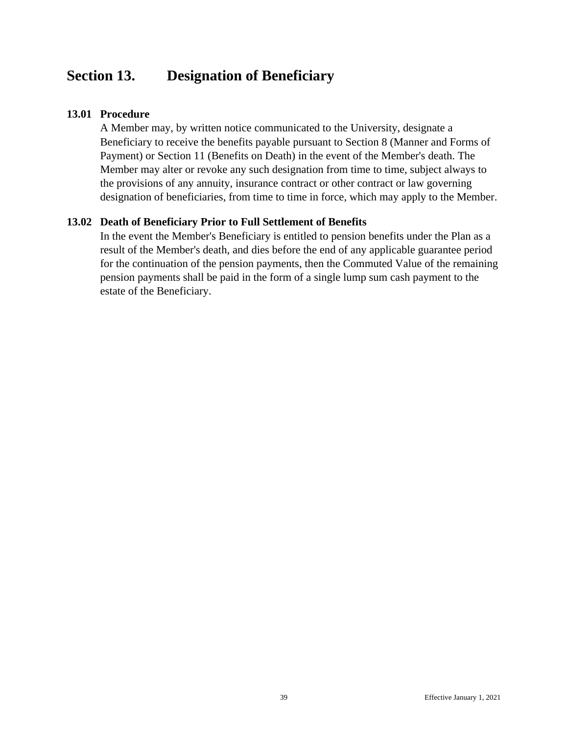# Section 13. Designation of Beneficiary

## 13.01 Procedure

A Member may, by written notice communicated to the University, designate a Beneficiary to receive the benefits payable pursuant to Section 8 (Manner and Forms of Payment) or Section 11 (Benefits on Death) in the event of the Member's death. The Member may alter or revoke any such designation from time to time, subject always to the provisions of any annuity, insurance contract or other contract or law governing designation of beneficiaries, from time to time in force, which may apply to the Member.

## 13.02 Death of Beneficiary Prior to Full Settlement of Benefits

In the event the Member's Beneficiary is entitled to pension benefits under the Plan as a result of the Member's death, and dies before the end of any applicable guarantee period for the continuation of the pension payments, then the Commuted Value of the remaining pension payments shall be paid in the form of a single lump sum cash payment to the estate of the Beneficiary.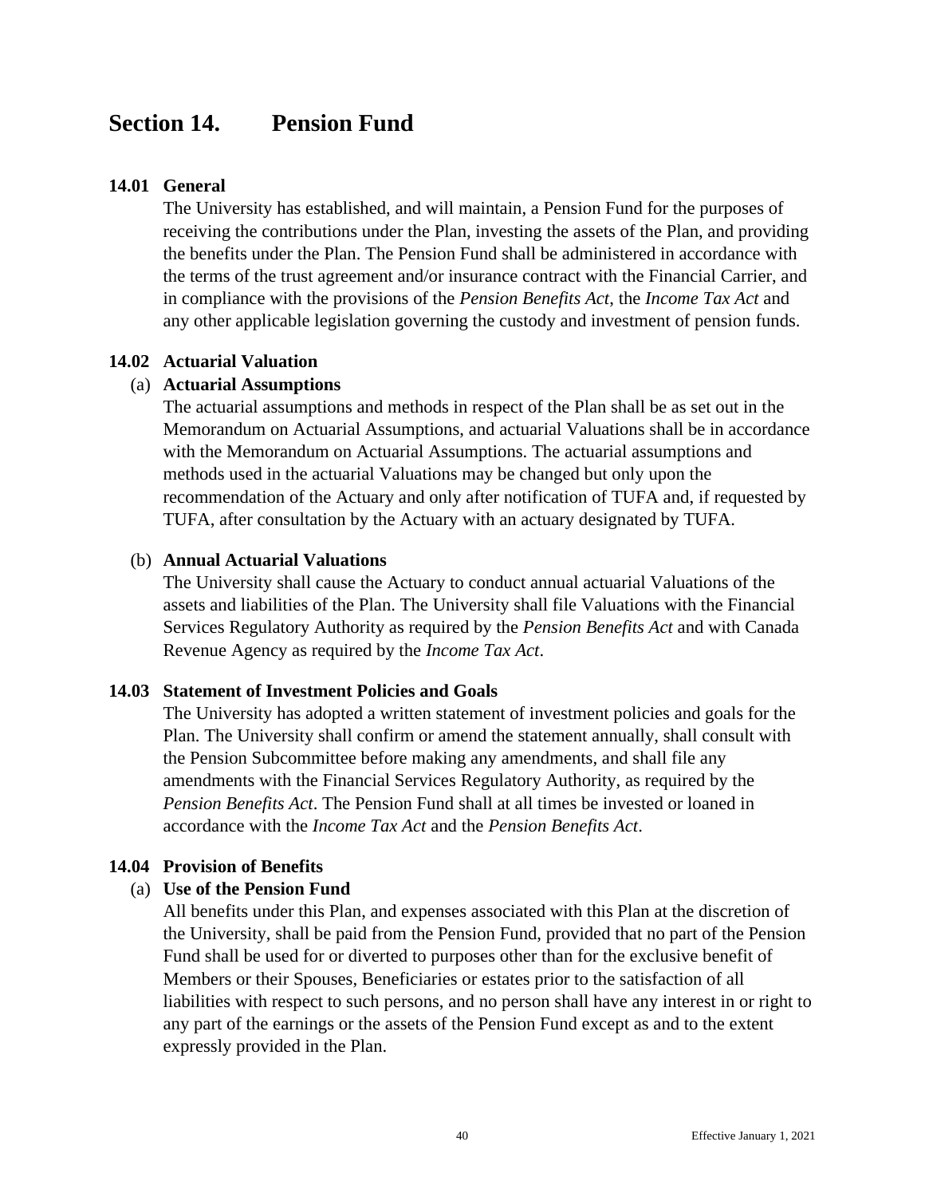# Section 14. Pension Fund

### 14.01 General

The University has established, and will maintain, a Pension Fund for the purposes of receiving the contributions under the Plan, investing the assets of the Plan, and providing the benefits under the Plan. The Pension Fund shall be administered in accordance with the terms of the trust agreement and/or insurance contract with the Financial Carrier, and in compliance with the provisions of the *Pension Benefits Act*, the *Income Tax Act* and any other applicable legislation governing the custody and investment of pension funds.

### 14.02 Actuarial Valuation

#### (a) Actuarial Assumptions

The actuarial assumptions and methods in respect of the Plan shall be as set out in the Memorandum on Actuarial Assumptions, and actuarial Valuations shall be in accordance with the Memorandum on Actuarial Assumptions. The actuarial assumptions and methods used in the actuarial Valuations may be changed but only upon the recommendation of the Actuary and only after notification of TUFA and, if requested by TUFA, after consultation by the Actuary with an actuary designated by TUFA.

#### (b) Annual Actuarial Valuations

The University shall cause the Actuary to conduct annual actuarial Valuations of the assets and liabilities of the Plan. The University shall file Valuations with the Financial Services Regulatory Authority as required by the *Pension Benefits Act* and with Canada Revenue Agency as required by the *Income Tax Act*.

### 14.03 Statement of Investment Policies and Goals

The University has adopted a written statement of investment policies and goals for the Plan. The University shall confirm or amend the statement annually, shall consult with the Pension Subcommittee before making any amendments, and shall file any amendments with the Financial Services Regulatory Authority, as required by the *Pension Benefits Act*. The Pension Fund shall at all times be invested or loaned in accordance with the *Income Tax Act* and the *Pension Benefits Act*.

### 14.04 Provision of Benefits

#### (a) Use of the Pension Fund

All benefits under this Plan, and expenses associated with this Plan at the discretion of the University, shall be paid from the Pension Fund, provided that no part of the Pension Fund shall be used for or diverted to purposes other than for the exclusive benefit of Members or their Spouses, Beneficiaries or estates prior to the satisfaction of all liabilities with respect to such persons, and no person shall have any interest in or right to any part of the earnings or the assets of the Pension Fund except as and to the extent expressly provided in the Plan.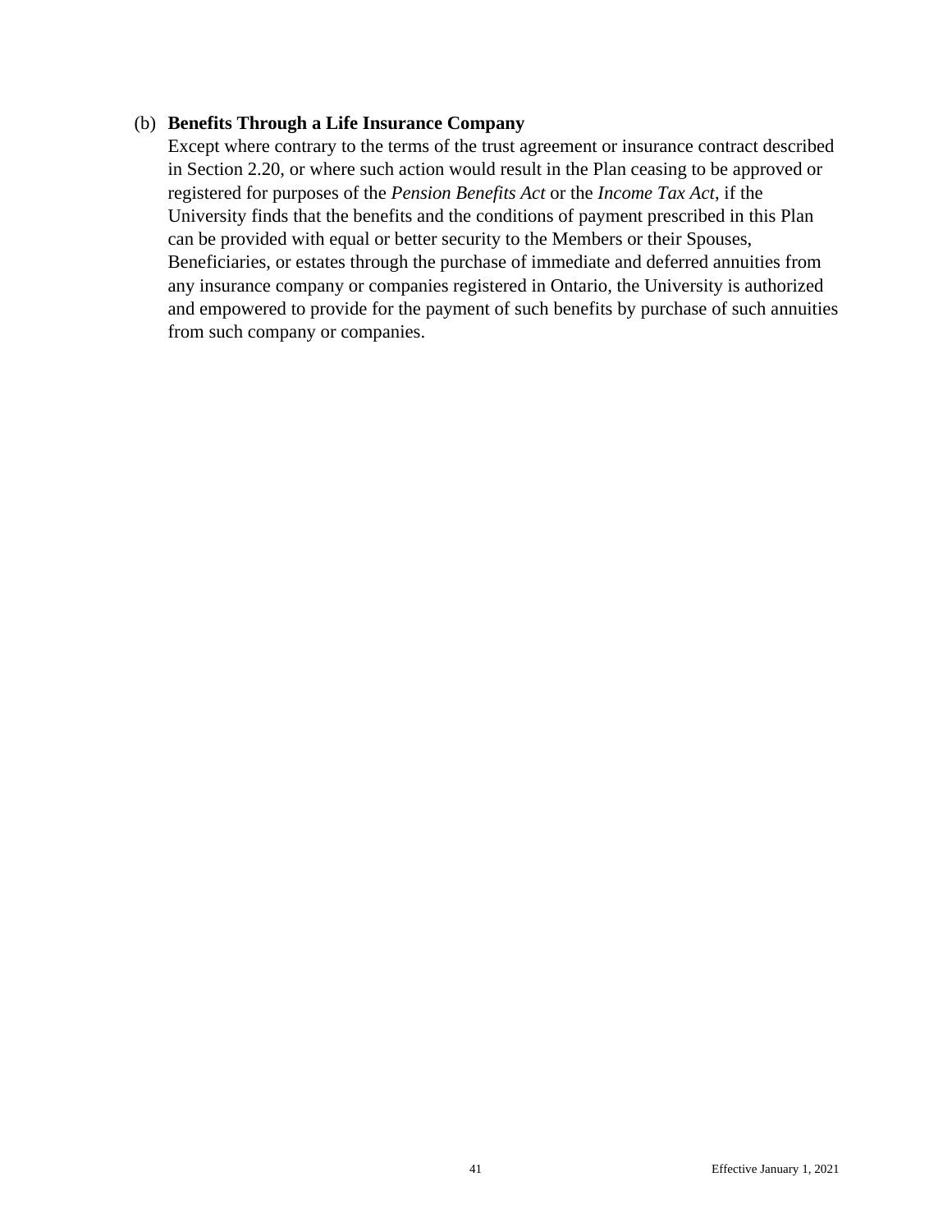(b) **Benefits Through a Life Insurance Company**

Except where contrary to the terms of the trust agreement or insurance contract described in Section 2.20, or where such action would result in the Plan ceasing to be approved or registered for purposes of the *Pension Benefits Act* or the *Income Tax Act*, if the University finds that the benefits and the conditions of payment prescribed in this Plan can be provided with equal or better security to the Members or their Spouses, Beneficiaries, or estates through the purchase of immediate and deferred annuities from any insurance company or companies registered in Ontario, the University is authorized and empowered to provide for the payment of such benefits by purchase of such annuities from such company or companies.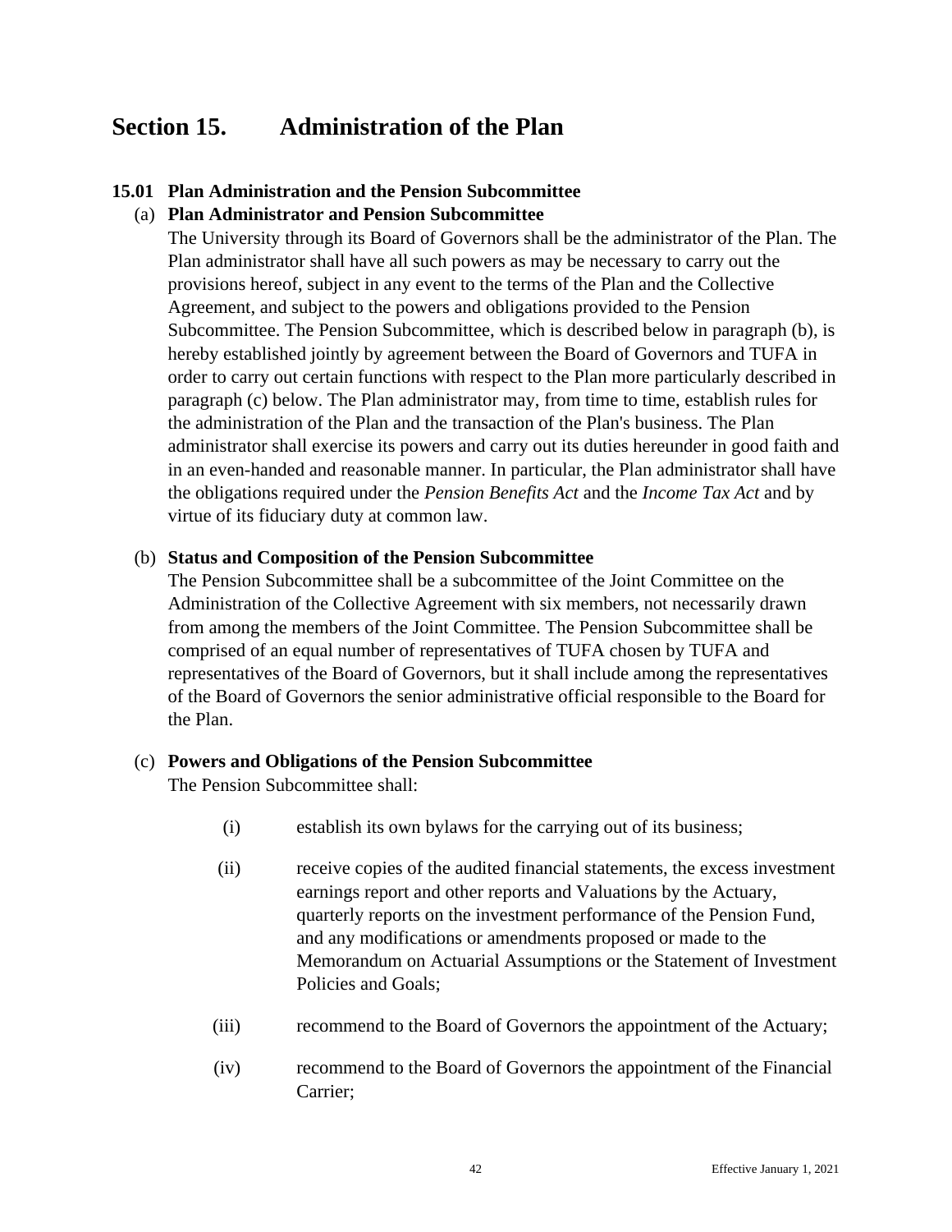# Section 15. Administration of the Plan

## 15.01 Plan Administration and the Pension Subcommittee

### (a) Plan Administrator and Pension Subcommittee

The University through its Board of Governors shall be the administrator of the Plan. The Plan administrator shall have all such powers as may be necessary to carry out the provisions hereof, subject in any event to the terms of the Plan and the Collective Agreement, and subject to the powers and obligations provided to the Pension Subcommittee. The Pension Subcommittee, which is described below in paragraph (b), is hereby established jointly by agreement between the Board of Governors and TUFA in order to carry out certain functions with respect to the Plan more particularly described in paragraph (c) below. The Plan administrator may, from time to time, establish rules for the administration of the Plan and the transaction of the Plan's business. The Plan administrator shall exercise its powers and carry out its duties hereunder in good faith and in an even-handed and reasonable manner. In particular, the Plan administrator shall have the obligations required under the *Pension Benefits Act* and the *Income Tax Act* and by virtue of its fiduciary duty at common law.

### (b) Status and Composition of the Pension Subcommittee

The Pension Subcommittee shall be a subcommittee of the Joint Committee on the Administration of the Collective Agreement with six members, not necessarily drawn from among the members of the Joint Committee. The Pension Subcommittee shall be comprised of an equal number of representatives of TUFA chosen by TUFA and representatives of the Board of Governors, but it shall include among the representatives of the Board of Governors the senior administrative official responsible to the Board for the Plan.

### (c) Powers and Obligations of the Pension Subcommittee

The Pension Subcommittee shall:

(i) establish its own bylaws for the carrying out of its business;

(ii) receive copies of the audited financial statements, the excess investment earnings report and other reports and Valuations by the Actuary, quarterly reports on the investment performance of the Pension Fund, and any modifications or amendments proposed or made to the Memorandum on Actuarial Assumptions or the Statement of Investment Policies and Goals;

(iii) recommend to the Board of Governors the appointment of the Actuary;

(iv) recommend to the Board of Governors the appointment of the Financial Carrier;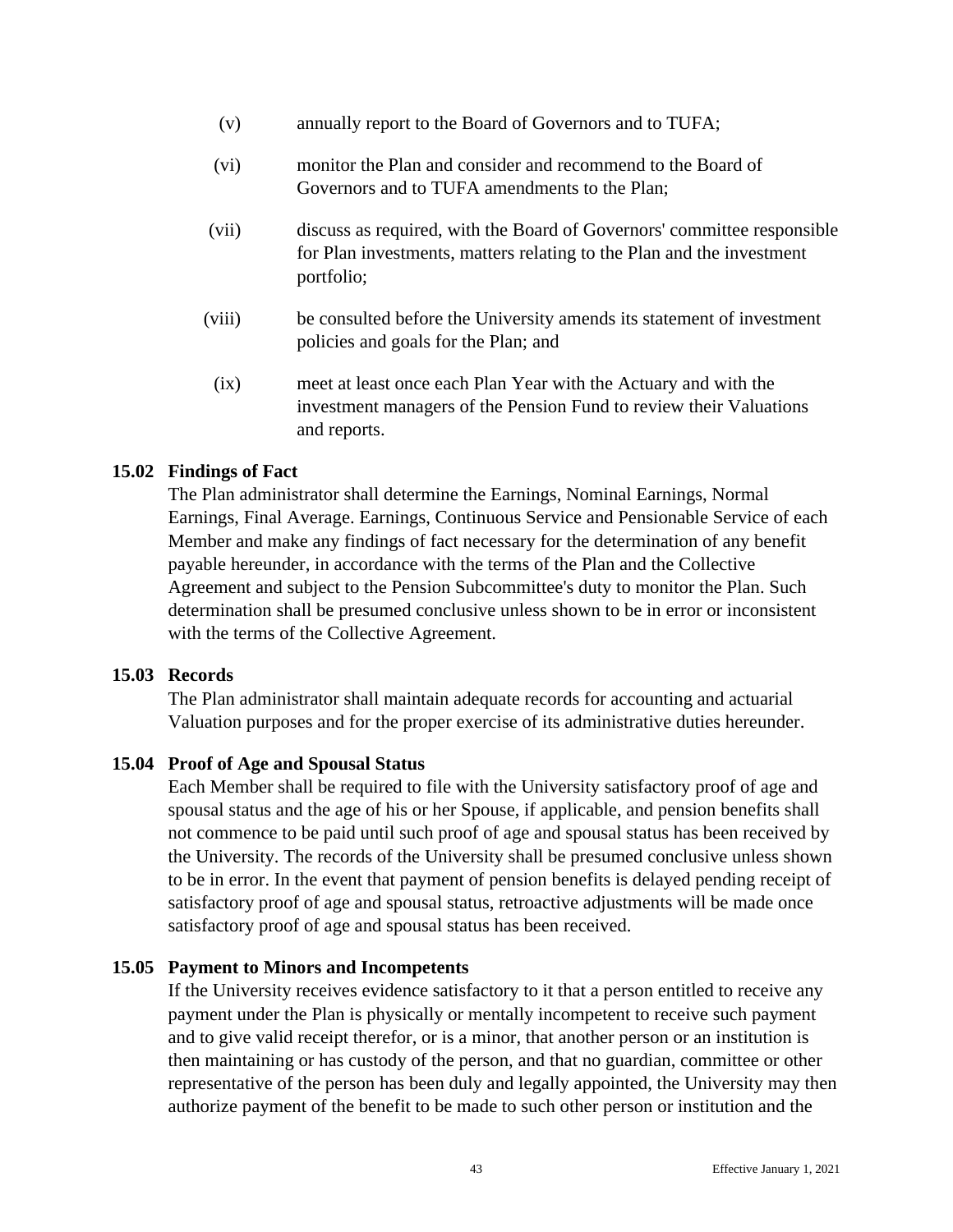(v) annually report to the Board of Governors and to TUFA;

(vi) monitor the Plan and consider and recommend to the Board of Governors and to TUFA amendments to the Plan;

(vii) discuss as required, with the Board of Governors' committee responsible for Plan investments, matters relating to the Plan and the investment portfolio;

(viii) be consulted before the University amends its statement of investment policies and goals for the Plan; and

(ix) meet at least once each Plan Year with the Actuary and with the investment managers of the Pension Fund to review their Valuations and reports.

### 15.02 Findings of Fact

The Plan administrator shall determine the Earnings, Nominal Earnings, Normal Earnings, Final Average. Earnings, Continuous Service and Pensionable Service of each Member and make any findings of fact necessary for the determination of any benefit payable hereunder, in accordance with the terms of the Plan and the Collective Agreement and subject to the Pension Subcommittee's duty to monitor the Plan. Such determination shall be presumed conclusive unless shown to be in error or inconsistent with the terms of the Collective Agreement.

### 15.03 Records

The Plan administrator shall maintain adequate records for accounting and actuarial Valuation purposes and for the proper exercise of its administrative duties hereunder.

### 15.04 Proof of Age and Spousal Status

Each Member shall be required to file with the University satisfactory proof of age and spousal status and the age of his or her Spouse, if applicable, and pension benefits shall not commence to be paid until such proof of age and spousal status has been received by the University. The records of the University shall be presumed conclusive unless shown to be in error. In the event that payment of pension benefits is delayed pending receipt of satisfactory proof of age and spousal status, retroactive adjustments will be made once satisfactory proof of age and spousal status has been received.

### 15.05 Payment to Minors and Incompetents

If the University receives evidence satisfactory to it that a person entitled to receive any payment under the Plan is physically or mentally incompetent to receive such payment and to give valid receipt therefor, or is a minor, that another person or an institution is then maintaining or has custody of the person, and that no guardian, committee or other representative of the person has been duly and legally appointed, the University may then authorize payment of the benefit to be made to such other person or institution and the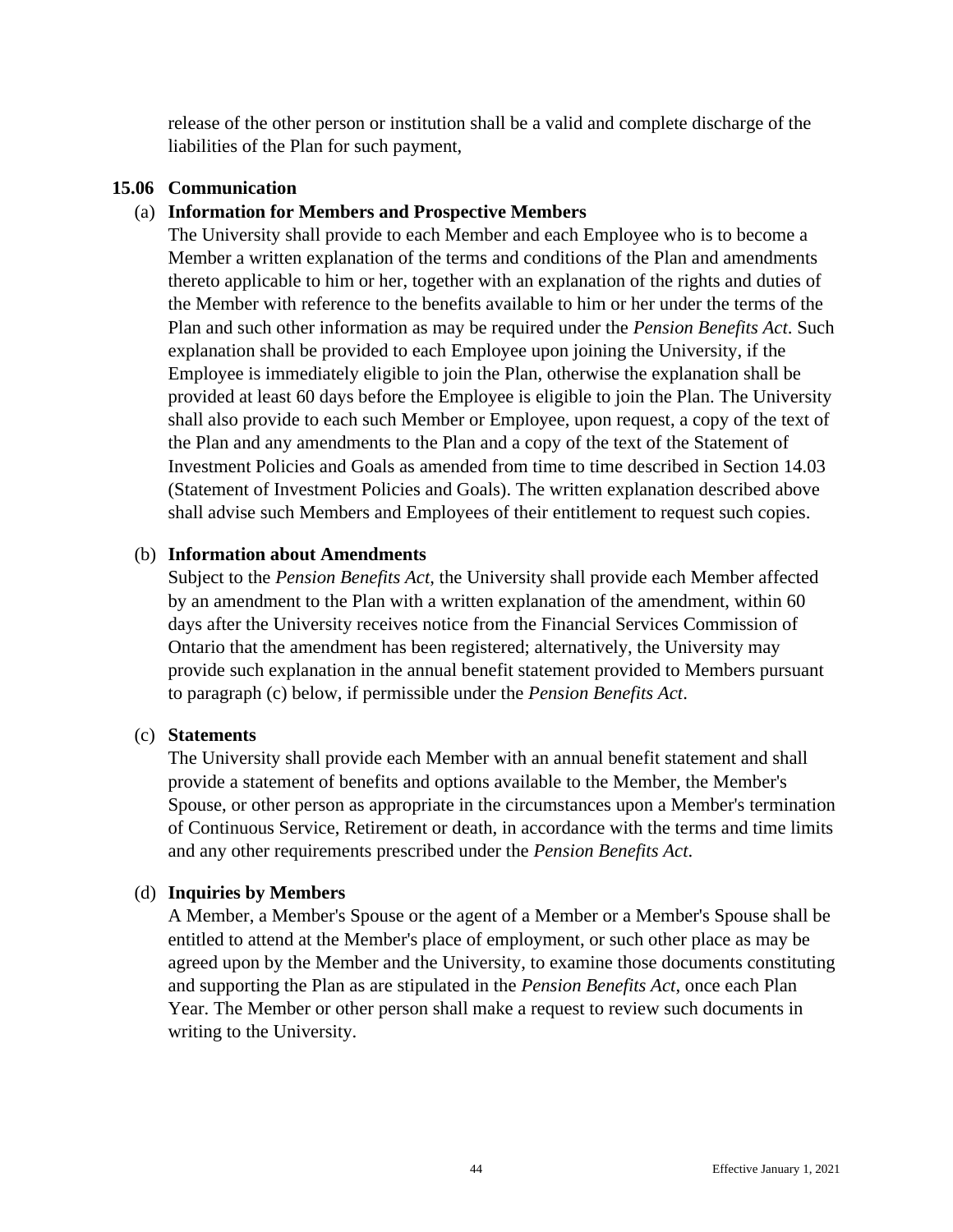release of the other person or institution shall be a valid and complete discharge of the liabilities of the Plan for such payment,

### 15.06 Communication

(a) **Information for Members and Prospective Members**

The University shall provide to each Member and each Employee who is to become a Member a written explanation of the terms and conditions of the Plan and amendments thereto applicable to him or her, together with an explanation of the rights and duties of the Member with reference to the benefits available to him or her under the terms of the Plan and such other information as may be required under the *Pension Benefits Act*. Such explanation shall be provided to each Employee upon joining the University, if the Employee is immediately eligible to join the Plan, otherwise the explanation shall be provided at least 60 days before the Employee is eligible to join the Plan. The University shall also provide to each such Member or Employee, upon request, a copy of the text of the Plan and any amendments to the Plan and a copy of the text of the Statement of Investment Policies and Goals as amended from time to time described in Section 14.03 (Statement of Investment Policies and Goals). The written explanation described above shall advise such Members and Employees of their entitlement to request such copies.

(b) **Information about Amendments**

Subject to the *Pension Benefits Act*, the University shall provide each Member affected by an amendment to the Plan with a written explanation of the amendment, within 60 days after the University receives notice from the Financial Services Commission of Ontario that the amendment has been registered; alternatively, the University may provide such explanation in the annual benefit statement provided to Members pursuant to paragraph (c) below, if permissible under the *Pension Benefits Act*.

(c) **Statements**

The University shall provide each Member with an annual benefit statement and shall provide a statement of benefits and options available to the Member, the Member's Spouse, or other person as appropriate in the circumstances upon a Member's termination of Continuous Service, Retirement or death, in accordance with the terms and time limits and any other requirements prescribed under the *Pension Benefits Act*.

(d) **Inquiries by Members**

A Member, a Member's Spouse or the agent of a Member or a Member's Spouse shall be entitled to attend at the Member's place of employment, or such other place as may be agreed upon by the Member and the University, to examine those documents constituting and supporting the Plan as are stipulated in the *Pension Benefits Act*, once each Plan Year. The Member or other person shall make a request to review such documents in writing to the University.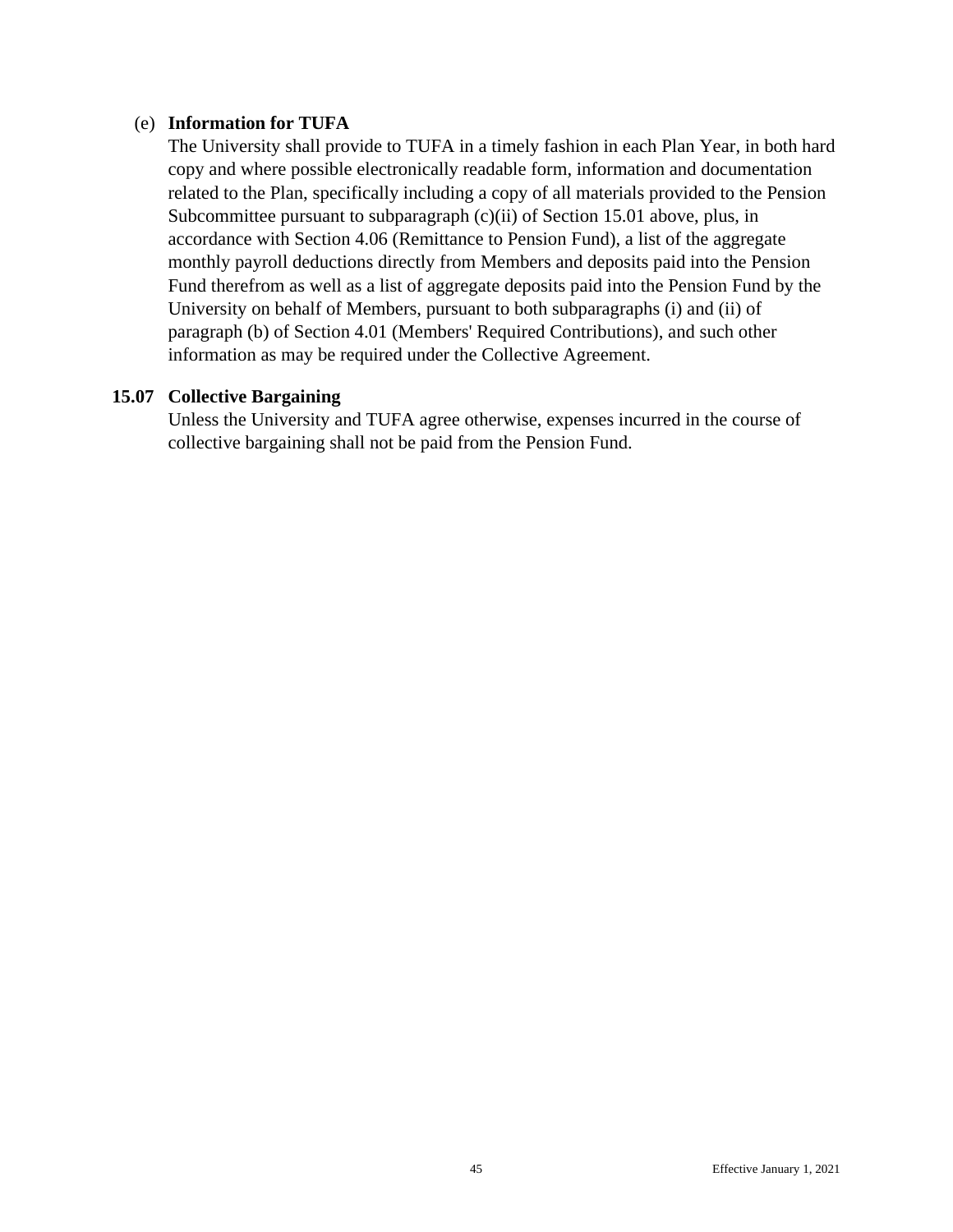(e) **Information for TUFA**

The University shall provide to TUFA in a timely fashion in each Plan Year, in both hard copy and where possible electronically readable form, information and documentation related to the Plan, specifically including a copy of all materials provided to the Pension Subcommittee pursuant to subparagraph (c)(ii) of Section 15.01 above, plus, in accordance with Section 4.06 (Remittance to Pension Fund), a list of the aggregate monthly payroll deductions directly from Members and deposits paid into the Pension Fund therefrom as well as a list of aggregate deposits paid into the Pension Fund by the University on behalf of Members, pursuant to both subparagraphs (i) and (ii) of paragraph (b) of Section 4.01 (Members' Required Contributions), and such other information as may be required under the Collective Agreement.

**15.07 Collective Bargaining**

Unless the University and TUFA agree otherwise, expenses incurred in the course of collective bargaining shall not be paid from the Pension Fund.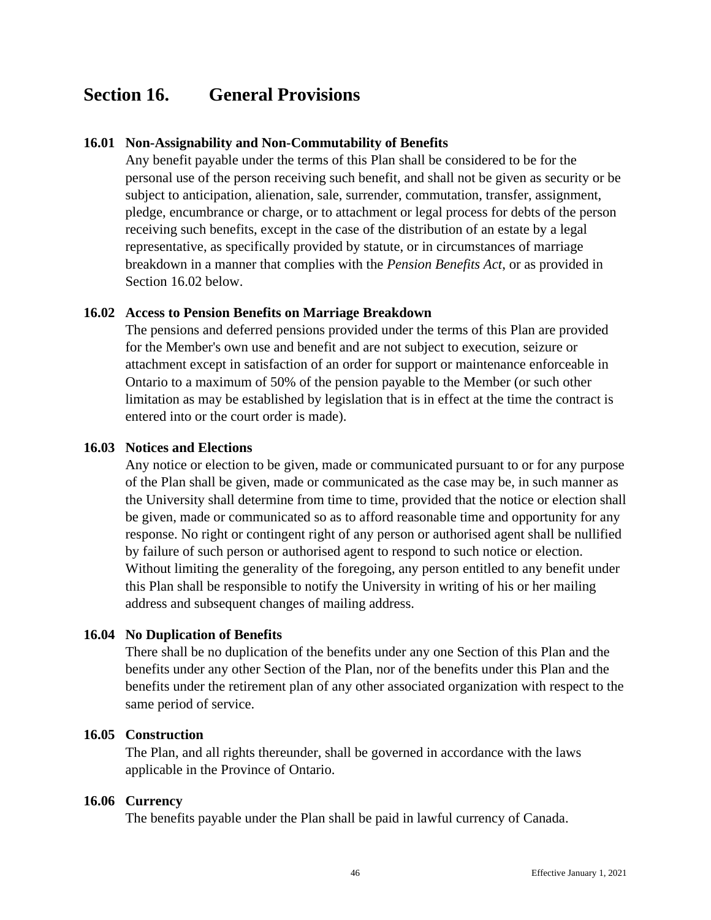# Section 16. General Provisions

### 16.01 Non-Assignability and Non-Commutability of Benefits

Any benefit payable under the terms of this Plan shall be considered to be for the personal use of the person receiving such benefit, and shall not be given as security or be subject to anticipation, alienation, sale, surrender, commutation, transfer, assignment, pledge, encumbrance or charge, or to attachment or legal process for debts of the person receiving such benefits, except in the case of the distribution of an estate by a legal representative, as specifically provided by statute, or in circumstances of marriage breakdown in a manner that complies with the *Pension Benefits Act*, or as provided in Section 16.02 below.

### 16.02 Access to Pension Benefits on Marriage Breakdown

The pensions and deferred pensions provided under the terms of this Plan are provided for the Member's own use and benefit and are not subject to execution, seizure or attachment except in satisfaction of an order for support or maintenance enforceable in Ontario to a maximum of 50% of the pension payable to the Member (or such other limitation as may be established by legislation that is in effect at the time the contract is entered into or the court order is made).

### 16.03 Notices and Elections

Any notice or election to be given, made or communicated pursuant to or for any purpose of the Plan shall be given, made or communicated as the case may be, in such manner as the University shall determine from time to time, provided that the notice or election shall be given, made or communicated so as to afford reasonable time and opportunity for any response. No right or contingent right of any person or authorised agent shall be nullified by failure of such person or authorised agent to respond to such notice or election. Without limiting the generality of the foregoing, any person entitled to any benefit under this Plan shall be responsible to notify the University in writing of his or her mailing address and subsequent changes of mailing address.

### 16.04 No Duplication of Benefits

There shall be no duplication of the benefits under any one Section of this Plan and the benefits under any other Section of the Plan, nor of the benefits under this Plan and the benefits under the retirement plan of any other associated organization with respect to the same period of service.

### 16.05 Construction

The Plan, and all rights thereunder, shall be governed in accordance with the laws applicable in the Province of Ontario.

### 16.06 Currency

The benefits payable under the Plan shall be paid in lawful currency of Canada.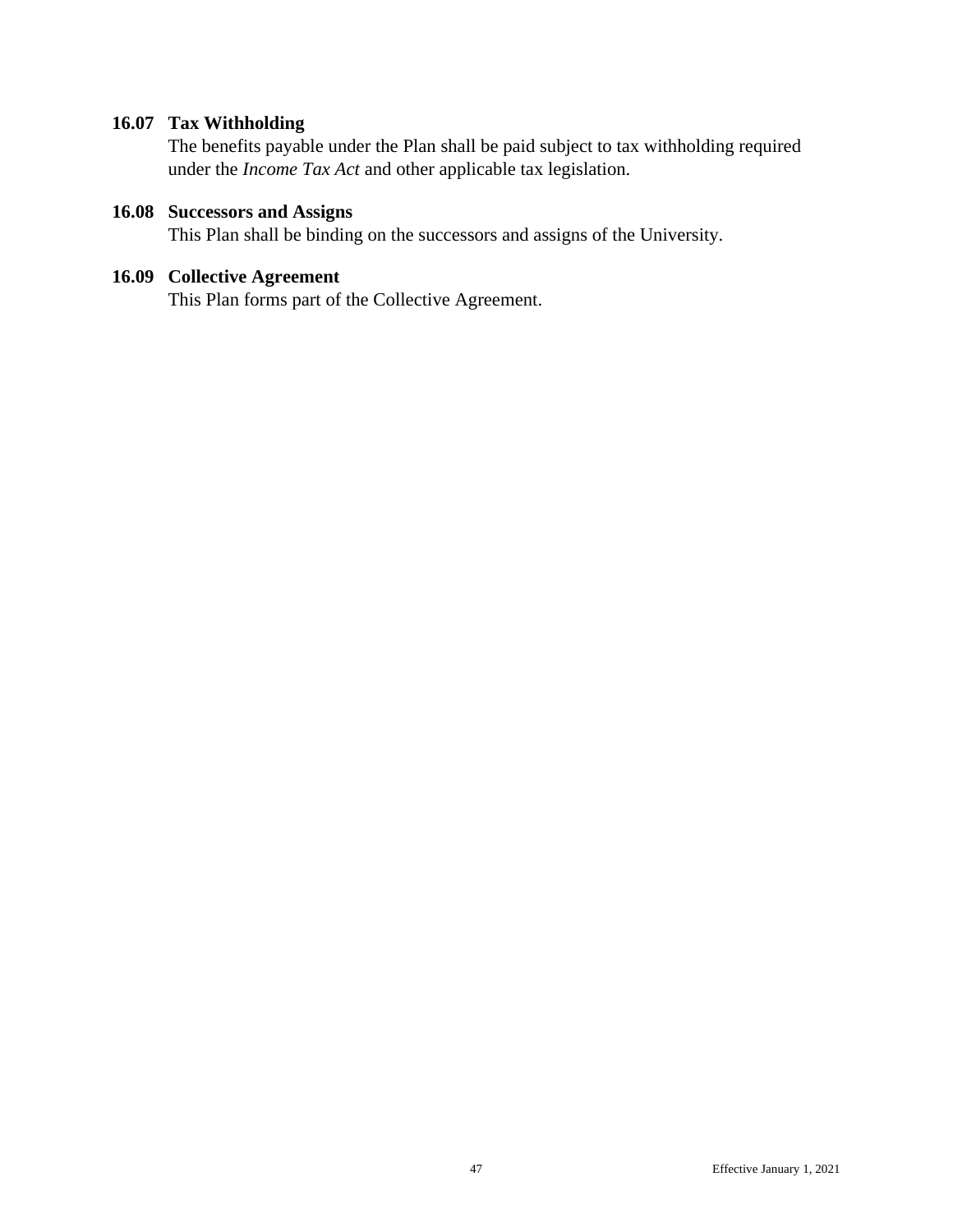### 16.07 Tax Withholding

The benefits payable under the Plan shall be paid subject to tax withholding required under the *Income Tax Act* and other applicable tax legislation.

### 16.08 Successors and Assigns

This Plan shall be binding on the successors and assigns of the University.

### 16.09 Collective Agreement

This Plan forms part of the Collective Agreement.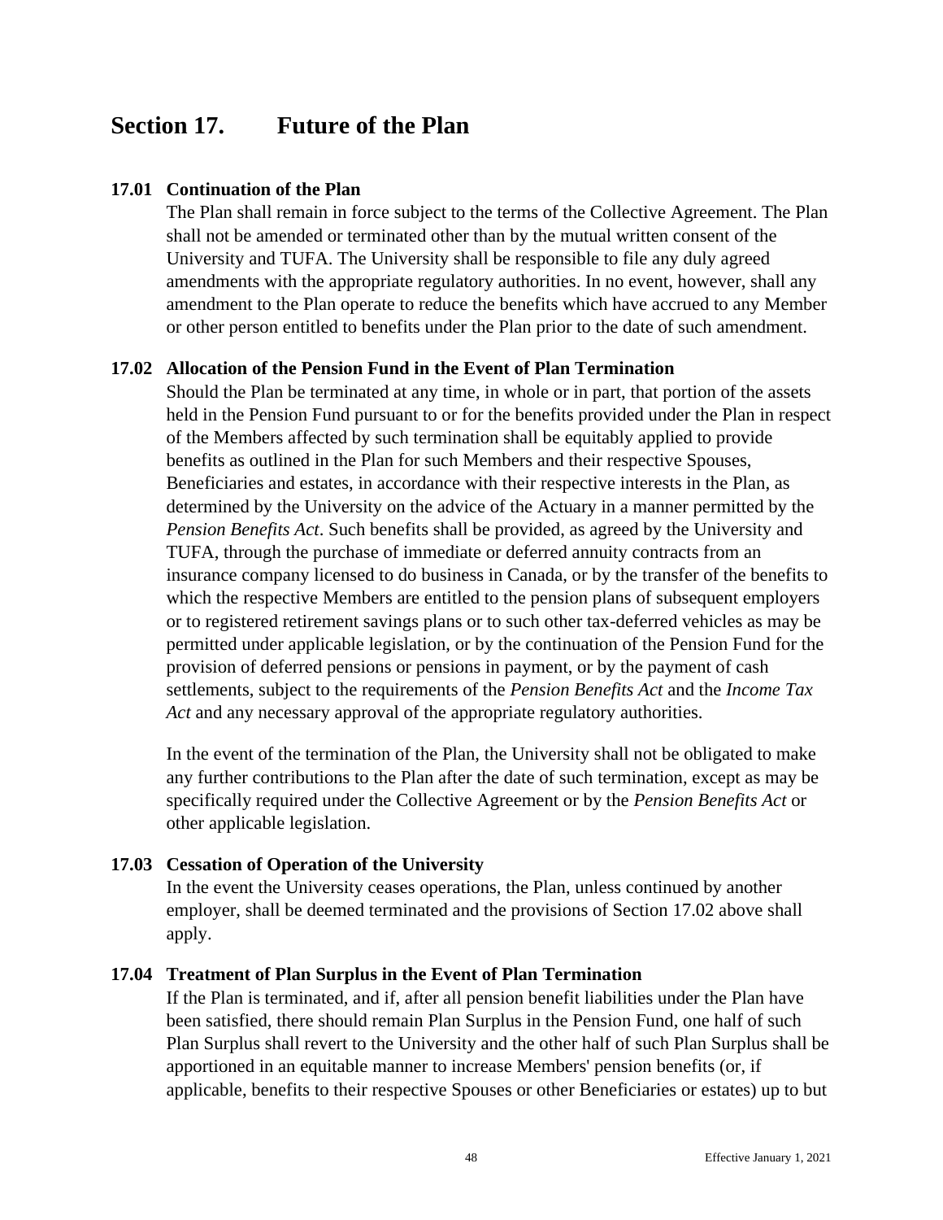## Section 17. Future of the Plan

### 17.01 Continuation of the Plan

The Plan shall remain in force subject to the terms of the Collective Agreement. The Plan shall not be amended or terminated other than by the mutual written consent of the University and TUFA. The University shall be responsible to file any duly agreed amendments with the appropriate regulatory authorities. In no event, however, shall any amendment to the Plan operate to reduce the benefits which have accrued to any Member or other person entitled to benefits under the Plan prior to the date of such amendment.

### 17.02 Allocation of the Pension Fund in the Event of Plan Termination

Should the Plan be terminated at any time, in whole or in part, that portion of the assets held in the Pension Fund pursuant to or for the benefits provided under the Plan in respect of the Members affected by such termination shall be equitably applied to provide benefits as outlined in the Plan for such Members and their respective Spouses, Beneficiaries and estates, in accordance with their respective interests in the Plan, as determined by the University on the advice of the Actuary in a manner permitted by the *Pension Benefits Act*. Such benefits shall be provided, as agreed by the University and TUFA, through the purchase of immediate or deferred annuity contracts from an insurance company licensed to do business in Canada, or by the transfer of the benefits to which the respective Members are entitled to the pension plans of subsequent employers or to registered retirement savings plans or to such other tax-deferred vehicles as may be permitted under applicable legislation, or by the continuation of the Pension Fund for the provision of deferred pensions or pensions in payment, or by the payment of cash settlements, subject to the requirements of the *Pension Benefits Act* and the *Income Tax Act* and any necessary approval of the appropriate regulatory authorities.

In the event of the termination of the Plan, the University shall not be obligated to make any further contributions to the Plan after the date of such termination, except as may be specifically required under the Collective Agreement or by the *Pension Benefits Act* or other applicable legislation.

### 17.03 Cessation of Operation of the University

In the event the University ceases operations, the Plan, unless continued by another employer, shall be deemed terminated and the provisions of Section 17.02 above shall apply.

### 17.04 Treatment of Plan Surplus in the Event of Plan Termination

If the Plan is terminated, and if, after all pension benefit liabilities under the Plan have been satisfied, there should remain Plan Surplus in the Pension Fund, one half of such Plan Surplus shall revert to the University and the other half of such Plan Surplus shall be apportioned in an equitable manner to increase Members' pension benefits (or, if applicable, benefits to their respective Spouses or other Beneficiaries or estates) up to but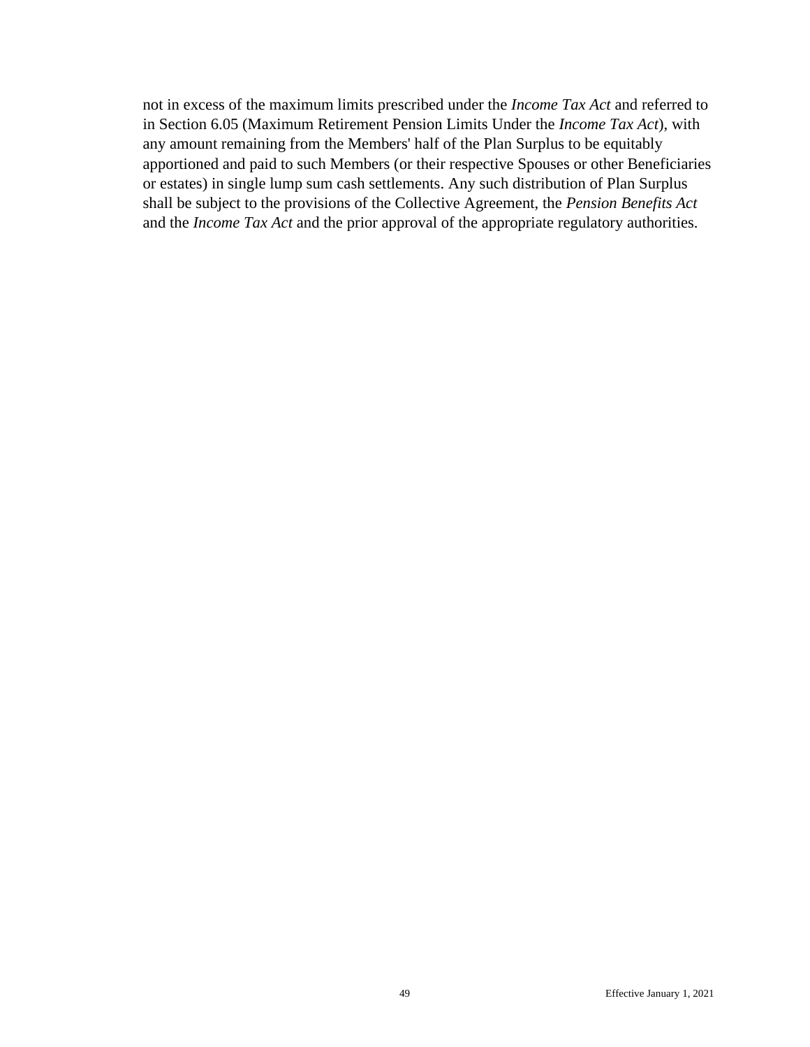not in excess of the maximum limits prescribed under the *Income Tax Act* and referred to in Section 6.05 (Maximum Retirement Pension Limits Under the *Income Tax Act*), with any amount remaining from the Members' half of the Plan Surplus to be equitably apportioned and paid to such Members (or their respective Spouses or other Beneficiaries or estates) in single lump sum cash settlements. Any such distribution of Plan Surplus shall be subject to the provisions of the Collective Agreement, the *Pension Benefits Act* and the *Income Tax Act* and the prior approval of the appropriate regulatory authorities.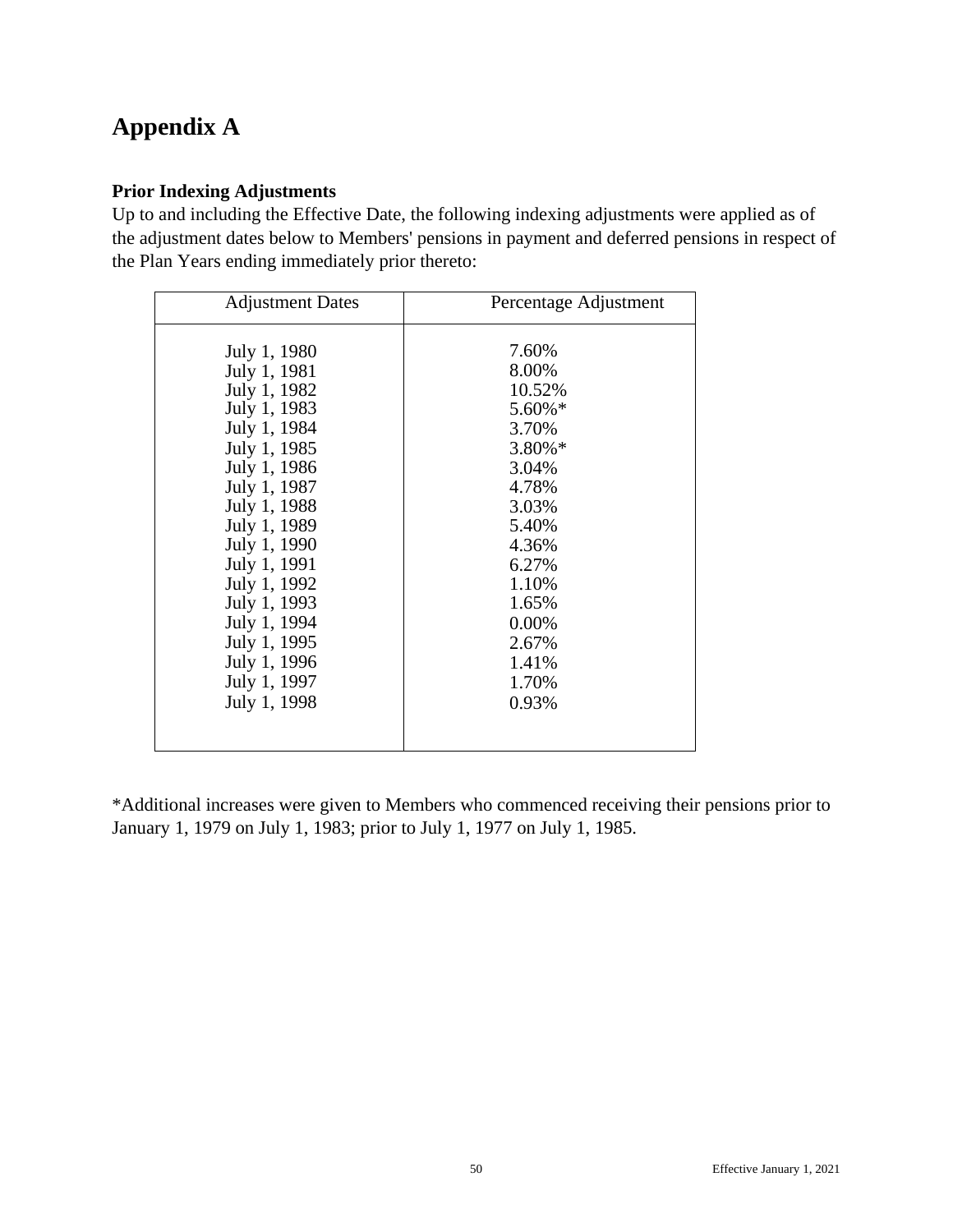# Appendix A

**Prior Indexing Adjustments**

Up to and including the Effective Date, the following indexing adjustments were applied as of the adjustment dates below to Members' pensions in payment and deferred pensions in respect of the Plan Years ending immediately prior thereto:

| Adjustment Dates | Percentage Adjustment |
|---|---|
| July 1, 1980 | 7.60% |
| July 1, 1981 | 8.00% |
| July 1, 1982 | 10.52% |
| July 1, 1983 | 5.60%* |
| July 1, 1984 | 3.70% |
| July 1, 1985 | 3.80%* |
| July 1, 1986 | 3.04% |
| July 1, 1987 | 4.78% |
| July 1, 1988 | 3.03% |
| July 1, 1989 | 5.40% |
| July 1, 1990 | 4.36% |
| July 1, 1991 | 6.27% |
| July 1, 1992 | 1.10% |
| July 1, 1993 | 1.65% |
| July 1, 1994 | 0.00% |
| July 1, 1995 | 2.67% |
| July 1, 1996 | 1.41% |
| July 1, 1997 | 1.70% |
| July 1, 1998 | 0.93% |

*Additional increases were given to Members who commenced receiving their pensions prior to January 1, 1979 on July 1, 1983; prior to July 1, 1977 on July 1, 1985.